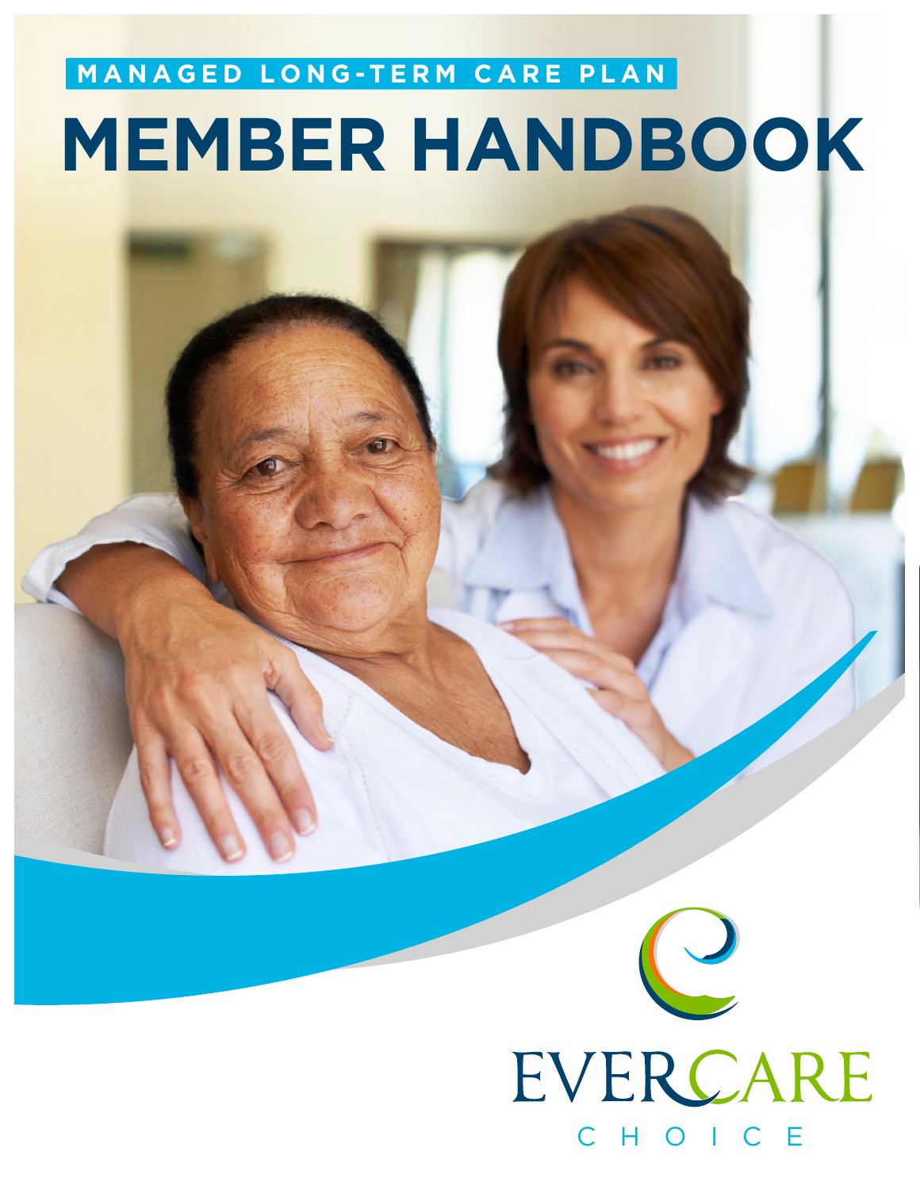MANAGED LONG-TERM CARE PLAN

# MEMBER HANDBOOK

EVERCARE

CHOICE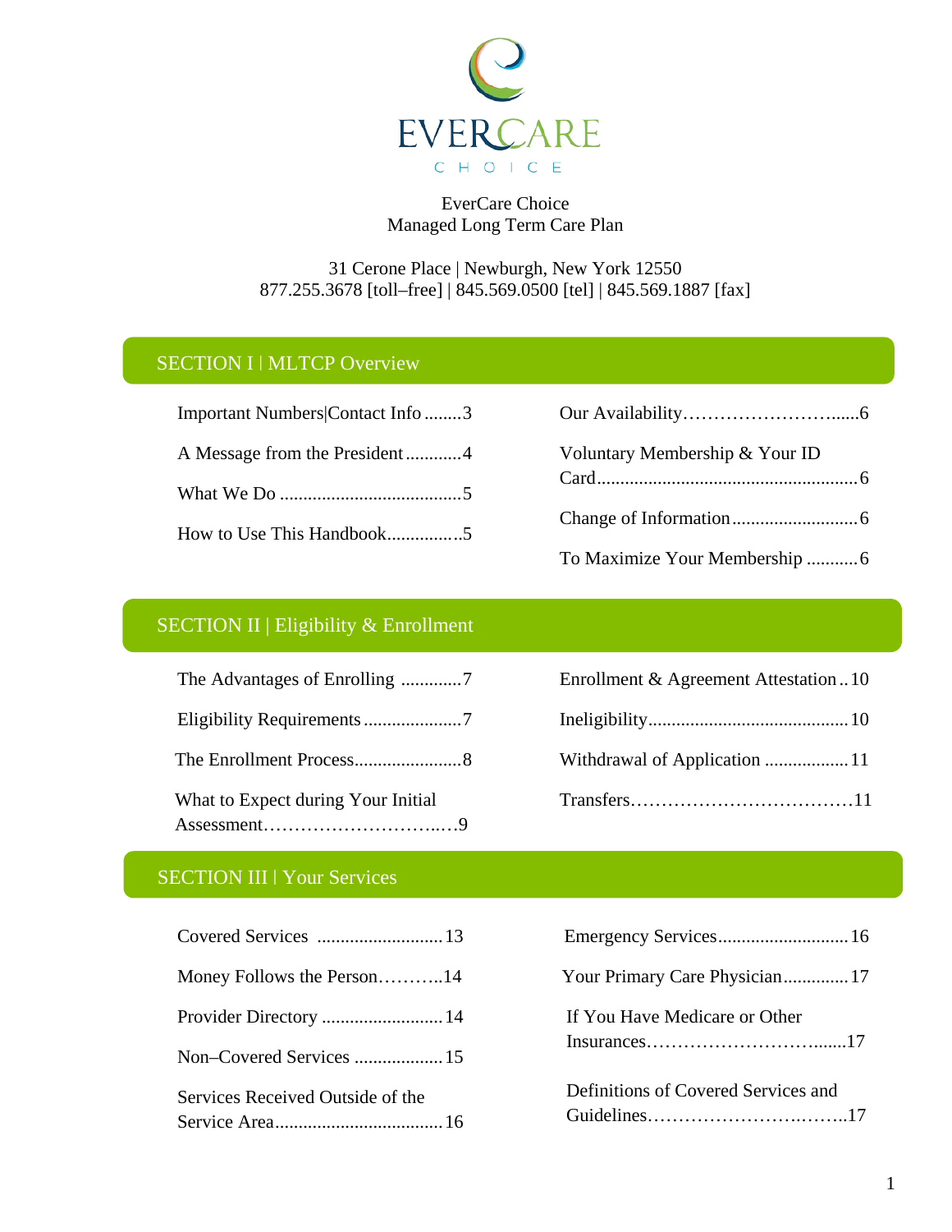EverCare Choice
Managed Long Term Care Plan

31 Cerone Place | Newburgh, New York 12550
877.255.3678 [toll–free] | 845.569.0500 [tel] | 845.569.1887 [fax]

## SECTION I | MLTCP Overview

Important Numbers|Contact Info ........3

A Message from the President ............4

What We Do .......................................5

How to Use This Handbook...............5

Our Availability……………………......6

Voluntary Membership & Your ID Card........................................................6

Change of Information...........................6

To Maximize Your Membership ...........6

## SECTION II | Eligibility & Enrollment

The Advantages of Enrolling .............7

Eligibility Requirements.....................7

The Enrollment Process.......................8

What to Expect during Your Initial Assessment………………………..…9

Enrollment & Agreement Attestation ..10

Ineligibility...........................................10

Withdrawal of Application ..................11

Transfers………………………………11

## SECTION III | Your Services

Covered Services ...........................13

Money Follows the Person………..14

Provider Directory ..........................14

Non–Covered Services ...................15

Services Received Outside of the Service Area....................................16

Emergency Services............................16

Your Primary Care Physician..............17

If You Have Medicare or Other Insurances…………………………......17

Definitions of Covered Services and Guidelines…………………….……..17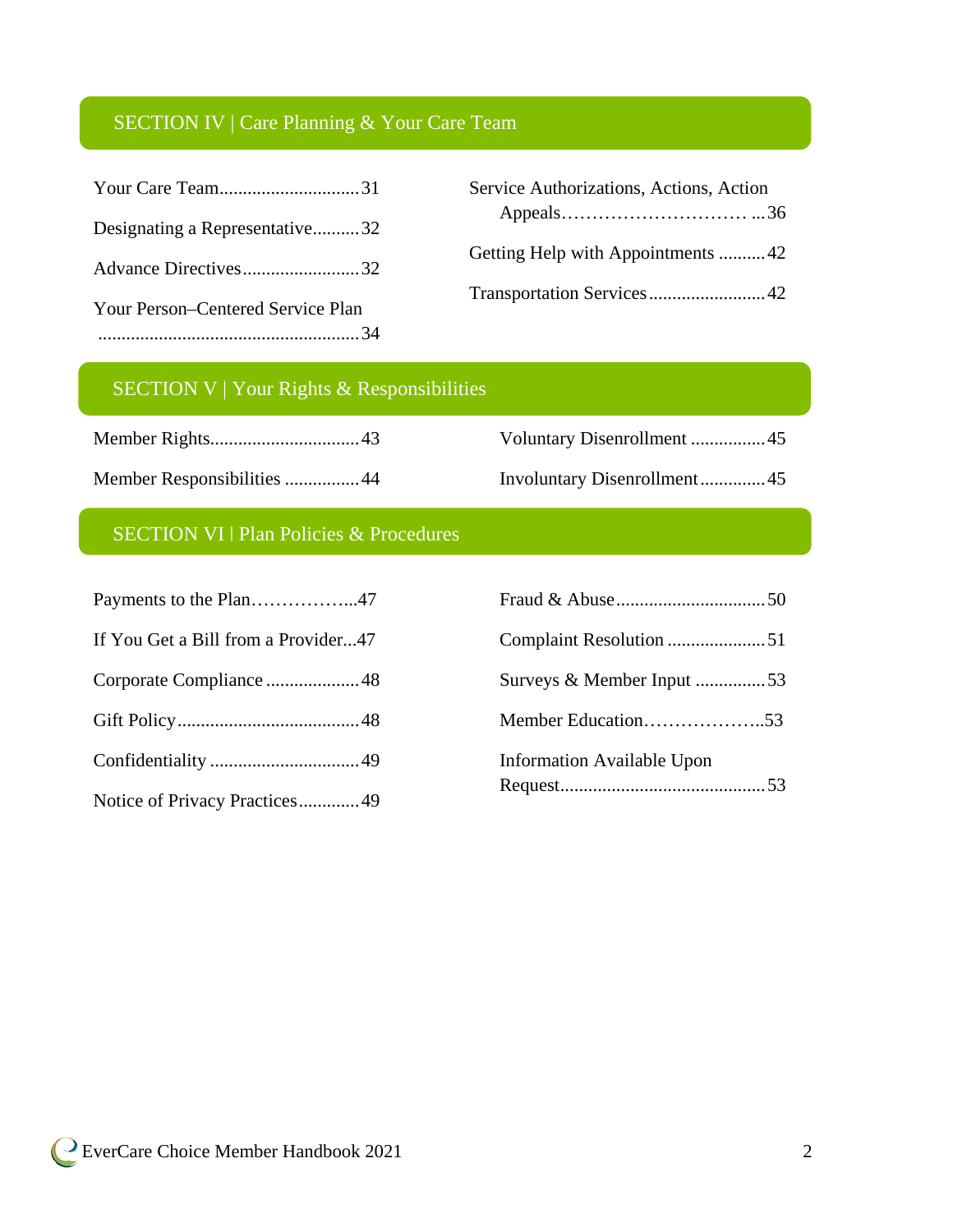## SECTION IV | Care Planning & Your Care Team

Your Care Team..............................31

Designating a Representative..........32

Advance Directives.........................32

Your Person–Centered Service Plan ........................................................34

Service Authorizations, Actions, Action Appeals………………………… ...36

Getting Help with Appointments ..........42

Transportation Services.........................42

## SECTION V | Your Rights & Responsibilities

Member Rights................................43

Member Responsibilities ................44

Voluntary Disenrollment ................45

Involuntary Disenrollment..............45

## SECTION VI | Plan Policies & Procedures

Payments to the Plan……………...47

If You Get a Bill from a Provider...47

Corporate Compliance ....................48

Gift Policy.......................................48

Confidentiality ................................49

Notice of Privacy Practices.............49

Fraud & Abuse................................50

Complaint Resolution .....................51

Surveys & Member Input ...............53

Member Education………………..53

Information Available Upon Request...........................................53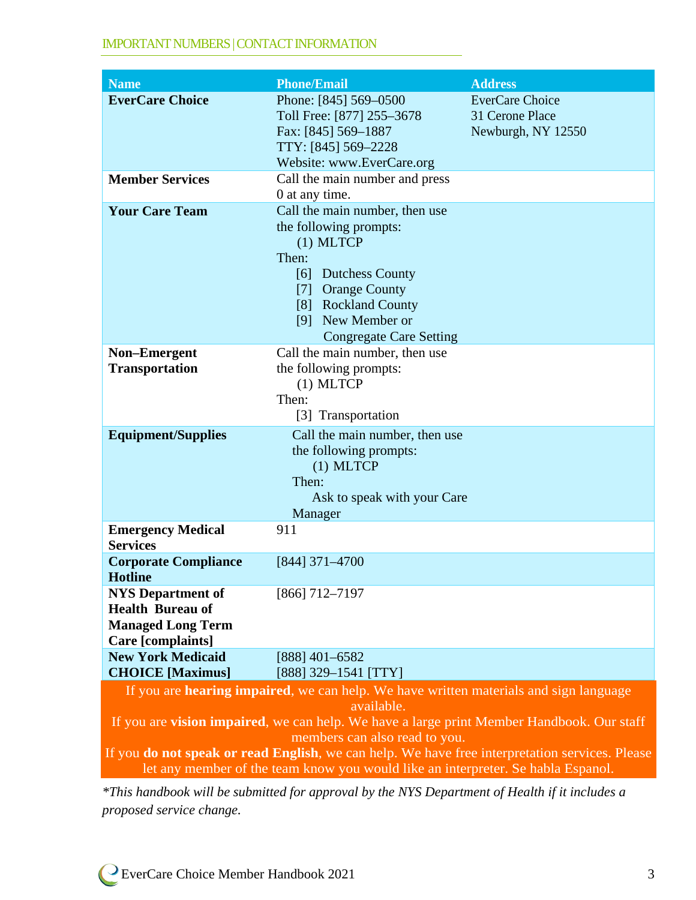## IMPORTANT NUMBERS | CONTACT INFORMATION

| Name | Phone/Email | Address |
|---|---|---|
| **EverCare Choice** | Phone: [845] 569–0500<br>Toll Free: [877] 255–3678<br>Fax: [845] 569–1887<br>TTY: [845] 569–2228<br>Website: www.EverCare.org | EverCare Choice<br>31 Cerone Place<br>Newburgh, NY 12550 |
| **Member Services** | Call the main number and press 0 at any time. | |
| **Your Care Team** | Call the main number, then use the following prompts:<br>(1) MLTCP<br>Then:<br>[6] Dutchess County<br>[7] Orange County<br>[8] Rockland County<br>[9] New Member or Congregate Care Setting | |
| **Non–Emergent Transportation** | Call the main number, then use the following prompts:<br>(1) MLTCP<br>Then:<br>[3] Transportation | |
| **Equipment/Supplies** | Call the main number, then use the following prompts:<br>(1) MLTCP<br>Then:<br>Ask to speak with your Care Manager | |
| **Emergency Medical Services** | 911 | |
| **Corporate Compliance Hotline** | [844] 371–4700 | |
| **NYS Department of Health Bureau of Managed Long Term Care [complaints]** | [866] 712–7197 | |
| **New York Medicaid CHOICE [Maximus]** | [888] 401–6582<br>[888] 329–1541 [TTY] | |

If you are **hearing impaired**, we can help. We have written materials and sign language available.
If you are **vision impaired**, we can help. We have a large print Member Handbook. Our staff members can also read to you.
If you **do not speak or read English**, we can help. We have free interpretation services. Please let any member of the team know you would like an interpreter. Se habla Espanol.

*\*This handbook will be submitted for approval by the NYS Department of Health if it includes a proposed service change.*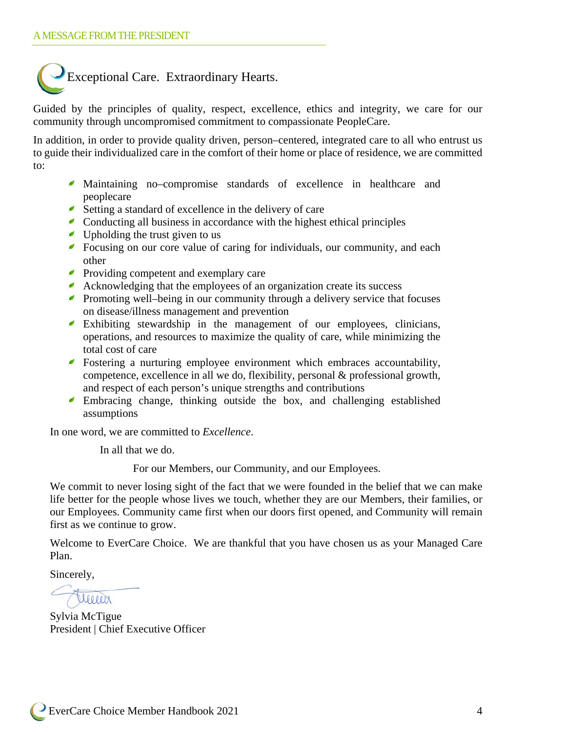## A MESSAGE FROM THE PRESIDENT

### Exceptional Care. Extraordinary Hearts.

Guided by the principles of quality, respect, excellence, ethics and integrity, we care for our community through uncompromised commitment to compassionate PeopleCare.

In addition, in order to provide quality driven, person–centered, integrated care to all who entrust us to guide their individualized care in the comfort of their home or place of residence, we are committed to:

- Maintaining no–compromise standards of excellence in healthcare and peoplecare
- Setting a standard of excellence in the delivery of care
- Conducting all business in accordance with the highest ethical principles
- Upholding the trust given to us
- Focusing on our core value of caring for individuals, our community, and each other
- Providing competent and exemplary care
- Acknowledging that the employees of an organization create its success
- Promoting well–being in our community through a delivery service that focuses on disease/illness management and prevention
- Exhibiting stewardship in the management of our employees, clinicians, operations, and resources to maximize the quality of care, while minimizing the total cost of care
- Fostering a nurturing employee environment which embraces accountability, competence, excellence in all we do, flexibility, personal & professional growth, and respect of each person's unique strengths and contributions
- Embracing change, thinking outside the box, and challenging established assumptions

In one word, we are committed to *Excellence*.

In all that we do.

For our Members, our Community, and our Employees.

We commit to never losing sight of the fact that we were founded in the belief that we can make life better for the people whose lives we touch, whether they are our Members, their families, or our Employees. Community came first when our doors first opened, and Community will remain first as we continue to grow.

Welcome to EverCare Choice. We are thankful that you have chosen us as your Managed Care Plan.

Sincerely,

Sylvia McTigue
President | Chief Executive Officer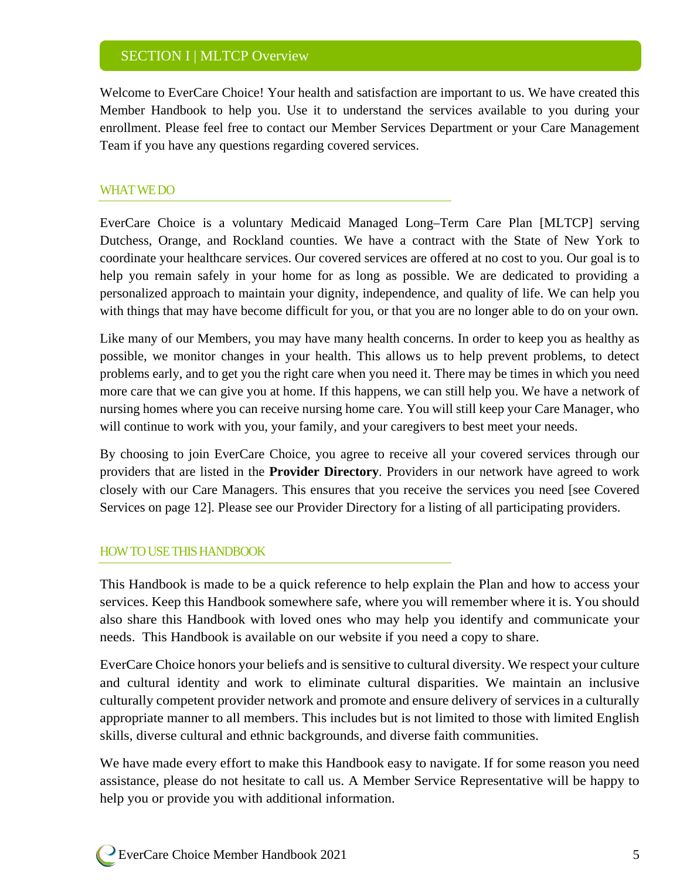# SECTION I | MLTCP Overview

Welcome to EverCare Choice! Your health and satisfaction are important to us. We have created this Member Handbook to help you. Use it to understand the services available to you during your enrollment. Please feel free to contact our Member Services Department or your Care Management Team if you have any questions regarding covered services.

## WHAT WE DO

EverCare Choice is a voluntary Medicaid Managed Long–Term Care Plan [MLTCP] serving Dutchess, Orange, and Rockland counties. We have a contract with the State of New York to coordinate your healthcare services. Our covered services are offered at no cost to you. Our goal is to help you remain safely in your home for as long as possible. We are dedicated to providing a personalized approach to maintain your dignity, independence, and quality of life. We can help you with things that may have become difficult for you, or that you are no longer able to do on your own.

Like many of our Members, you may have many health concerns. In order to keep you as healthy as possible, we monitor changes in your health. This allows us to help prevent problems, to detect problems early, and to get you the right care when you need it. There may be times in which you need more care that we can give you at home. If this happens, we can still help you. We have a network of nursing homes where you can receive nursing home care. You will still keep your Care Manager, who will continue to work with you, your family, and your caregivers to best meet your needs.

By choosing to join EverCare Choice, you agree to receive all your covered services through our providers that are listed in the **Provider Directory**. Providers in our network have agreed to work closely with our Care Managers. This ensures that you receive the services you need [see Covered Services on page 12]. Please see our Provider Directory for a listing of all participating providers.

## HOW TO USE THIS HANDBOOK

This Handbook is made to be a quick reference to help explain the Plan and how to access your services. Keep this Handbook somewhere safe, where you will remember where it is. You should also share this Handbook with loved ones who may help you identify and communicate your needs. This Handbook is available on our website if you need a copy to share.

EverCare Choice honors your beliefs and is sensitive to cultural diversity. We respect your culture and cultural identity and work to eliminate cultural disparities. We maintain an inclusive culturally competent provider network and promote and ensure delivery of services in a culturally appropriate manner to all members. This includes but is not limited to those with limited English skills, diverse cultural and ethnic backgrounds, and diverse faith communities.

We have made every effort to make this Handbook easy to navigate. If for some reason you need assistance, please do not hesitate to call us. A Member Service Representative will be happy to help you or provide you with additional information.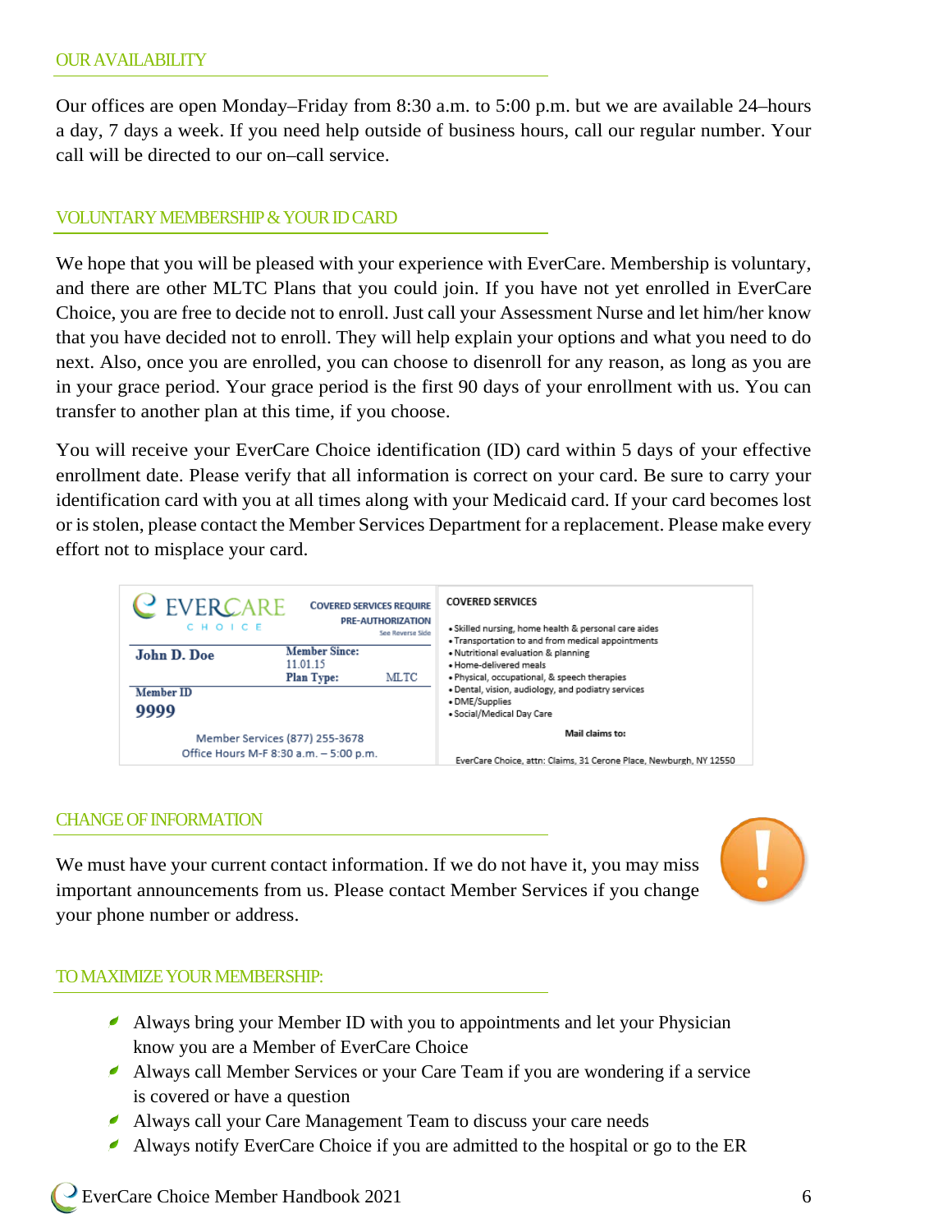## OUR AVAILABILITY

Our offices are open Monday–Friday from 8:30 a.m. to 5:00 p.m. but we are available 24–hours a day, 7 days a week. If you need help outside of business hours, call our regular number. Your call will be directed to our on–call service.

## VOLUNTARY MEMBERSHIP & YOUR ID CARD

We hope that you will be pleased with your experience with EverCare. Membership is voluntary, and there are other MLTC Plans that you could join. If you have not yet enrolled in EverCare Choice, you are free to decide not to enroll. Just call your Assessment Nurse and let him/her know that you have decided not to enroll. They will help explain your options and what you need to do next. Also, once you are enrolled, you can choose to disenroll for any reason, as long as you are in your grace period. Your grace period is the first 90 days of your enrollment with us. You can transfer to another plan at this time, if you choose.

You will receive your EverCare Choice identification (ID) card within 5 days of your effective enrollment date. Please verify that all information is correct on your card. Be sure to carry your identification card with you at all times along with your Medicaid card. If your card becomes lost or is stolen, please contact the Member Services Department for a replacement. Please make every effort not to misplace your card.

EVERCARE CHOICE

COVERED SERVICES REQUIRE PRE-AUTHORIZATION
See Reverse Side

John D. Doe

Member Since: 11.01.15
Plan Type: MLTC

Member ID
9999

Member Services (877) 255-3678
Office Hours M-F 8:30 a.m. – 5:00 p.m.

COVERED SERVICES

- Skilled nursing, home health & personal care aides
- Transportation to and from medical appointments
- Nutritional evaluation & planning
- Home-delivered meals
- Physical, occupational, & speech therapies
- Dental, vision, audiology, and podiatry services
- DME/Supplies
- Social/Medical Day Care

Mail claims to:

EverCare Choice, attn: Claims, 31 Cerone Place, Newburgh, NY 12550

## CHANGE OF INFORMATION

We must have your current contact information. If we do not have it, you may miss important announcements from us. Please contact Member Services if you change your phone number or address.

## TO MAXIMIZE YOUR MEMBERSHIP:

- Always bring your Member ID with you to appointments and let your Physician know you are a Member of EverCare Choice
- Always call Member Services or your Care Team if you are wondering if a service is covered or have a question
- Always call your Care Management Team to discuss your care needs
- Always notify EverCare Choice if you are admitted to the hospital or go to the ER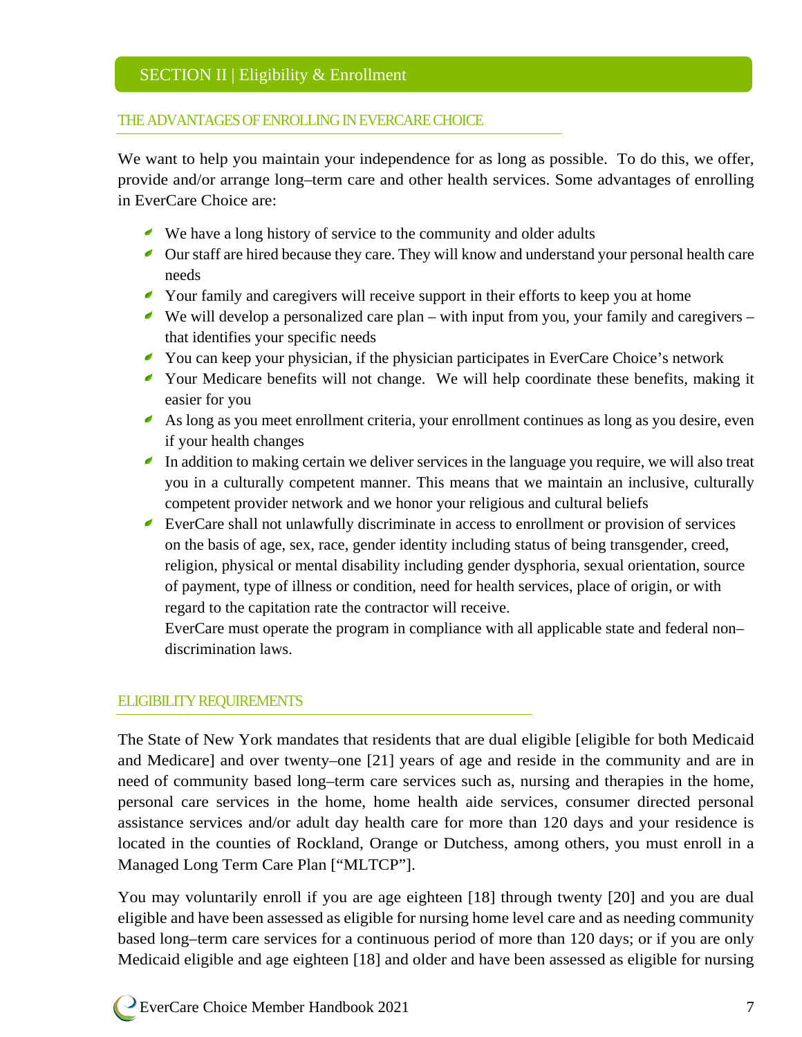## SECTION II | Eligibility & Enrollment

### THE ADVANTAGES OF ENROLLING IN EVERCARE CHOICE

We want to help you maintain your independence for as long as possible. To do this, we offer, provide and/or arrange long–term care and other health services. Some advantages of enrolling in EverCare Choice are:

- We have a long history of service to the community and older adults
- Our staff are hired because they care. They will know and understand your personal health care needs
- Your family and caregivers will receive support in their efforts to keep you at home
- We will develop a personalized care plan – with input from you, your family and caregivers – that identifies your specific needs
- You can keep your physician, if the physician participates in EverCare Choice's network
- Your Medicare benefits will not change. We will help coordinate these benefits, making it easier for you
- As long as you meet enrollment criteria, your enrollment continues as long as you desire, even if your health changes
- In addition to making certain we deliver services in the language you require, we will also treat you in a culturally competent manner. This means that we maintain an inclusive, culturally competent provider network and we honor your religious and cultural beliefs
- EverCare shall not unlawfully discriminate in access to enrollment or provision of services on the basis of age, sex, race, gender identity including status of being transgender, creed, religion, physical or mental disability including gender dysphoria, sexual orientation, source of payment, type of illness or condition, need for health services, place of origin, or with regard to the capitation rate the contractor will receive.
  EverCare must operate the program in compliance with all applicable state and federal non–discrimination laws.

### ELIGIBILITY REQUIREMENTS

The State of New York mandates that residents that are dual eligible [eligible for both Medicaid and Medicare] and over twenty–one [21] years of age and reside in the community and are in need of community based long–term care services such as, nursing and therapies in the home, personal care services in the home, home health aide services, consumer directed personal assistance services and/or adult day health care for more than 120 days and your residence is located in the counties of Rockland, Orange or Dutchess, among others, you must enroll in a Managed Long Term Care Plan ["MLTCP"].

You may voluntarily enroll if you are age eighteen [18] through twenty [20] and you are dual eligible and have been assessed as eligible for nursing home level care and as needing community based long–term care services for a continuous period of more than 120 days; or if you are only Medicaid eligible and age eighteen [18] and older and have been assessed as eligible for nursing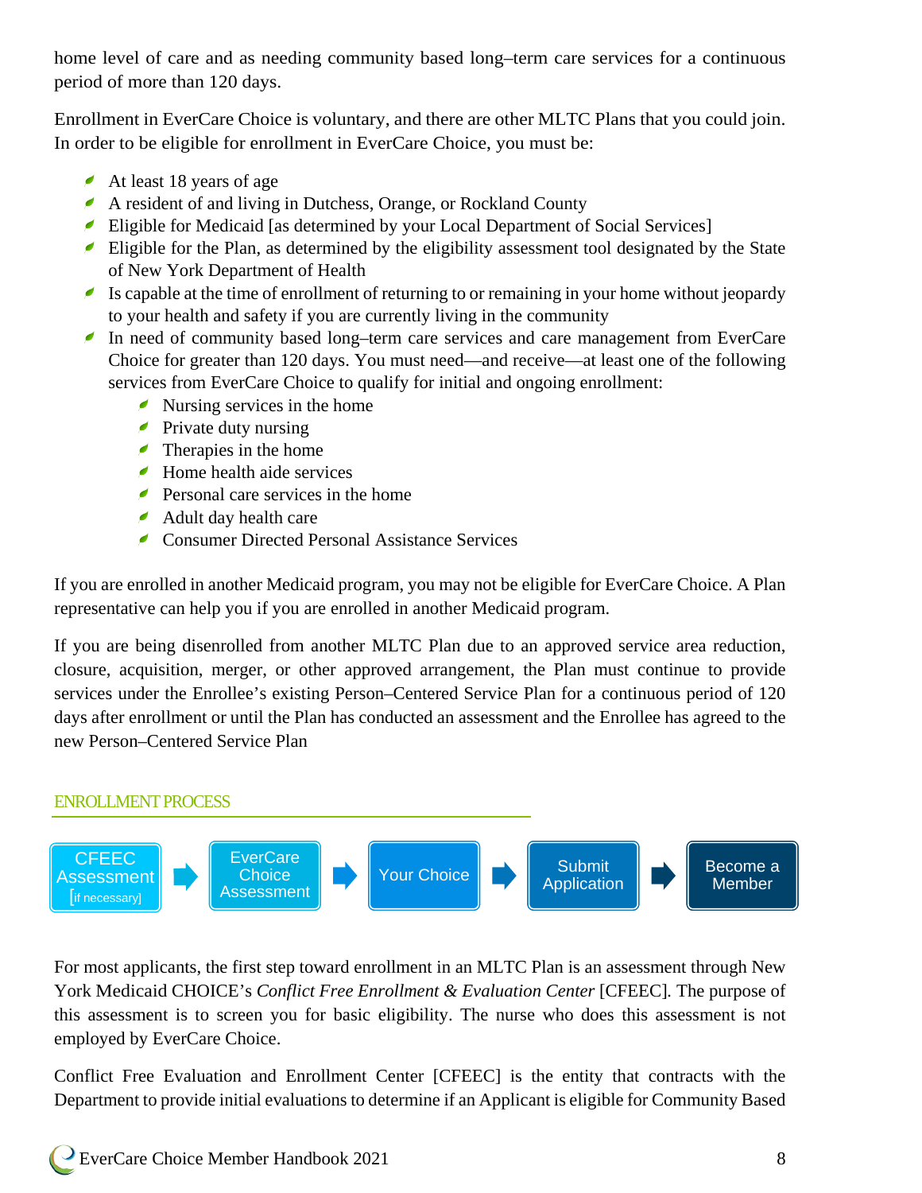home level of care and as needing community based long–term care services for a continuous period of more than 120 days.

Enrollment in EverCare Choice is voluntary, and there are other MLTC Plans that you could join. In order to be eligible for enrollment in EverCare Choice, you must be:

- At least 18 years of age
- A resident of and living in Dutchess, Orange, or Rockland County
- Eligible for Medicaid [as determined by your Local Department of Social Services]
- Eligible for the Plan, as determined by the eligibility assessment tool designated by the State of New York Department of Health
- Is capable at the time of enrollment of returning to or remaining in your home without jeopardy to your health and safety if you are currently living in the community
- In need of community based long–term care services and care management from EverCare Choice for greater than 120 days. You must need—and receive—at least one of the following services from EverCare Choice to qualify for initial and ongoing enrollment:
  - Nursing services in the home
  - Private duty nursing
  - Therapies in the home
  - Home health aide services
  - Personal care services in the home
  - Adult day health care
  - Consumer Directed Personal Assistance Services

If you are enrolled in another Medicaid program, you may not be eligible for EverCare Choice. A Plan representative can help you if you are enrolled in another Medicaid program.

If you are being disenrolled from another MLTC Plan due to an approved service area reduction, closure, acquisition, merger, or other approved arrangement, the Plan must continue to provide services under the Enrollee's existing Person–Centered Service Plan for a continuous period of 120 days after enrollment or until the Plan has conducted an assessment and the Enrollee has agreed to the new Person–Centered Service Plan

## ENROLLMENT PROCESS

CFEEC Assessment [if necessary] → EverCare Choice Assessment → Your Choice → Submit Application → Become a Member

For most applicants, the first step toward enrollment in an MLTC Plan is an assessment through New York Medicaid CHOICE's *Conflict Free Enrollment & Evaluation Center* [CFEEC]. The purpose of this assessment is to screen you for basic eligibility. The nurse who does this assessment is not employed by EverCare Choice.

Conflict Free Evaluation and Enrollment Center [CFEEC] is the entity that contracts with the Department to provide initial evaluations to determine if an Applicant is eligible for Community Based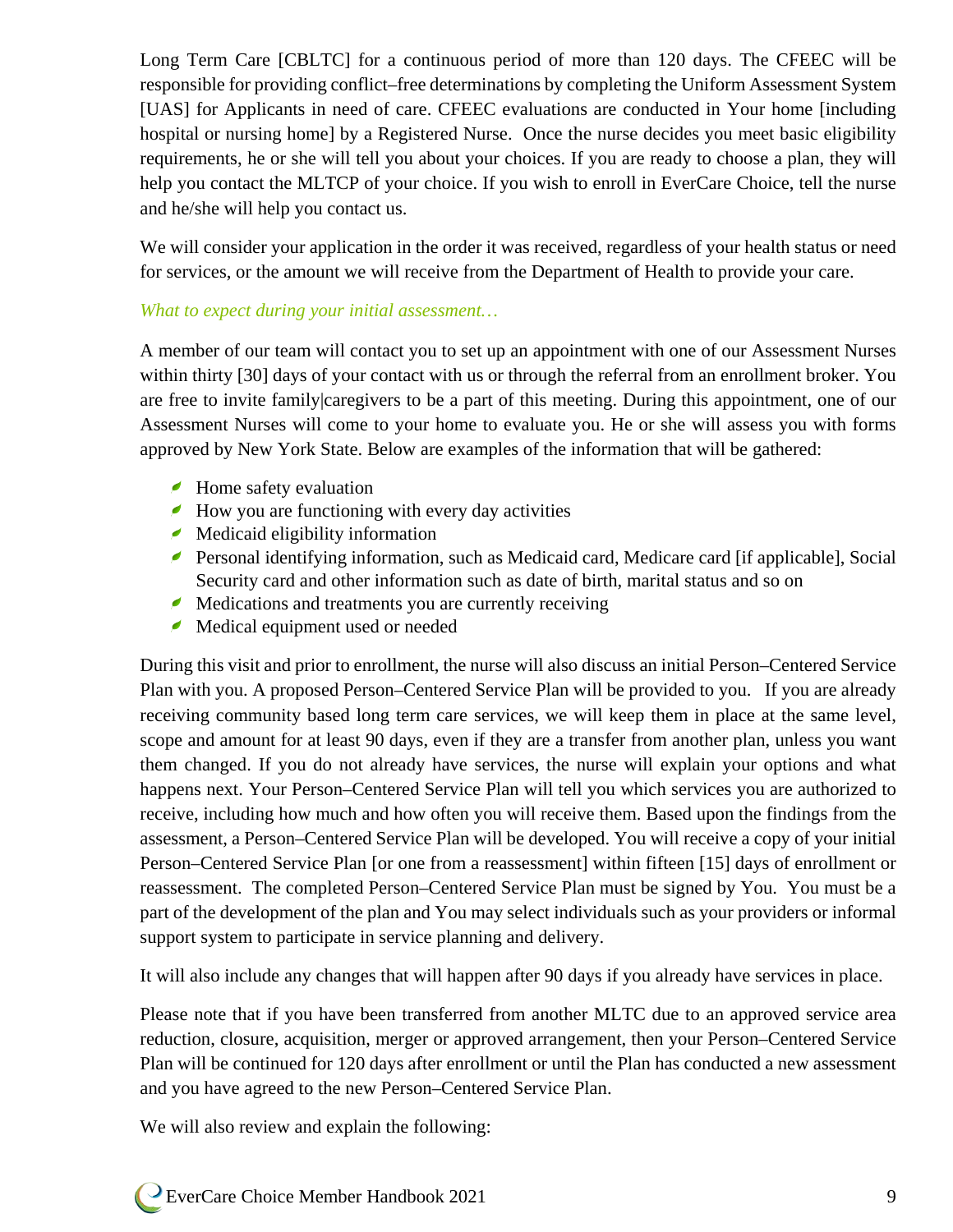Long Term Care [CBLTC] for a continuous period of more than 120 days. The CFEEC will be responsible for providing conflict–free determinations by completing the Uniform Assessment System [UAS] for Applicants in need of care. CFEEC evaluations are conducted in Your home [including hospital or nursing home] by a Registered Nurse. Once the nurse decides you meet basic eligibility requirements, he or she will tell you about your choices. If you are ready to choose a plan, they will help you contact the MLTCP of your choice. If you wish to enroll in EverCare Choice, tell the nurse and he/she will help you contact us.

We will consider your application in the order it was received, regardless of your health status or need for services, or the amount we will receive from the Department of Health to provide your care.

*What to expect during your initial assessment…*

A member of our team will contact you to set up an appointment with one of our Assessment Nurses within thirty [30] days of your contact with us or through the referral from an enrollment broker. You are free to invite family|caregivers to be a part of this meeting. During this appointment, one of our Assessment Nurses will come to your home to evaluate you. He or she will assess you with forms approved by New York State. Below are examples of the information that will be gathered:

- Home safety evaluation
- How you are functioning with every day activities
- Medicaid eligibility information
- Personal identifying information, such as Medicaid card, Medicare card [if applicable], Social Security card and other information such as date of birth, marital status and so on
- Medications and treatments you are currently receiving
- Medical equipment used or needed

During this visit and prior to enrollment, the nurse will also discuss an initial Person–Centered Service Plan with you. A proposed Person–Centered Service Plan will be provided to you. If you are already receiving community based long term care services, we will keep them in place at the same level, scope and amount for at least 90 days, even if they are a transfer from another plan, unless you want them changed. If you do not already have services, the nurse will explain your options and what happens next. Your Person–Centered Service Plan will tell you which services you are authorized to receive, including how much and how often you will receive them. Based upon the findings from the assessment, a Person–Centered Service Plan will be developed. You will receive a copy of your initial Person–Centered Service Plan [or one from a reassessment] within fifteen [15] days of enrollment or reassessment. The completed Person–Centered Service Plan must be signed by You. You must be a part of the development of the plan and You may select individuals such as your providers or informal support system to participate in service planning and delivery.

It will also include any changes that will happen after 90 days if you already have services in place.

Please note that if you have been transferred from another MLTC due to an approved service area reduction, closure, acquisition, merger or approved arrangement, then your Person–Centered Service Plan will be continued for 120 days after enrollment or until the Plan has conducted a new assessment and you have agreed to the new Person–Centered Service Plan.

We will also review and explain the following: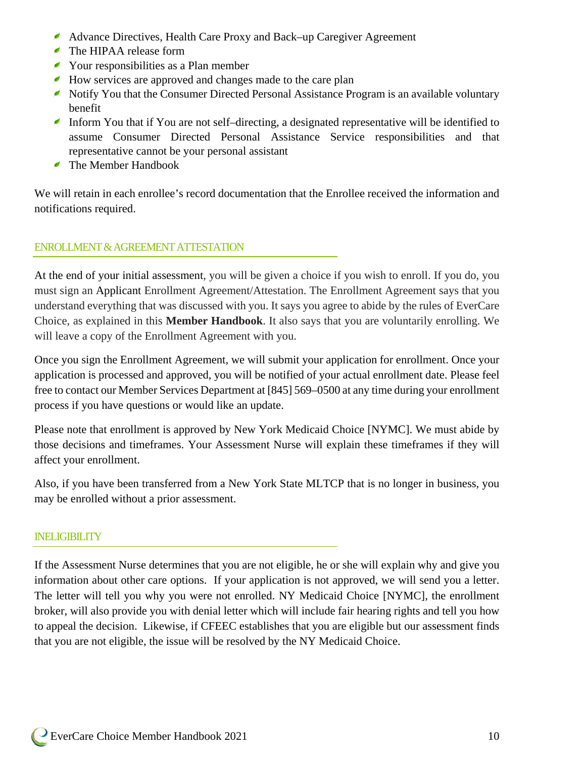- Advance Directives, Health Care Proxy and Back–up Caregiver Agreement
- The HIPAA release form
- Your responsibilities as a Plan member
- How services are approved and changes made to the care plan
- Notify You that the Consumer Directed Personal Assistance Program is an available voluntary benefit
- Inform You that if You are not self–directing, a designated representative will be identified to assume Consumer Directed Personal Assistance Service responsibilities and that representative cannot be your personal assistant
- The Member Handbook

We will retain in each enrollee's record documentation that the Enrollee received the information and notifications required.

## ENROLLMENT & AGREEMENT ATTESTATION

At the end of your initial assessment, you will be given a choice if you wish to enroll. If you do, you must sign an Applicant Enrollment Agreement/Attestation. The Enrollment Agreement says that you understand everything that was discussed with you. It says you agree to abide by the rules of EverCare Choice, as explained in this **Member Handbook**. It also says that you are voluntarily enrolling. We will leave a copy of the Enrollment Agreement with you.

Once you sign the Enrollment Agreement, we will submit your application for enrollment. Once your application is processed and approved, you will be notified of your actual enrollment date. Please feel free to contact our Member Services Department at [845] 569–0500 at any time during your enrollment process if you have questions or would like an update.

Please note that enrollment is approved by New York Medicaid Choice [NYMC]. We must abide by those decisions and timeframes. Your Assessment Nurse will explain these timeframes if they will affect your enrollment.

Also, if you have been transferred from a New York State MLTCP that is no longer in business, you may be enrolled without a prior assessment.

## INELIGIBILITY

If the Assessment Nurse determines that you are not eligible, he or she will explain why and give you information about other care options. If your application is not approved, we will send you a letter. The letter will tell you why you were not enrolled. NY Medicaid Choice [NYMC], the enrollment broker, will also provide you with denial letter which will include fair hearing rights and tell you how to appeal the decision. Likewise, if CFEEC establishes that you are eligible but our assessment finds that you are not eligible, the issue will be resolved by the NY Medicaid Choice.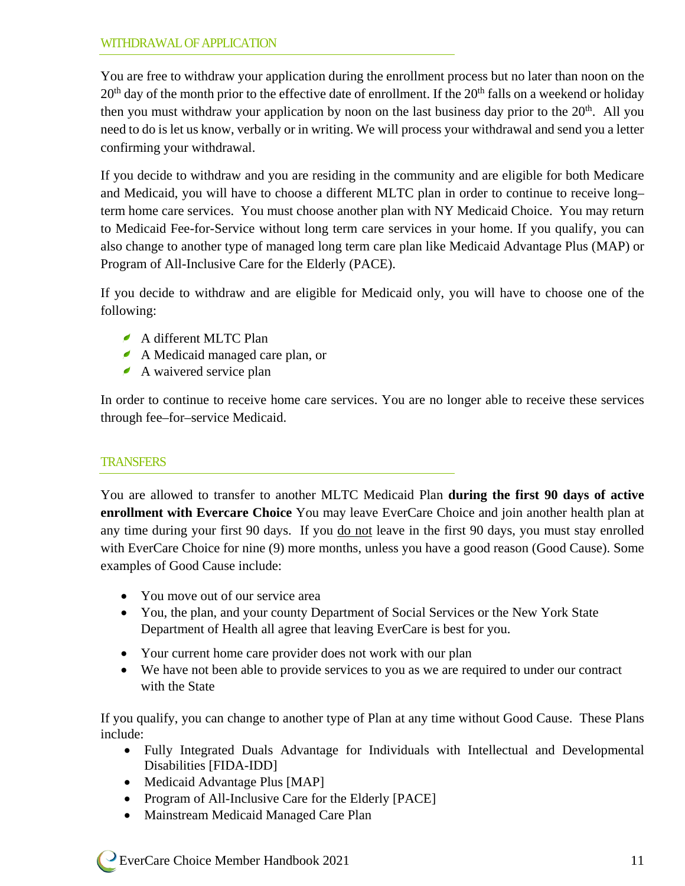## WITHDRAWAL OF APPLICATION

You are free to withdraw your application during the enrollment process but no later than noon on the 20th day of the month prior to the effective date of enrollment. If the 20th falls on a weekend or holiday then you must withdraw your application by noon on the last business day prior to the 20th. All you need to do is let us know, verbally or in writing. We will process your withdrawal and send you a letter confirming your withdrawal.

If you decide to withdraw and you are residing in the community and are eligible for both Medicare and Medicaid, you will have to choose a different MLTC plan in order to continue to receive long–term home care services. You must choose another plan with NY Medicaid Choice. You may return to Medicaid Fee-for-Service without long term care services in your home. If you qualify, you can also change to another type of managed long term care plan like Medicaid Advantage Plus (MAP) or Program of All-Inclusive Care for the Elderly (PACE).

If you decide to withdraw and are eligible for Medicaid only, you will have to choose one of the following:

- A different MLTC Plan
- A Medicaid managed care plan, or
- A waivered service plan

In order to continue to receive home care services. You are no longer able to receive these services through fee–for–service Medicaid.

## TRANSFERS

You are allowed to transfer to another MLTC Medicaid Plan **during the first 90 days of active enrollment with Evercare Choice** You may leave EverCare Choice and join another health plan at any time during your first 90 days. If you do not leave in the first 90 days, you must stay enrolled with EverCare Choice for nine (9) more months, unless you have a good reason (Good Cause). Some examples of Good Cause include:

- You move out of our service area
- You, the plan, and your county Department of Social Services or the New York State Department of Health all agree that leaving EverCare is best for you.
- Your current home care provider does not work with our plan
- We have not been able to provide services to you as we are required to under our contract with the State

If you qualify, you can change to another type of Plan at any time without Good Cause. These Plans include:

- Fully Integrated Duals Advantage for Individuals with Intellectual and Developmental Disabilities [FIDA-IDD]
- Medicaid Advantage Plus [MAP]
- Program of All-Inclusive Care for the Elderly [PACE]
- Mainstream Medicaid Managed Care Plan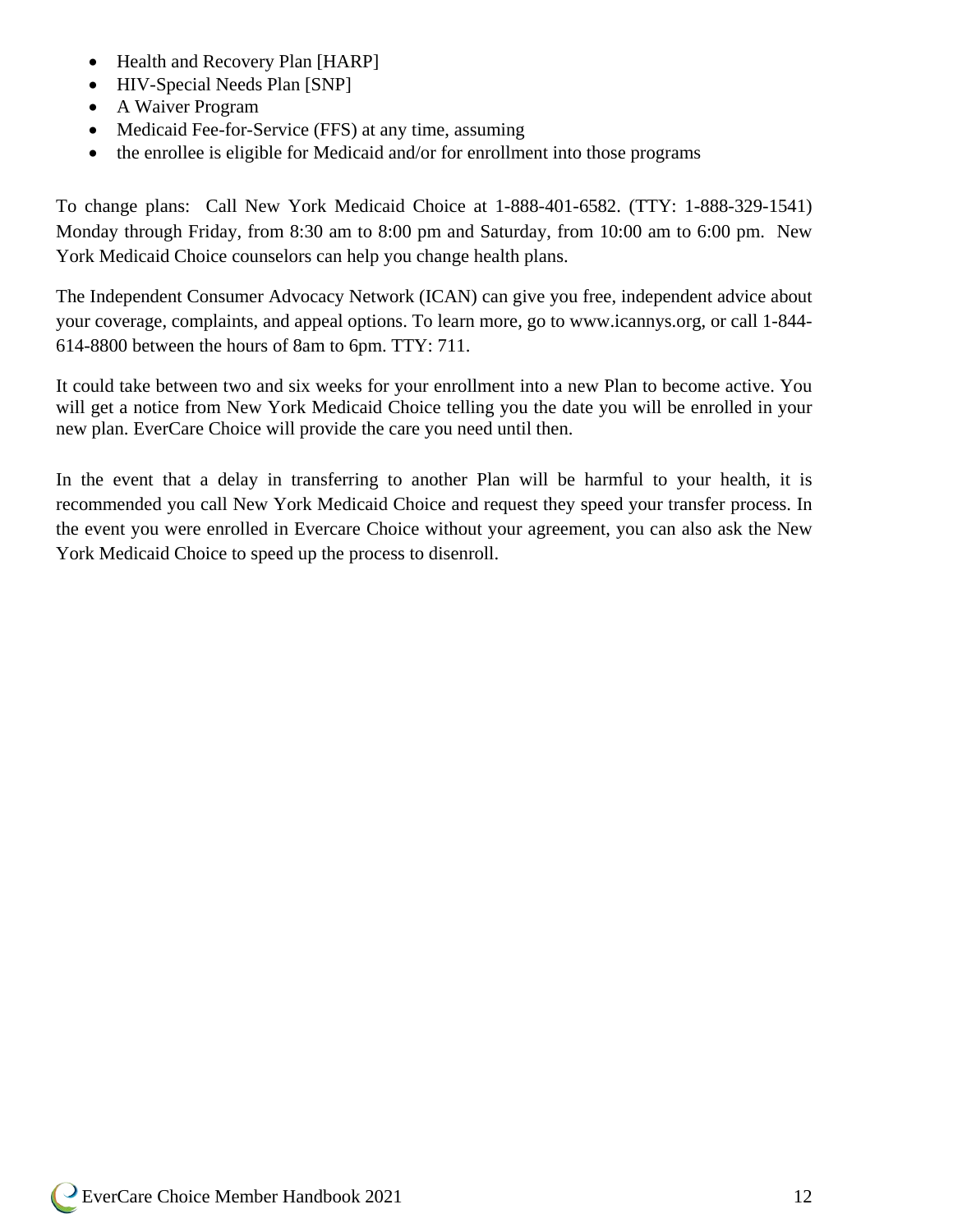- Health and Recovery Plan [HARP]
- HIV-Special Needs Plan [SNP]
- A Waiver Program
- Medicaid Fee-for-Service (FFS) at any time, assuming
- the enrollee is eligible for Medicaid and/or for enrollment into those programs

To change plans: Call New York Medicaid Choice at 1-888-401-6582. (TTY: 1-888-329-1541) Monday through Friday, from 8:30 am to 8:00 pm and Saturday, from 10:00 am to 6:00 pm. New York Medicaid Choice counselors can help you change health plans.

The Independent Consumer Advocacy Network (ICAN) can give you free, independent advice about your coverage, complaints, and appeal options. To learn more, go to www.icannys.org, or call 1-844-614-8800 between the hours of 8am to 6pm. TTY: 711.

It could take between two and six weeks for your enrollment into a new Plan to become active. You will get a notice from New York Medicaid Choice telling you the date you will be enrolled in your new plan. EverCare Choice will provide the care you need until then.

In the event that a delay in transferring to another Plan will be harmful to your health, it is recommended you call New York Medicaid Choice and request they speed your transfer process. In the event you were enrolled in Evercare Choice without your agreement, you can also ask the New York Medicaid Choice to speed up the process to disenroll.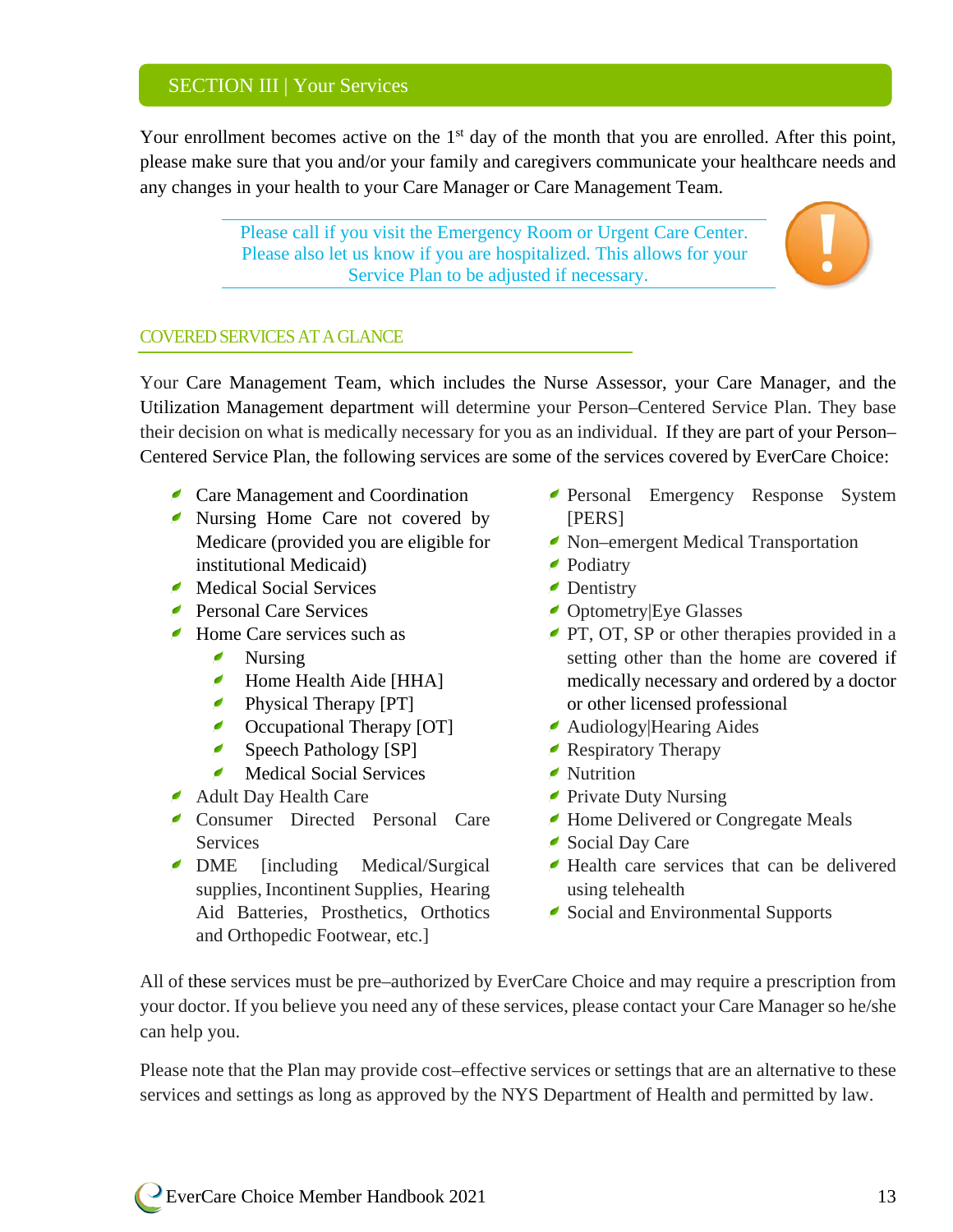## SECTION III | Your Services

Your enrollment becomes active on the 1st day of the month that you are enrolled. After this point, please make sure that you and/or your family and caregivers communicate your healthcare needs and any changes in your health to your Care Manager or Care Management Team.

> Please call if you visit the Emergency Room or Urgent Care Center. Please also let us know if you are hospitalized. This allows for your Service Plan to be adjusted if necessary.

### COVERED SERVICES AT A GLANCE

Your Care Management Team, which includes the Nurse Assessor, your Care Manager, and the Utilization Management department will determine your Person–Centered Service Plan. They base their decision on what is medically necessary for you as an individual. If they are part of your Person–Centered Service Plan, the following services are some of the services covered by EverCare Choice:

- Care Management and Coordination
- Nursing Home Care not covered by Medicare (provided you are eligible for institutional Medicaid)
- Medical Social Services
- Personal Care Services
- Home Care services such as
  - Nursing
  - Home Health Aide [HHA]
  - Physical Therapy [PT]
  - Occupational Therapy [OT]
  - Speech Pathology [SP]
  - Medical Social Services
- Adult Day Health Care
- Consumer Directed Personal Care Services
- DME [including Medical/Surgical supplies, Incontinent Supplies, Hearing Aid Batteries, Prosthetics, Orthotics and Orthopedic Footwear, etc.]
- Personal Emergency Response System [PERS]
- Non–emergent Medical Transportation
- Podiatry
- Dentistry
- Optometry|Eye Glasses
- PT, OT, SP or other therapies provided in a setting other than the home are covered if medically necessary and ordered by a doctor or other licensed professional
- Audiology|Hearing Aides
- Respiratory Therapy
- Nutrition
- Private Duty Nursing
- Home Delivered or Congregate Meals
- Social Day Care
- Health care services that can be delivered using telehealth
- Social and Environmental Supports

All of these services must be pre–authorized by EverCare Choice and may require a prescription from your doctor. If you believe you need any of these services, please contact your Care Manager so he/she can help you.

Please note that the Plan may provide cost–effective services or settings that are an alternative to these services and settings as long as approved by the NYS Department of Health and permitted by law.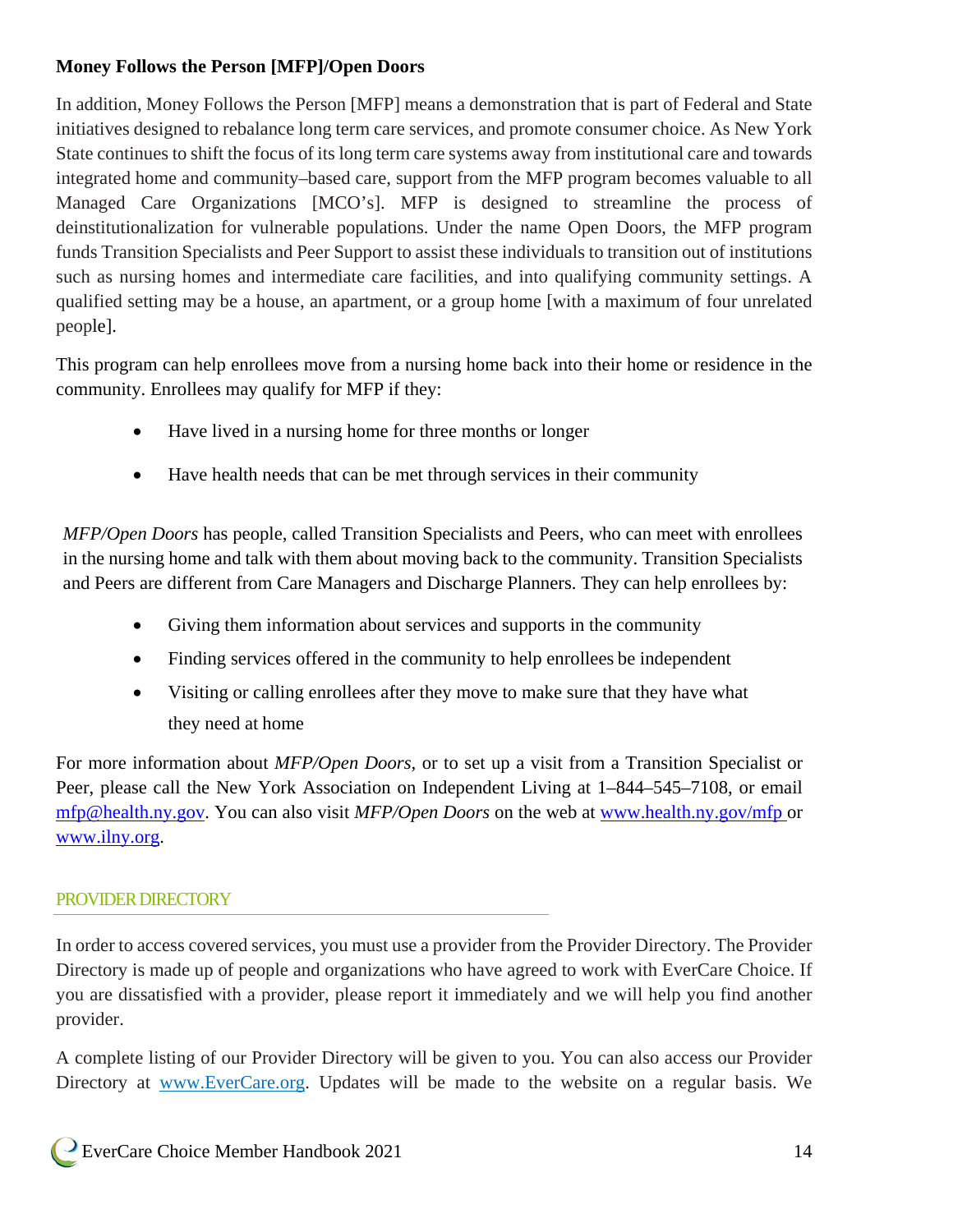**Money Follows the Person [MFP]/Open Doors**

In addition, Money Follows the Person [MFP] means a demonstration that is part of Federal and State initiatives designed to rebalance long term care services, and promote consumer choice. As New York State continues to shift the focus of its long term care systems away from institutional care and towards integrated home and community–based care, support from the MFP program becomes valuable to all Managed Care Organizations [MCO's]. MFP is designed to streamline the process of deinstitutionalization for vulnerable populations. Under the name Open Doors, the MFP program funds Transition Specialists and Peer Support to assist these individuals to transition out of institutions such as nursing homes and intermediate care facilities, and into qualifying community settings. A qualified setting may be a house, an apartment, or a group home [with a maximum of four unrelated people].

This program can help enrollees move from a nursing home back into their home or residence in the community. Enrollees may qualify for MFP if they:

- Have lived in a nursing home for three months or longer
- Have health needs that can be met through services in their community

*MFP/Open Doors* has people, called Transition Specialists and Peers, who can meet with enrollees in the nursing home and talk with them about moving back to the community. Transition Specialists and Peers are different from Care Managers and Discharge Planners. They can help enrollees by:

- Giving them information about services and supports in the community
- Finding services offered in the community to help enrollees be independent
- Visiting or calling enrollees after they move to make sure that they have what they need at home

For more information about *MFP/Open Doors*, or to set up a visit from a Transition Specialist or Peer, please call the New York Association on Independent Living at 1–844–545–7108, or email mfp@health.ny.gov. You can also visit *MFP/Open Doors* on the web at www.health.ny.gov/mfp or www.ilny.org.

## PROVIDER DIRECTORY

In order to access covered services, you must use a provider from the Provider Directory. The Provider Directory is made up of people and organizations who have agreed to work with EverCare Choice. If you are dissatisfied with a provider, please report it immediately and we will help you find another provider.

A complete listing of our Provider Directory will be given to you. You can also access our Provider Directory at www.EverCare.org. Updates will be made to the website on a regular basis. We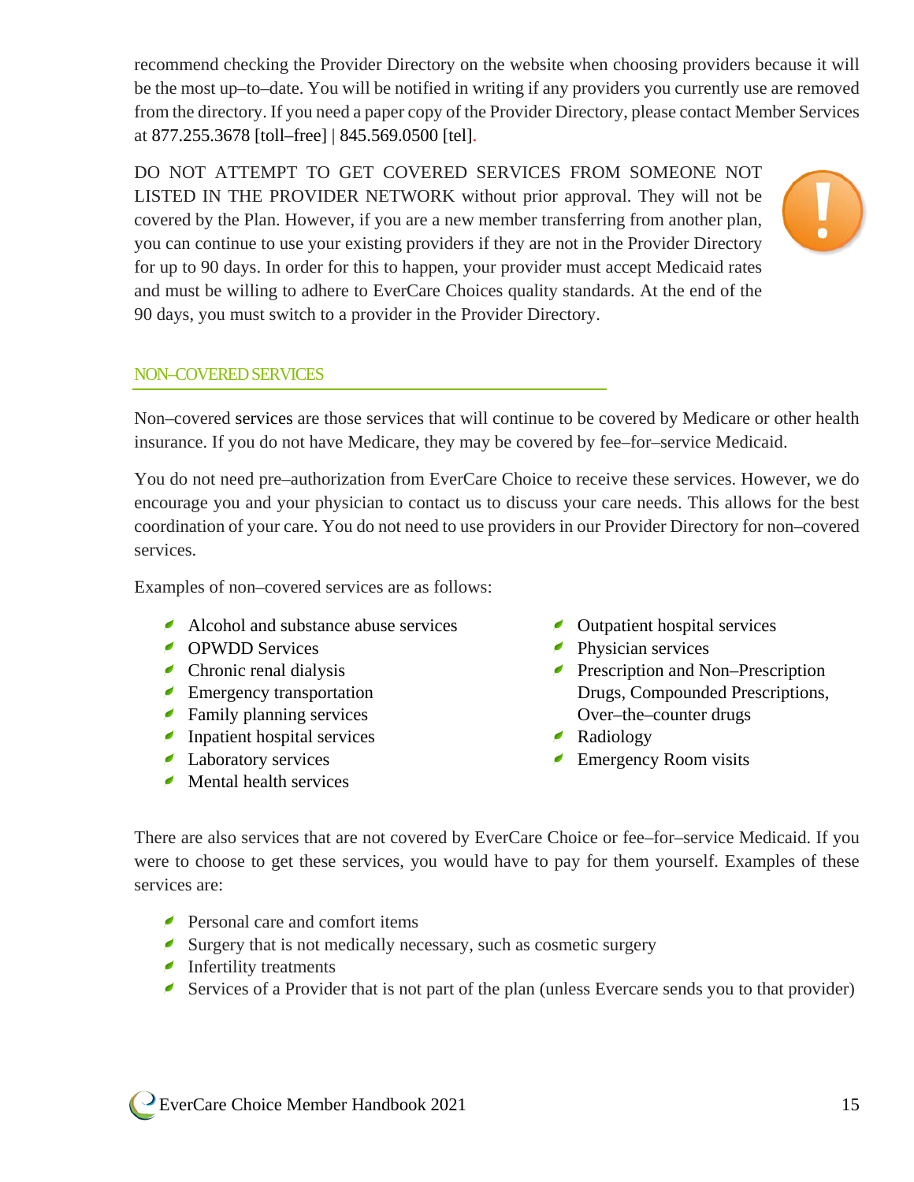recommend checking the Provider Directory on the website when choosing providers because it will be the most up–to–date. You will be notified in writing if any providers you currently use are removed from the directory. If you need a paper copy of the Provider Directory, please contact Member Services at 877.255.3678 [toll–free] | 845.569.0500 [tel].

DO NOT ATTEMPT TO GET COVERED SERVICES FROM SOMEONE NOT LISTED IN THE PROVIDER NETWORK without prior approval. They will not be covered by the Plan. However, if you are a new member transferring from another plan, you can continue to use your existing providers if they are not in the Provider Directory for up to 90 days. In order for this to happen, your provider must accept Medicaid rates and must be willing to adhere to EverCare Choices quality standards. At the end of the 90 days, you must switch to a provider in the Provider Directory.

## NON–COVERED SERVICES

Non–covered services are those services that will continue to be covered by Medicare or other health insurance. If you do not have Medicare, they may be covered by fee–for–service Medicaid.

You do not need pre–authorization from EverCare Choice to receive these services. However, we do encourage you and your physician to contact us to discuss your care needs. This allows for the best coordination of your care. You do not need to use providers in our Provider Directory for non–covered services.

Examples of non–covered services are as follows:

- Alcohol and substance abuse services
- OPWDD Services
- Chronic renal dialysis
- Emergency transportation
- Family planning services
- Inpatient hospital services
- Laboratory services
- Mental health services
- Outpatient hospital services
- Physician services
- Prescription and Non–Prescription Drugs, Compounded Prescriptions, Over–the–counter drugs
- Radiology
- Emergency Room visits

There are also services that are not covered by EverCare Choice or fee–for–service Medicaid. If you were to choose to get these services, you would have to pay for them yourself. Examples of these services are:

- Personal care and comfort items
- Surgery that is not medically necessary, such as cosmetic surgery
- Infertility treatments
- Services of a Provider that is not part of the plan (unless Evercare sends you to that provider)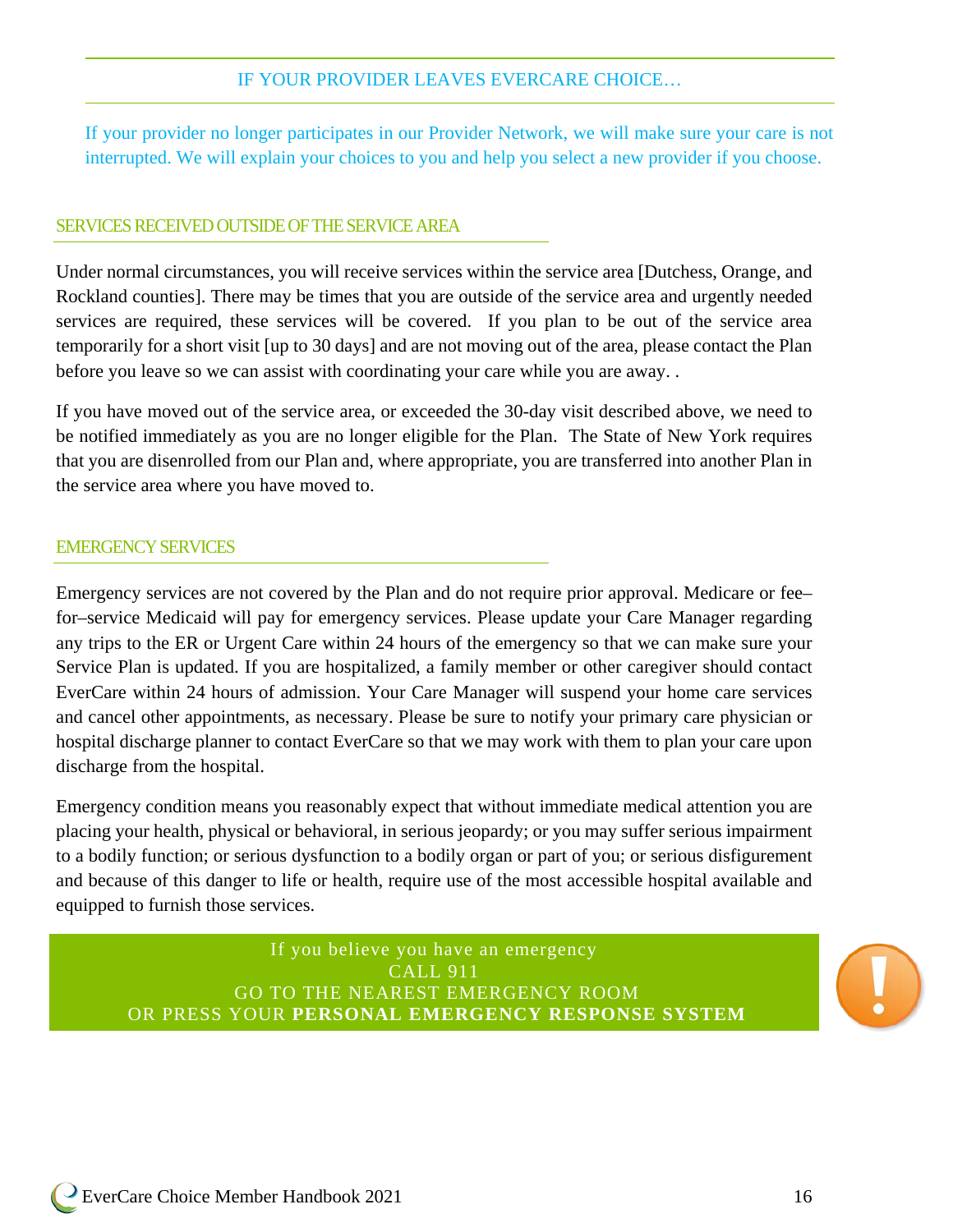## IF YOUR PROVIDER LEAVES EVERCARE CHOICE…

If your provider no longer participates in our Provider Network, we will make sure your care is not interrupted. We will explain your choices to you and help you select a new provider if you choose.

### SERVICES RECEIVED OUTSIDE OF THE SERVICE AREA

Under normal circumstances, you will receive services within the service area [Dutchess, Orange, and Rockland counties]. There may be times that you are outside of the service area and urgently needed services are required, these services will be covered. If you plan to be out of the service area temporarily for a short visit [up to 30 days] and are not moving out of the area, please contact the Plan before you leave so we can assist with coordinating your care while you are away. .

If you have moved out of the service area, or exceeded the 30-day visit described above, we need to be notified immediately as you are no longer eligible for the Plan. The State of New York requires that you are disenrolled from our Plan and, where appropriate, you are transferred into another Plan in the service area where you have moved to.

### EMERGENCY SERVICES

Emergency services are not covered by the Plan and do not require prior approval. Medicare or fee–for–service Medicaid will pay for emergency services. Please update your Care Manager regarding any trips to the ER or Urgent Care within 24 hours of the emergency so that we can make sure your Service Plan is updated. If you are hospitalized, a family member or other caregiver should contact EverCare within 24 hours of admission. Your Care Manager will suspend your home care services and cancel other appointments, as necessary. Please be sure to notify your primary care physician or hospital discharge planner to contact EverCare so that we may work with them to plan your care upon discharge from the hospital.

Emergency condition means you reasonably expect that without immediate medical attention you are placing your health, physical or behavioral, in serious jeopardy; or you may suffer serious impairment to a bodily function; or serious dysfunction to a bodily organ or part of you; or serious disfigurement and because of this danger to life or health, require use of the most accessible hospital available and equipped to furnish those services.

If you believe you have an emergency
CALL 911
GO TO THE NEAREST EMERGENCY ROOM
OR PRESS YOUR **PERSONAL EMERGENCY RESPONSE SYSTEM**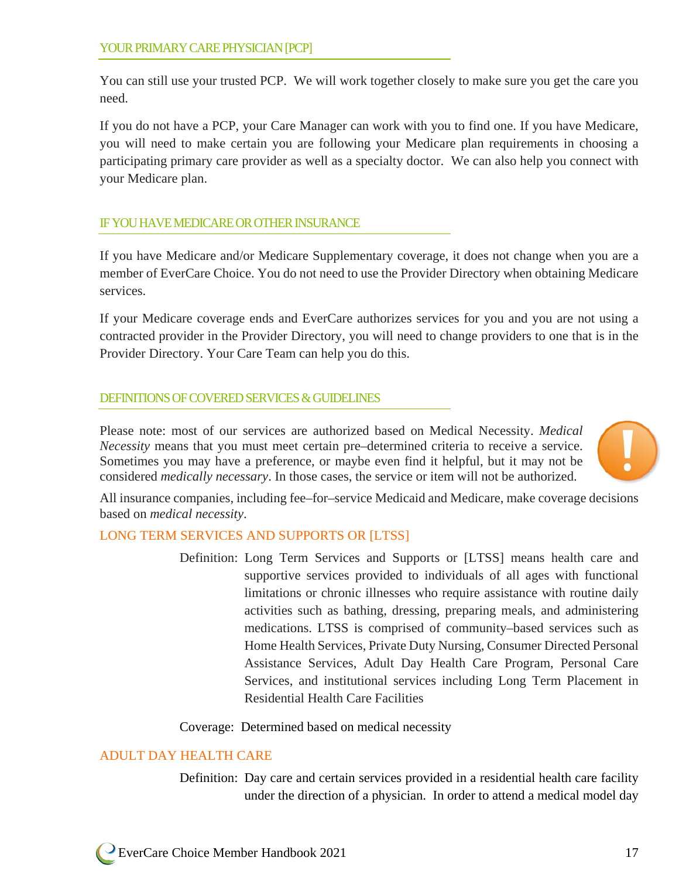## YOUR PRIMARY CARE PHYSICIAN [PCP]

You can still use your trusted PCP. We will work together closely to make sure you get the care you need.

If you do not have a PCP, your Care Manager can work with you to find one. If you have Medicare, you will need to make certain you are following your Medicare plan requirements in choosing a participating primary care provider as well as a specialty doctor. We can also help you connect with your Medicare plan.

## IF YOU HAVE MEDICARE OR OTHER INSURANCE

If you have Medicare and/or Medicare Supplementary coverage, it does not change when you are a member of EverCare Choice. You do not need to use the Provider Directory when obtaining Medicare services.

If your Medicare coverage ends and EverCare authorizes services for you and you are not using a contracted provider in the Provider Directory, you will need to change providers to one that is in the Provider Directory. Your Care Team can help you do this.

## DEFINITIONS OF COVERED SERVICES & GUIDELINES

Please note: most of our services are authorized based on Medical Necessity. *Medical Necessity* means that you must meet certain pre–determined criteria to receive a service. Sometimes you may have a preference, or maybe even find it helpful, but it may not be considered *medically necessary*. In those cases, the service or item will not be authorized.

All insurance companies, including fee–for–service Medicaid and Medicare, make coverage decisions based on *medical necessity*.

### LONG TERM SERVICES AND SUPPORTS OR [LTSS]

Definition: Long Term Services and Supports or [LTSS] means health care and supportive services provided to individuals of all ages with functional limitations or chronic illnesses who require assistance with routine daily activities such as bathing, dressing, preparing meals, and administering medications. LTSS is comprised of community–based services such as Home Health Services, Private Duty Nursing, Consumer Directed Personal Assistance Services, Adult Day Health Care Program, Personal Care Services, and institutional services including Long Term Placement in Residential Health Care Facilities

Coverage: Determined based on medical necessity

### ADULT DAY HEALTH CARE

Definition: Day care and certain services provided in a residential health care facility under the direction of a physician. In order to attend a medical model day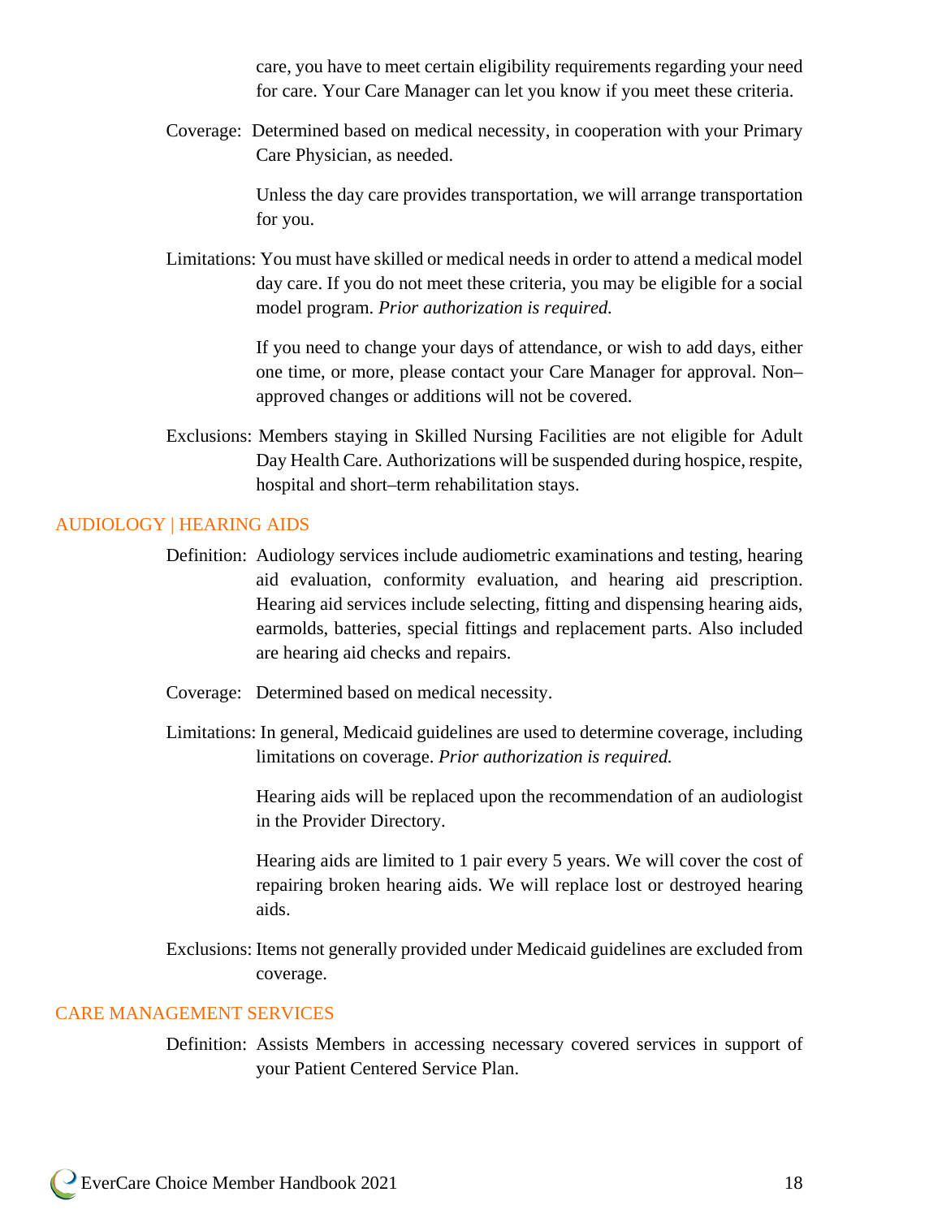care, you have to meet certain eligibility requirements regarding your need for care. Your Care Manager can let you know if you meet these criteria.

Coverage: Determined based on medical necessity, in cooperation with your Primary Care Physician, as needed.

Unless the day care provides transportation, we will arrange transportation for you.

Limitations: You must have skilled or medical needs in order to attend a medical model day care. If you do not meet these criteria, you may be eligible for a social model program. *Prior authorization is required.*

If you need to change your days of attendance, or wish to add days, either one time, or more, please contact your Care Manager for approval. Non–approved changes or additions will not be covered.

Exclusions: Members staying in Skilled Nursing Facilities are not eligible for Adult Day Health Care. Authorizations will be suspended during hospice, respite, hospital and short–term rehabilitation stays.

## AUDIOLOGY | HEARING AIDS

Definition: Audiology services include audiometric examinations and testing, hearing aid evaluation, conformity evaluation, and hearing aid prescription. Hearing aid services include selecting, fitting and dispensing hearing aids, earmolds, batteries, special fittings and replacement parts. Also included are hearing aid checks and repairs.

Coverage: Determined based on medical necessity.

Limitations: In general, Medicaid guidelines are used to determine coverage, including limitations on coverage. *Prior authorization is required.*

Hearing aids will be replaced upon the recommendation of an audiologist in the Provider Directory.

Hearing aids are limited to 1 pair every 5 years. We will cover the cost of repairing broken hearing aids. We will replace lost or destroyed hearing aids.

Exclusions: Items not generally provided under Medicaid guidelines are excluded from coverage.

## CARE MANAGEMENT SERVICES

Definition: Assists Members in accessing necessary covered services in support of your Patient Centered Service Plan.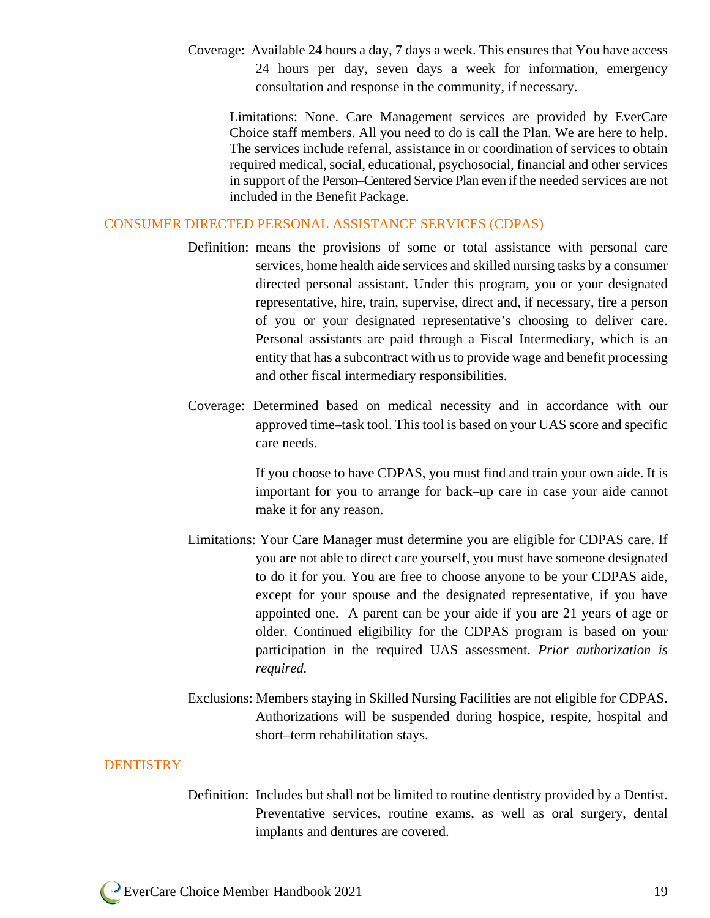Coverage: Available 24 hours a day, 7 days a week. This ensures that You have access 24 hours per day, seven days a week for information, emergency consultation and response in the community, if necessary.

Limitations: None. Care Management services are provided by EverCare Choice staff members. All you need to do is call the Plan. We are here to help. The services include referral, assistance in or coordination of services to obtain required medical, social, educational, psychosocial, financial and other services in support of the Person–Centered Service Plan even if the needed services are not included in the Benefit Package.

## CONSUMER DIRECTED PERSONAL ASSISTANCE SERVICES (CDPAS)

Definition: means the provisions of some or total assistance with personal care services, home health aide services and skilled nursing tasks by a consumer directed personal assistant. Under this program, you or your designated representative, hire, train, supervise, direct and, if necessary, fire a person of you or your designated representative's choosing to deliver care. Personal assistants are paid through a Fiscal Intermediary, which is an entity that has a subcontract with us to provide wage and benefit processing and other fiscal intermediary responsibilities.

Coverage: Determined based on medical necessity and in accordance with our approved time–task tool. This tool is based on your UAS score and specific care needs.

If you choose to have CDPAS, you must find and train your own aide. It is important for you to arrange for back–up care in case your aide cannot make it for any reason.

Limitations: Your Care Manager must determine you are eligible for CDPAS care. If you are not able to direct care yourself, you must have someone designated to do it for you. You are free to choose anyone to be your CDPAS aide, except for your spouse and the designated representative, if you have appointed one. A parent can be your aide if you are 21 years of age or older. Continued eligibility for the CDPAS program is based on your participation in the required UAS assessment. *Prior authorization is required.*

Exclusions: Members staying in Skilled Nursing Facilities are not eligible for CDPAS. Authorizations will be suspended during hospice, respite, hospital and short–term rehabilitation stays.

## DENTISTRY

Definition: Includes but shall not be limited to routine dentistry provided by a Dentist. Preventative services, routine exams, as well as oral surgery, dental implants and dentures are covered.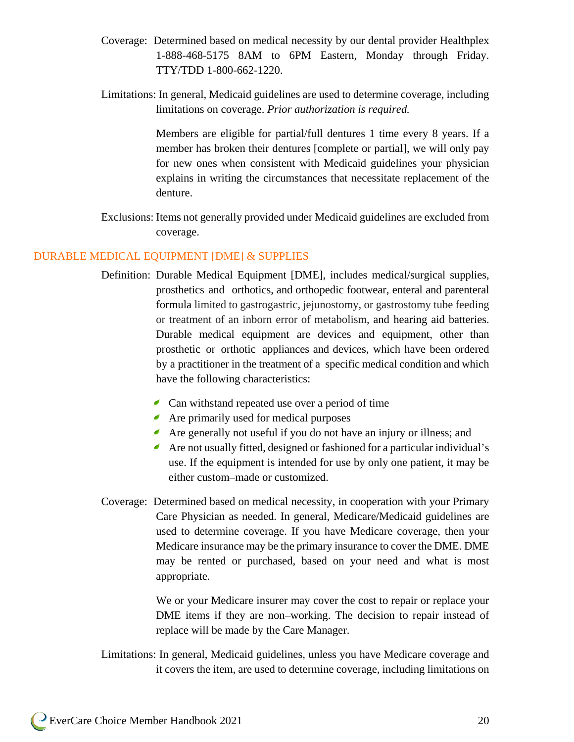Coverage: Determined based on medical necessity by our dental provider Healthplex 1-888-468-5175 8AM to 6PM Eastern, Monday through Friday. TTY/TDD 1-800-662-1220.

Limitations: In general, Medicaid guidelines are used to determine coverage, including limitations on coverage. *Prior authorization is required.*

Members are eligible for partial/full dentures 1 time every 8 years. If a member has broken their dentures [complete or partial], we will only pay for new ones when consistent with Medicaid guidelines your physician explains in writing the circumstances that necessitate replacement of the denture.

Exclusions: Items not generally provided under Medicaid guidelines are excluded from coverage.

## DURABLE MEDICAL EQUIPMENT [DME] & SUPPLIES

Definition: Durable Medical Equipment [DME], includes medical/surgical supplies, prosthetics and orthotics, and orthopedic footwear, enteral and parenteral formula limited to gastrogastric, jejunostomy, or gastrostomy tube feeding or treatment of an inborn error of metabolism, and hearing aid batteries. Durable medical equipment are devices and equipment, other than prosthetic or orthotic appliances and devices, which have been ordered by a practitioner in the treatment of a specific medical condition and which have the following characteristics:

- Can withstand repeated use over a period of time
- Are primarily used for medical purposes
- Are generally not useful if you do not have an injury or illness; and
- Are not usually fitted, designed or fashioned for a particular individual's use. If the equipment is intended for use by only one patient, it may be either custom–made or customized.

Coverage: Determined based on medical necessity, in cooperation with your Primary Care Physician as needed. In general, Medicare/Medicaid guidelines are used to determine coverage. If you have Medicare coverage, then your Medicare insurance may be the primary insurance to cover the DME. DME may be rented or purchased, based on your need and what is most appropriate.

We or your Medicare insurer may cover the cost to repair or replace your DME items if they are non–working. The decision to repair instead of replace will be made by the Care Manager.

Limitations: In general, Medicaid guidelines, unless you have Medicare coverage and it covers the item, are used to determine coverage, including limitations on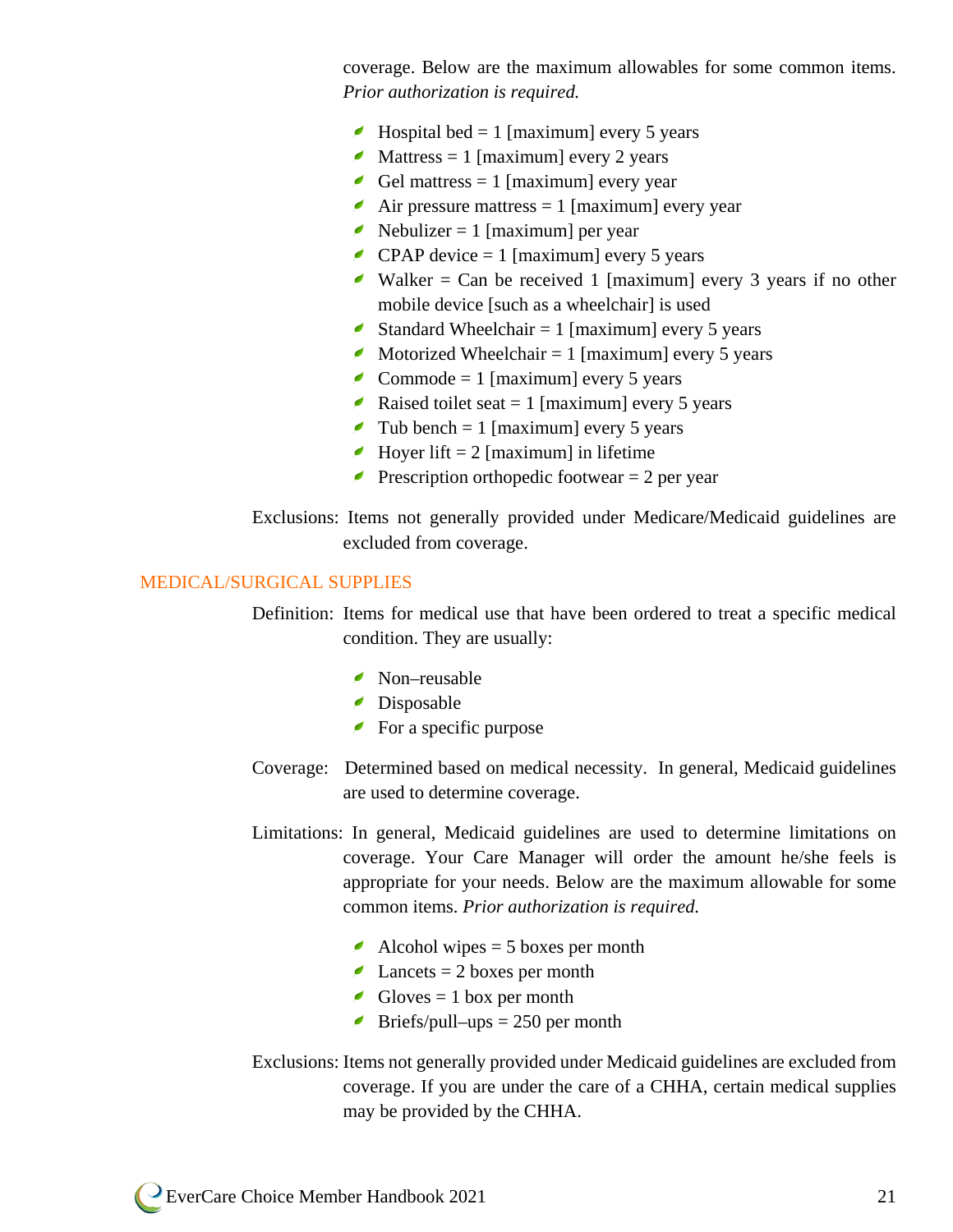coverage. Below are the maximum allowables for some common items. *Prior authorization is required.*

- Hospital bed = 1 [maximum] every 5 years
- Mattress = 1 [maximum] every 2 years
- Gel mattress = 1 [maximum] every year
- Air pressure mattress = 1 [maximum] every year
- Nebulizer = 1 [maximum] per year
- CPAP device = 1 [maximum] every 5 years
- Walker = Can be received 1 [maximum] every 3 years if no other mobile device [such as a wheelchair] is used
- Standard Wheelchair = 1 [maximum] every 5 years
- Motorized Wheelchair = 1 [maximum] every 5 years
- Commode = 1 [maximum] every 5 years
- Raised toilet seat = 1 [maximum] every 5 years
- Tub bench = 1 [maximum] every 5 years
- Hoyer lift = 2 [maximum] in lifetime
- Prescription orthopedic footwear = 2 per year

Exclusions: Items not generally provided under Medicare/Medicaid guidelines are excluded from coverage.

## MEDICAL/SURGICAL SUPPLIES

Definition: Items for medical use that have been ordered to treat a specific medical condition. They are usually:

- Non–reusable
- Disposable
- For a specific purpose

Coverage: Determined based on medical necessity. In general, Medicaid guidelines are used to determine coverage.

Limitations: In general, Medicaid guidelines are used to determine limitations on coverage. Your Care Manager will order the amount he/she feels is appropriate for your needs. Below are the maximum allowable for some common items. *Prior authorization is required.*

- Alcohol wipes = 5 boxes per month
- Lancets = 2 boxes per month
- Gloves = 1 box per month
- Briefs/pull–ups = 250 per month

Exclusions: Items not generally provided under Medicaid guidelines are excluded from coverage. If you are under the care of a CHHA, certain medical supplies may be provided by the CHHA.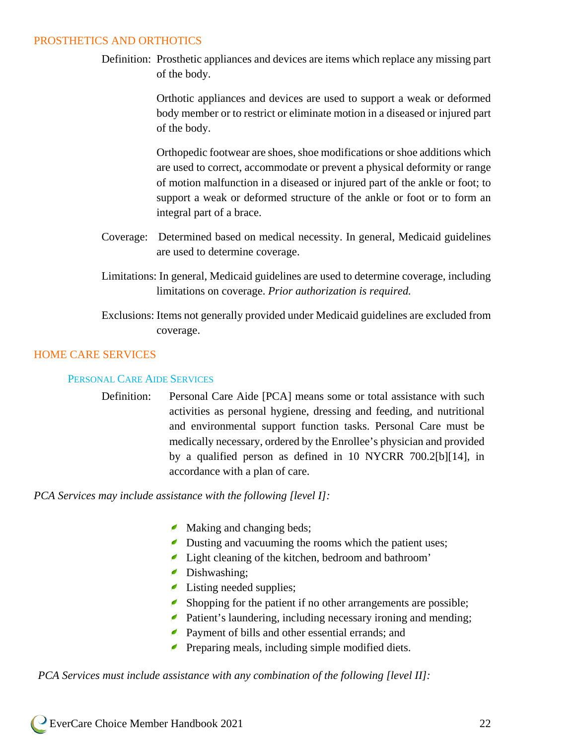## PROSTHETICS AND ORTHOTICS

Definition: Prosthetic appliances and devices are items which replace any missing part of the body.

Orthotic appliances and devices are used to support a weak or deformed body member or to restrict or eliminate motion in a diseased or injured part of the body.

Orthopedic footwear are shoes, shoe modifications or shoe additions which are used to correct, accommodate or prevent a physical deformity or range of motion malfunction in a diseased or injured part of the ankle or foot; to support a weak or deformed structure of the ankle or foot or to form an integral part of a brace.

Coverage: Determined based on medical necessity. In general, Medicaid guidelines are used to determine coverage.

Limitations: In general, Medicaid guidelines are used to determine coverage, including limitations on coverage. *Prior authorization is required.*

Exclusions: Items not generally provided under Medicaid guidelines are excluded from coverage.

## HOME CARE SERVICES

### Personal Care Aide Services

Definition: Personal Care Aide [PCA] means some or total assistance with such activities as personal hygiene, dressing and feeding, and nutritional and environmental support function tasks. Personal Care must be medically necessary, ordered by the Enrollee's physician and provided by a qualified person as defined in 10 NYCRR 700.2[b][14], in accordance with a plan of care.

*PCA Services may include assistance with the following [level I]:*

- Making and changing beds;
- Dusting and vacuuming the rooms which the patient uses;
- Light cleaning of the kitchen, bedroom and bathroom'
- Dishwashing;
- Listing needed supplies;
- Shopping for the patient if no other arrangements are possible;
- Patient's laundering, including necessary ironing and mending;
- Payment of bills and other essential errands; and
- Preparing meals, including simple modified diets.

*PCA Services must include assistance with any combination of the following [level II]:*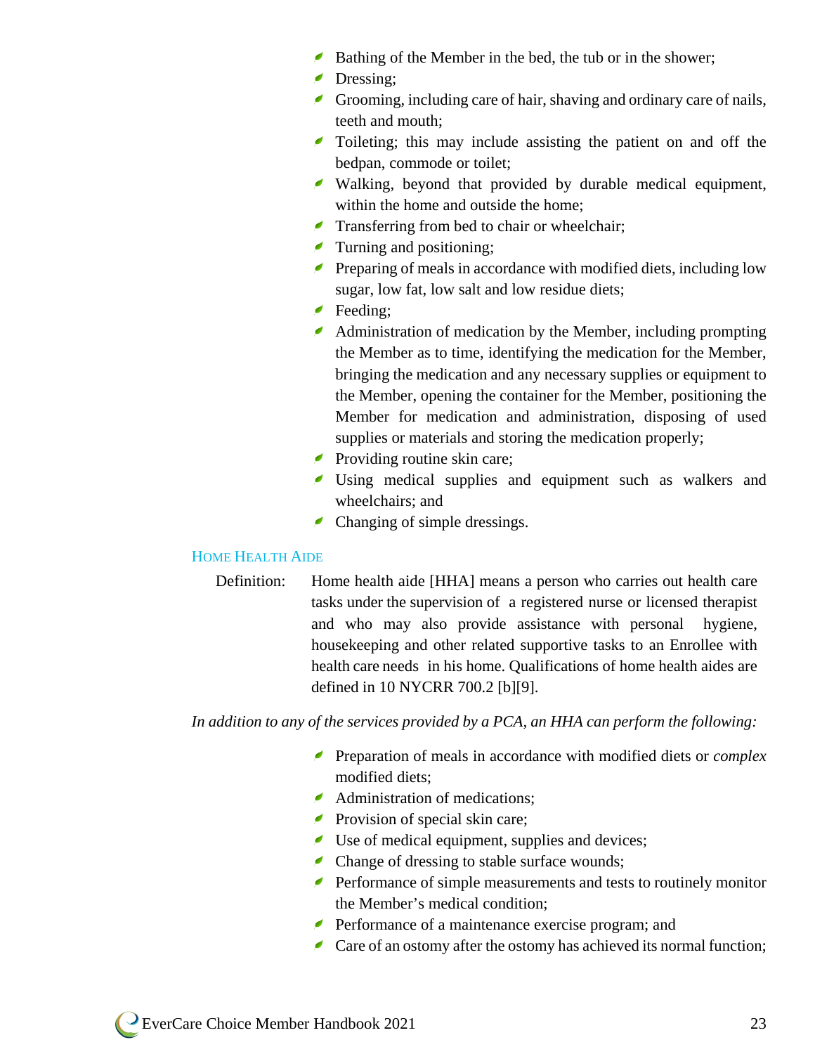- Bathing of the Member in the bed, the tub or in the shower;
- Dressing;
- Grooming, including care of hair, shaving and ordinary care of nails, teeth and mouth;
- Toileting; this may include assisting the patient on and off the bedpan, commode or toilet;
- Walking, beyond that provided by durable medical equipment, within the home and outside the home;
- Transferring from bed to chair or wheelchair;
- Turning and positioning;
- Preparing of meals in accordance with modified diets, including low sugar, low fat, low salt and low residue diets;
- Feeding;
- Administration of medication by the Member, including prompting the Member as to time, identifying the medication for the Member, bringing the medication and any necessary supplies or equipment to the Member, opening the container for the Member, positioning the Member for medication and administration, disposing of used supplies or materials and storing the medication properly;
- Providing routine skin care;
- Using medical supplies and equipment such as walkers and wheelchairs; and
- Changing of simple dressings.

### Home Health Aide

Definition: Home health aide [HHA] means a person who carries out health care tasks under the supervision of a registered nurse or licensed therapist and who may also provide assistance with personal hygiene, housekeeping and other related supportive tasks to an Enrollee with health care needs in his home. Qualifications of home health aides are defined in 10 NYCRR 700.2 [b][9].

*In addition to any of the services provided by a PCA, an HHA can perform the following:*

- Preparation of meals in accordance with modified diets or *complex* modified diets;
- Administration of medications;
- Provision of special skin care;
- Use of medical equipment, supplies and devices;
- Change of dressing to stable surface wounds;
- Performance of simple measurements and tests to routinely monitor the Member's medical condition;
- Performance of a maintenance exercise program; and
- Care of an ostomy after the ostomy has achieved its normal function;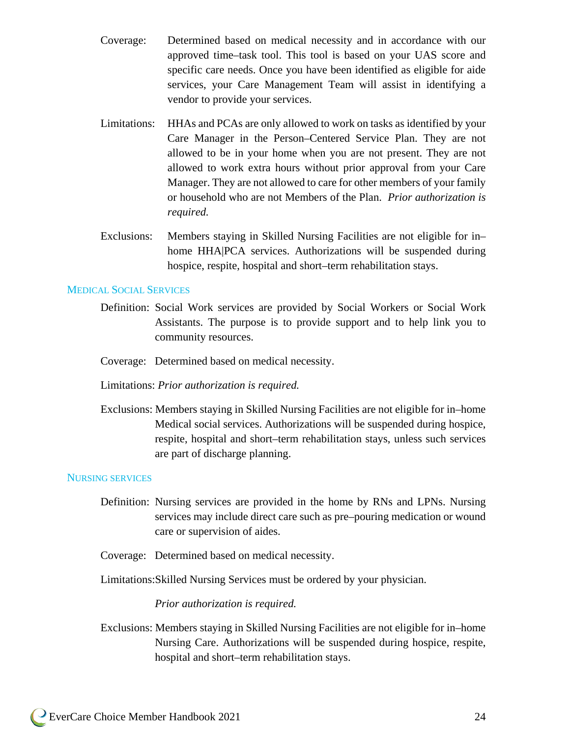Coverage: Determined based on medical necessity and in accordance with our approved time–task tool. This tool is based on your UAS score and specific care needs. Once you have been identified as eligible for aide services, your Care Management Team will assist in identifying a vendor to provide your services.

Limitations: HHAs and PCAs are only allowed to work on tasks as identified by your Care Manager in the Person–Centered Service Plan. They are not allowed to be in your home when you are not present. They are not allowed to work extra hours without prior approval from your Care Manager. They are not allowed to care for other members of your family or household who are not Members of the Plan. *Prior authorization is required.*

Exclusions: Members staying in Skilled Nursing Facilities are not eligible for in–home HHA|PCA services. Authorizations will be suspended during hospice, respite, hospital and short–term rehabilitation stays.

### Medical Social Services

Definition: Social Work services are provided by Social Workers or Social Work Assistants. The purpose is to provide support and to help link you to community resources.

Coverage: Determined based on medical necessity.

Limitations: *Prior authorization is required.*

Exclusions: Members staying in Skilled Nursing Facilities are not eligible for in–home Medical social services. Authorizations will be suspended during hospice, respite, hospital and short–term rehabilitation stays, unless such services are part of discharge planning.

### Nursing services

Definition: Nursing services are provided in the home by RNs and LPNs. Nursing services may include direct care such as pre–pouring medication or wound care or supervision of aides.

Coverage: Determined based on medical necessity.

Limitations: Skilled Nursing Services must be ordered by your physician.

*Prior authorization is required.*

Exclusions: Members staying in Skilled Nursing Facilities are not eligible for in–home Nursing Care. Authorizations will be suspended during hospice, respite, hospital and short–term rehabilitation stays.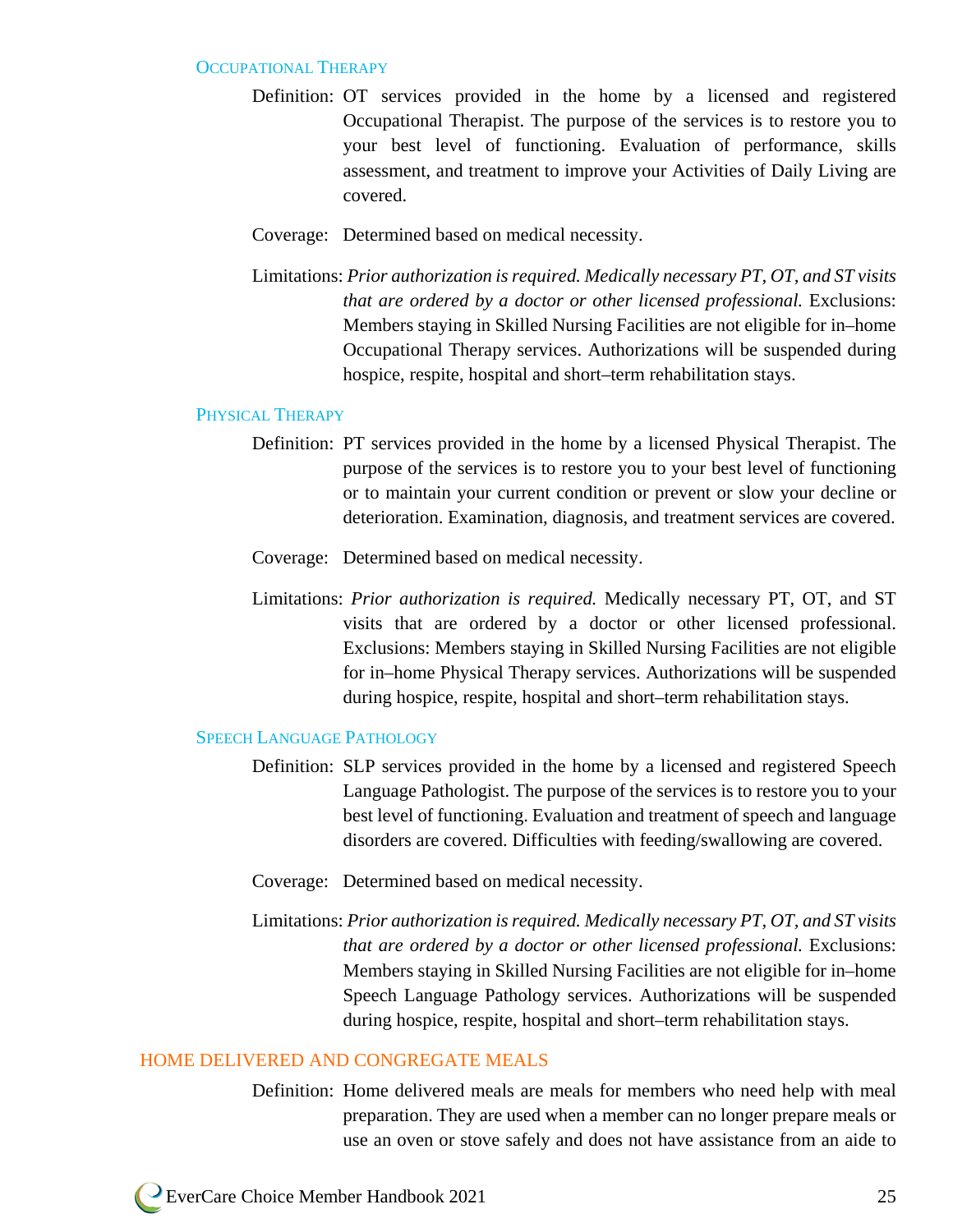### Occupational Therapy

Definition: OT services provided in the home by a licensed and registered Occupational Therapist. The purpose of the services is to restore you to your best level of functioning. Evaluation of performance, skills assessment, and treatment to improve your Activities of Daily Living are covered.

Coverage: Determined based on medical necessity.

Limitations: *Prior authorization is required. Medically necessary PT, OT, and ST visits that are ordered by a doctor or other licensed professional.* Exclusions: Members staying in Skilled Nursing Facilities are not eligible for in–home Occupational Therapy services. Authorizations will be suspended during hospice, respite, hospital and short–term rehabilitation stays.

### Physical Therapy

Definition: PT services provided in the home by a licensed Physical Therapist. The purpose of the services is to restore you to your best level of functioning or to maintain your current condition or prevent or slow your decline or deterioration. Examination, diagnosis, and treatment services are covered.

Coverage: Determined based on medical necessity.

Limitations: *Prior authorization is required.* Medically necessary PT, OT, and ST visits that are ordered by a doctor or other licensed professional. Exclusions: Members staying in Skilled Nursing Facilities are not eligible for in–home Physical Therapy services. Authorizations will be suspended during hospice, respite, hospital and short–term rehabilitation stays.

### Speech Language Pathology

Definition: SLP services provided in the home by a licensed and registered Speech Language Pathologist. The purpose of the services is to restore you to your best level of functioning. Evaluation and treatment of speech and language disorders are covered. Difficulties with feeding/swallowing are covered.

Coverage: Determined based on medical necessity.

Limitations: *Prior authorization is required. Medically necessary PT, OT, and ST visits that are ordered by a doctor or other licensed professional.* Exclusions: Members staying in Skilled Nursing Facilities are not eligible for in–home Speech Language Pathology services. Authorizations will be suspended during hospice, respite, hospital and short–term rehabilitation stays.

## HOME DELIVERED AND CONGREGATE MEALS

Definition: Home delivered meals are meals for members who need help with meal preparation. They are used when a member can no longer prepare meals or use an oven or stove safely and does not have assistance from an aide to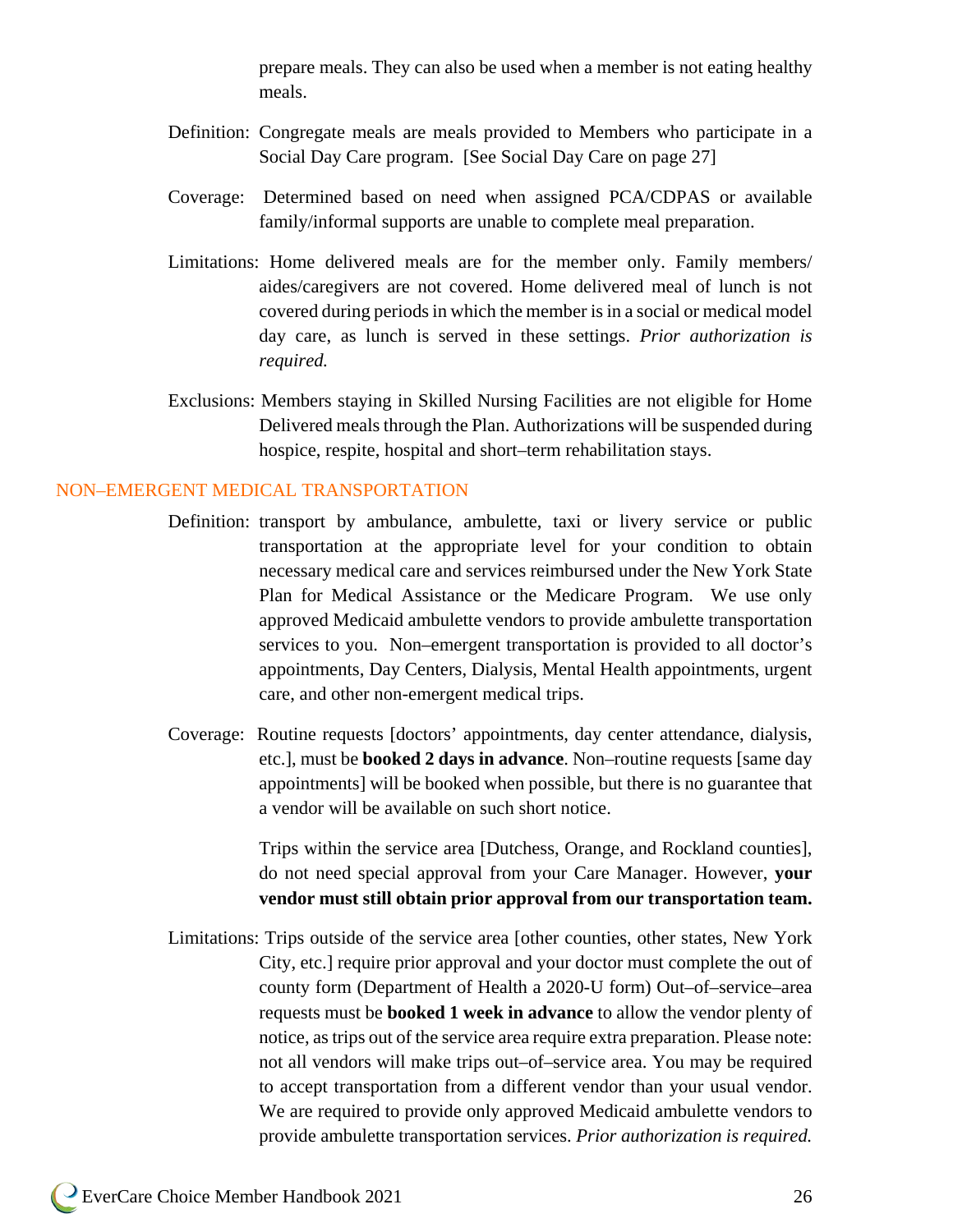prepare meals. They can also be used when a member is not eating healthy meals.

Definition: Congregate meals are meals provided to Members who participate in a Social Day Care program. [See Social Day Care on page 27]

Coverage: Determined based on need when assigned PCA/CDPAS or available family/informal supports are unable to complete meal preparation.

Limitations: Home delivered meals are for the member only. Family members/aides/caregivers are not covered. Home delivered meal of lunch is not covered during periods in which the member is in a social or medical model day care, as lunch is served in these settings. *Prior authorization is required.*

Exclusions: Members staying in Skilled Nursing Facilities are not eligible for Home Delivered meals through the Plan. Authorizations will be suspended during hospice, respite, hospital and short–term rehabilitation stays.

## NON–EMERGENT MEDICAL TRANSPORTATION

Definition: transport by ambulance, ambulette, taxi or livery service or public transportation at the appropriate level for your condition to obtain necessary medical care and services reimbursed under the New York State Plan for Medical Assistance or the Medicare Program. We use only approved Medicaid ambulette vendors to provide ambulette transportation services to you. Non–emergent transportation is provided to all doctor's appointments, Day Centers, Dialysis, Mental Health appointments, urgent care, and other non-emergent medical trips.

Coverage: Routine requests [doctors' appointments, day center attendance, dialysis, etc.], must be **booked 2 days in advance**. Non–routine requests [same day appointments] will be booked when possible, but there is no guarantee that a vendor will be available on such short notice.

Trips within the service area [Dutchess, Orange, and Rockland counties], do not need special approval from your Care Manager. However, **your vendor must still obtain prior approval from our transportation team.**

Limitations: Trips outside of the service area [other counties, other states, New York City, etc.] require prior approval and your doctor must complete the out of county form (Department of Health a 2020-U form) Out–of–service–area requests must be **booked 1 week in advance** to allow the vendor plenty of notice, as trips out of the service area require extra preparation. Please note: not all vendors will make trips out–of–service area. You may be required to accept transportation from a different vendor than your usual vendor. We are required to provide only approved Medicaid ambulette vendors to provide ambulette transportation services. *Prior authorization is required.*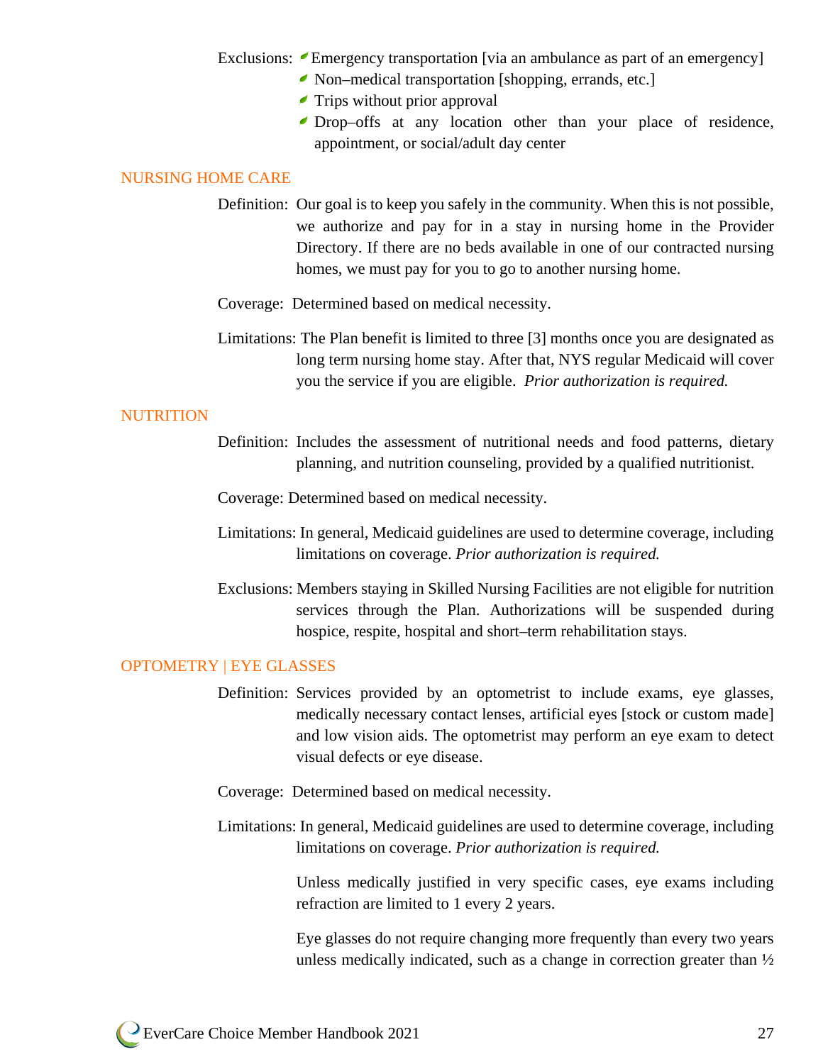Exclusions:
- Emergency transportation [via an ambulance as part of an emergency]
- Non–medical transportation [shopping, errands, etc.]
- Trips without prior approval
- Drop–offs at any location other than your place of residence, appointment, or social/adult day center

## NURSING HOME CARE

Definition: Our goal is to keep you safely in the community. When this is not possible, we authorize and pay for in a stay in nursing home in the Provider Directory. If there are no beds available in one of our contracted nursing homes, we must pay for you to go to another nursing home.

Coverage: Determined based on medical necessity.

Limitations: The Plan benefit is limited to three [3] months once you are designated as long term nursing home stay. After that, NYS regular Medicaid will cover you the service if you are eligible. *Prior authorization is required.*

## NUTRITION

Definition: Includes the assessment of nutritional needs and food patterns, dietary planning, and nutrition counseling, provided by a qualified nutritionist.

Coverage: Determined based on medical necessity.

Limitations: In general, Medicaid guidelines are used to determine coverage, including limitations on coverage. *Prior authorization is required.*

Exclusions: Members staying in Skilled Nursing Facilities are not eligible for nutrition services through the Plan. Authorizations will be suspended during hospice, respite, hospital and short–term rehabilitation stays.

## OPTOMETRY | EYE GLASSES

Definition: Services provided by an optometrist to include exams, eye glasses, medically necessary contact lenses, artificial eyes [stock or custom made] and low vision aids. The optometrist may perform an eye exam to detect visual defects or eye disease.

Coverage: Determined based on medical necessity.

Limitations: In general, Medicaid guidelines are used to determine coverage, including limitations on coverage. *Prior authorization is required.*

Unless medically justified in very specific cases, eye exams including refraction are limited to 1 every 2 years.

Eye glasses do not require changing more frequently than every two years unless medically indicated, such as a change in correction greater than ½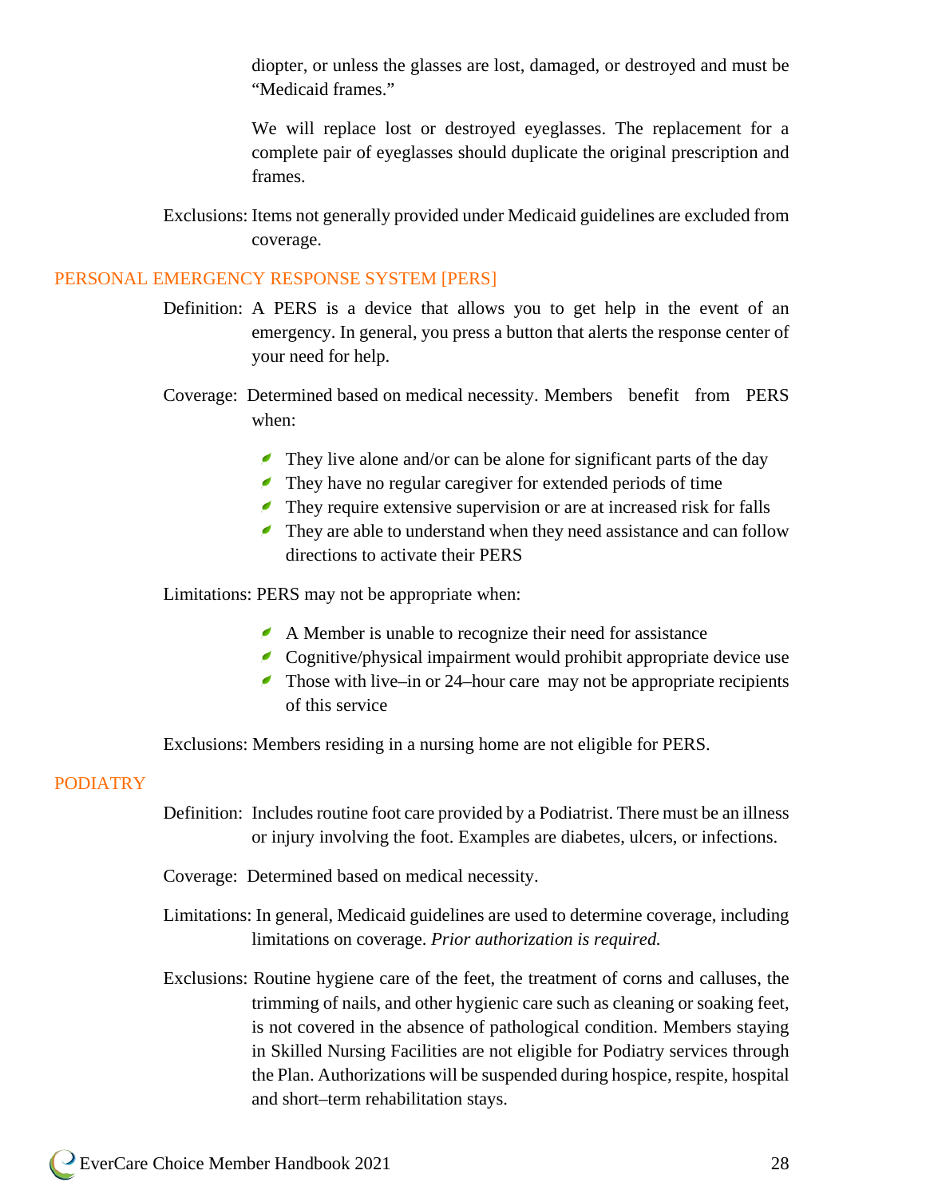diopter, or unless the glasses are lost, damaged, or destroyed and must be "Medicaid frames."

We will replace lost or destroyed eyeglasses. The replacement for a complete pair of eyeglasses should duplicate the original prescription and frames.

Exclusions: Items not generally provided under Medicaid guidelines are excluded from coverage.

## PERSONAL EMERGENCY RESPONSE SYSTEM [PERS]

Definition: A PERS is a device that allows you to get help in the event of an emergency. In general, you press a button that alerts the response center of your need for help.

Coverage: Determined based on medical necessity. Members benefit from PERS when:

- They live alone and/or can be alone for significant parts of the day
- They have no regular caregiver for extended periods of time
- They require extensive supervision or are at increased risk for falls
- They are able to understand when they need assistance and can follow directions to activate their PERS

Limitations: PERS may not be appropriate when:

- A Member is unable to recognize their need for assistance
- Cognitive/physical impairment would prohibit appropriate device use
- Those with live–in or 24–hour care may not be appropriate recipients of this service

Exclusions: Members residing in a nursing home are not eligible for PERS.

## PODIATRY

Definition: Includes routine foot care provided by a Podiatrist. There must be an illness or injury involving the foot. Examples are diabetes, ulcers, or infections.

Coverage: Determined based on medical necessity.

Limitations: In general, Medicaid guidelines are used to determine coverage, including limitations on coverage. *Prior authorization is required.*

Exclusions: Routine hygiene care of the feet, the treatment of corns and calluses, the trimming of nails, and other hygienic care such as cleaning or soaking feet, is not covered in the absence of pathological condition. Members staying in Skilled Nursing Facilities are not eligible for Podiatry services through the Plan. Authorizations will be suspended during hospice, respite, hospital and short–term rehabilitation stays.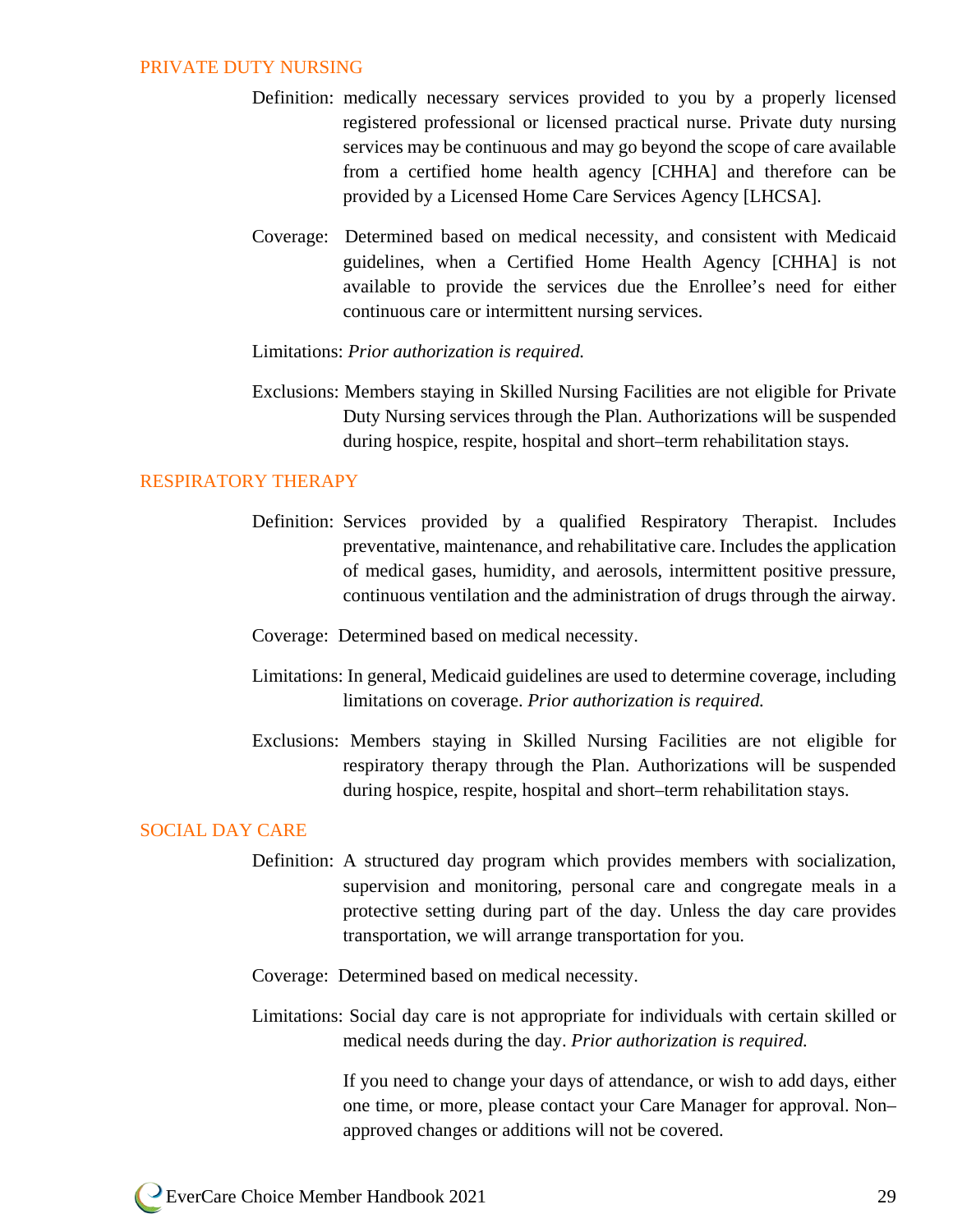## PRIVATE DUTY NURSING

Definition: medically necessary services provided to you by a properly licensed registered professional or licensed practical nurse. Private duty nursing services may be continuous and may go beyond the scope of care available from a certified home health agency [CHHA] and therefore can be provided by a Licensed Home Care Services Agency [LHCSA].

Coverage: Determined based on medical necessity, and consistent with Medicaid guidelines, when a Certified Home Health Agency [CHHA] is not available to provide the services due the Enrollee's need for either continuous care or intermittent nursing services.

Limitations: *Prior authorization is required.*

Exclusions: Members staying in Skilled Nursing Facilities are not eligible for Private Duty Nursing services through the Plan. Authorizations will be suspended during hospice, respite, hospital and short–term rehabilitation stays.

## RESPIRATORY THERAPY

Definition: Services provided by a qualified Respiratory Therapist. Includes preventative, maintenance, and rehabilitative care. Includes the application of medical gases, humidity, and aerosols, intermittent positive pressure, continuous ventilation and the administration of drugs through the airway.

Coverage: Determined based on medical necessity.

Limitations: In general, Medicaid guidelines are used to determine coverage, including limitations on coverage. *Prior authorization is required.*

Exclusions: Members staying in Skilled Nursing Facilities are not eligible for respiratory therapy through the Plan. Authorizations will be suspended during hospice, respite, hospital and short–term rehabilitation stays.

## SOCIAL DAY CARE

Definition: A structured day program which provides members with socialization, supervision and monitoring, personal care and congregate meals in a protective setting during part of the day. Unless the day care provides transportation, we will arrange transportation for you.

Coverage: Determined based on medical necessity.

Limitations: Social day care is not appropriate for individuals with certain skilled or medical needs during the day. *Prior authorization is required.*

If you need to change your days of attendance, or wish to add days, either one time, or more, please contact your Care Manager for approval. Non–approved changes or additions will not be covered.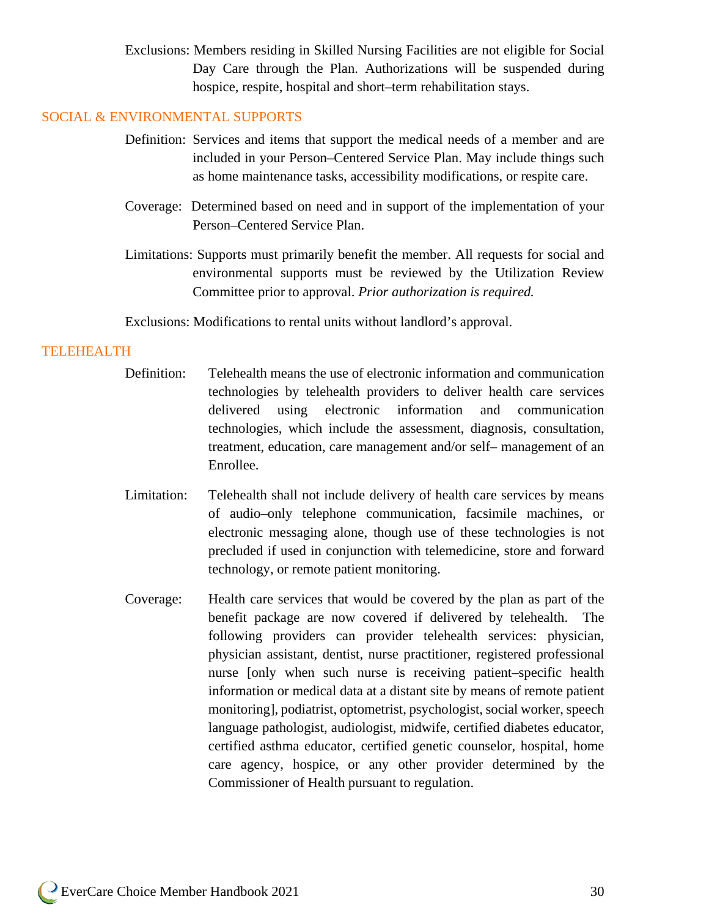Exclusions: Members residing in Skilled Nursing Facilities are not eligible for Social Day Care through the Plan. Authorizations will be suspended during hospice, respite, hospital and short–term rehabilitation stays.

## SOCIAL & ENVIRONMENTAL SUPPORTS

Definition: Services and items that support the medical needs of a member and are included in your Person–Centered Service Plan. May include things such as home maintenance tasks, accessibility modifications, or respite care.

Coverage: Determined based on need and in support of the implementation of your Person–Centered Service Plan.

Limitations: Supports must primarily benefit the member. All requests for social and environmental supports must be reviewed by the Utilization Review Committee prior to approval. *Prior authorization is required.*

Exclusions: Modifications to rental units without landlord's approval.

## TELEHEALTH

Definition: Telehealth means the use of electronic information and communication technologies by telehealth providers to deliver health care services delivered using electronic information and communication technologies, which include the assessment, diagnosis, consultation, treatment, education, care management and/or self– management of an Enrollee.

Limitation: Telehealth shall not include delivery of health care services by means of audio–only telephone communication, facsimile machines, or electronic messaging alone, though use of these technologies is not precluded if used in conjunction with telemedicine, store and forward technology, or remote patient monitoring.

Coverage: Health care services that would be covered by the plan as part of the benefit package are now covered if delivered by telehealth. The following providers can provider telehealth services: physician, physician assistant, dentist, nurse practitioner, registered professional nurse [only when such nurse is receiving patient–specific health information or medical data at a distant site by means of remote patient monitoring], podiatrist, optometrist, psychologist, social worker, speech language pathologist, audiologist, midwife, certified diabetes educator, certified asthma educator, certified genetic counselor, hospital, home care agency, hospice, or any other provider determined by the Commissioner of Health pursuant to regulation.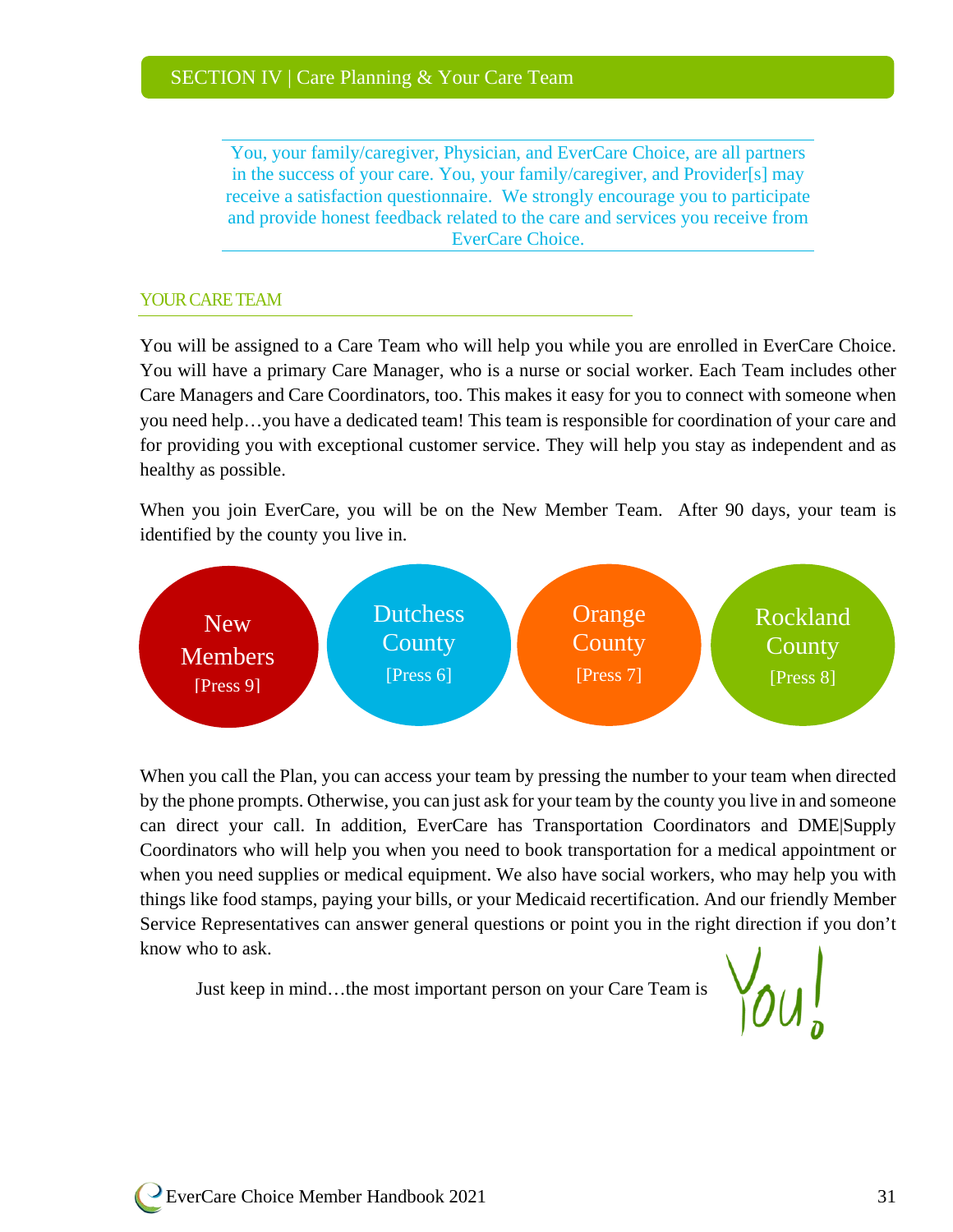## SECTION IV | Care Planning & Your Care Team

You, your family/caregiver, Physician, and EverCare Choice, are all partners in the success of your care. You, your family/caregiver, and Provider[s] may receive a satisfaction questionnaire. We strongly encourage you to participate and provide honest feedback related to the care and services you receive from EverCare Choice.

### YOUR CARE TEAM

You will be assigned to a Care Team who will help you while you are enrolled in EverCare Choice. You will have a primary Care Manager, who is a nurse or social worker. Each Team includes other Care Managers and Care Coordinators, too. This makes it easy for you to connect with someone when you need help…you have a dedicated team! This team is responsible for coordination of your care and for providing you with exceptional customer service. They will help you stay as independent and as healthy as possible.

When you join EverCare, you will be on the New Member Team. After 90 days, your team is identified by the county you live in.

- New Members [Press 9]
- Dutchess County [Press 6]
- Orange County [Press 7]
- Rockland County [Press 8]

When you call the Plan, you can access your team by pressing the number to your team when directed by the phone prompts. Otherwise, you can just ask for your team by the county you live in and someone can direct your call. In addition, EverCare has Transportation Coordinators and DME|Supply Coordinators who will help you when you need to book transportation for a medical appointment or when you need supplies or medical equipment. We also have social workers, who may help you with things like food stamps, paying your bills, or your Medicaid recertification. And our friendly Member Service Representatives can answer general questions or point you in the right direction if you don't know who to ask.

Just keep in mind…the most important person on your Care Team is You!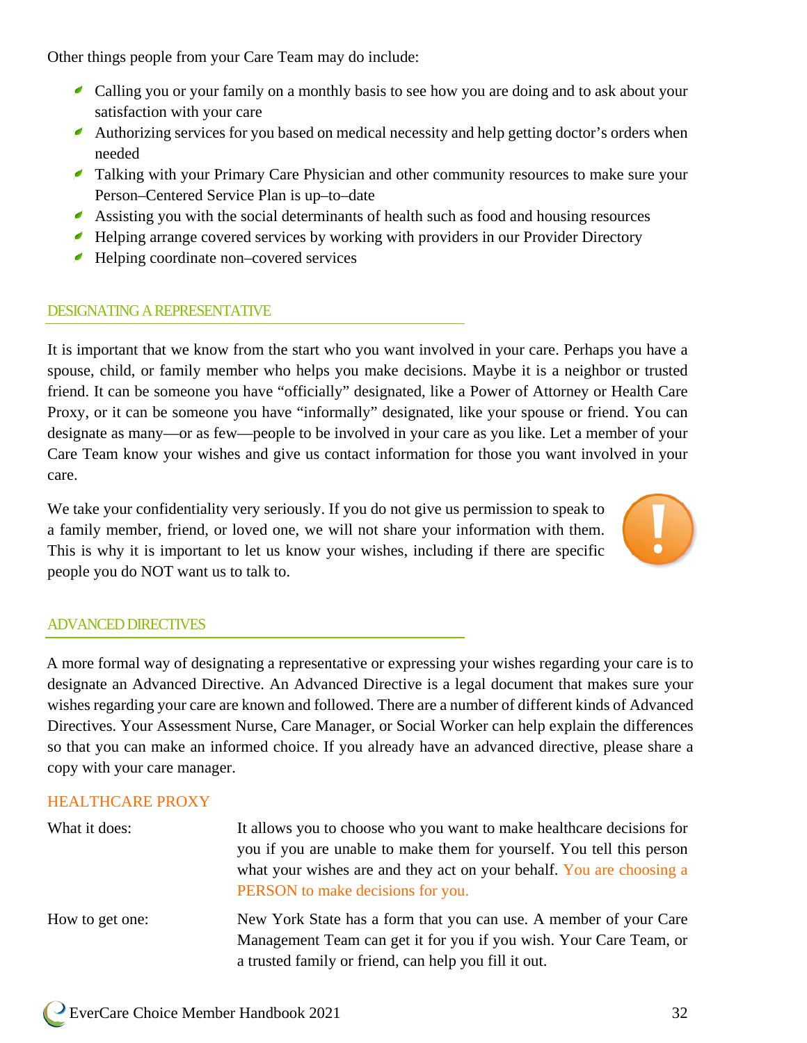Other things people from your Care Team may do include:

- Calling you or your family on a monthly basis to see how you are doing and to ask about your satisfaction with your care
- Authorizing services for you based on medical necessity and help getting doctor's orders when needed
- Talking with your Primary Care Physician and other community resources to make sure your Person–Centered Service Plan is up–to–date
- Assisting you with the social determinants of health such as food and housing resources
- Helping arrange covered services by working with providers in our Provider Directory
- Helping coordinate non–covered services

## DESIGNATING A REPRESENTATIVE

It is important that we know from the start who you want involved in your care. Perhaps you have a spouse, child, or family member who helps you make decisions. Maybe it is a neighbor or trusted friend. It can be someone you have "officially" designated, like a Power of Attorney or Health Care Proxy, or it can be someone you have "informally" designated, like your spouse or friend. You can designate as many—or as few—people to be involved in your care as you like. Let a member of your Care Team know your wishes and give us contact information for those you want involved in your care.

We take your confidentiality very seriously. If you do not give us permission to speak to a family member, friend, or loved one, we will not share your information with them. This is why it is important to let us know your wishes, including if there are specific people you do NOT want us to talk to.

## ADVANCED DIRECTIVES

A more formal way of designating a representative or expressing your wishes regarding your care is to designate an Advanced Directive. An Advanced Directive is a legal document that makes sure your wishes regarding your care are known and followed. There are a number of different kinds of Advanced Directives. Your Assessment Nurse, Care Manager, or Social Worker can help explain the differences so that you can make an informed choice. If you already have an advanced directive, please share a copy with your care manager.

### HEALTHCARE PROXY

| | |
|---|---|
| What it does: | It allows you to choose who you want to make healthcare decisions for you if you are unable to make them for yourself. You tell this person what your wishes are and they act on your behalf. You are choosing a PERSON to make decisions for you. |
| How to get one: | New York State has a form that you can use. A member of your Care Management Team can get it for you if you wish. Your Care Team, or a trusted family or friend, can help you fill it out. |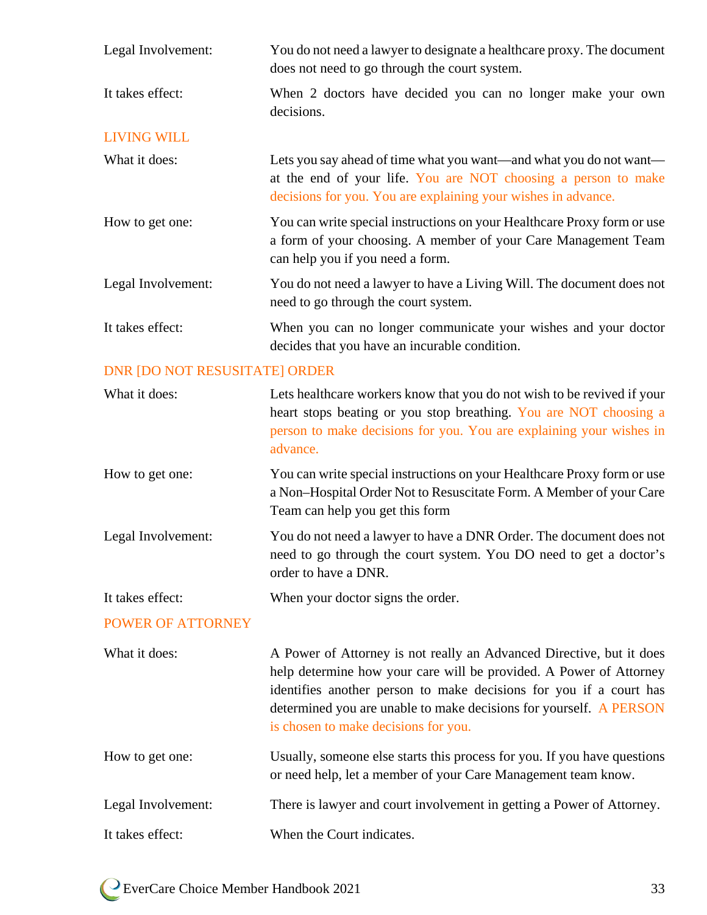| | |
|---|---|
| Legal Involvement: | You do not need a lawyer to designate a healthcare proxy. The document does not need to go through the court system. |
| It takes effect: | When 2 doctors have decided you can no longer make your own decisions. |

## LIVING WILL

| | |
|---|---|
| What it does: | Lets you say ahead of time what you want—and what you do not want—at the end of your life. You are NOT choosing a person to make decisions for you. You are explaining your wishes in advance. |
| How to get one: | You can write special instructions on your Healthcare Proxy form or use a form of your choosing. A member of your Care Management Team can help you if you need a form. |
| Legal Involvement: | You do not need a lawyer to have a Living Will. The document does not need to go through the court system. |
| It takes effect: | When you can no longer communicate your wishes and your doctor decides that you have an incurable condition. |

## DNR [DO NOT RESUSITATE] ORDER

| | |
|---|---|
| What it does: | Lets healthcare workers know that you do not wish to be revived if your heart stops beating or you stop breathing. You are NOT choosing a person to make decisions for you. You are explaining your wishes in advance. |
| How to get one: | You can write special instructions on your Healthcare Proxy form or use a Non–Hospital Order Not to Resuscitate Form. A Member of your Care Team can help you get this form |
| Legal Involvement: | You do not need a lawyer to have a DNR Order. The document does not need to go through the court system. You DO need to get a doctor's order to have a DNR. |
| It takes effect: | When your doctor signs the order. |

## POWER OF ATTORNEY

| | |
|---|---|
| What it does: | A Power of Attorney is not really an Advanced Directive, but it does help determine how your care will be provided. A Power of Attorney identifies another person to make decisions for you if a court has determined you are unable to make decisions for yourself. A PERSON is chosen to make decisions for you. |
| How to get one: | Usually, someone else starts this process for you. If you have questions or need help, let a member of your Care Management team know. |
| Legal Involvement: | There is lawyer and court involvement in getting a Power of Attorney. |
| It takes effect: | When the Court indicates. |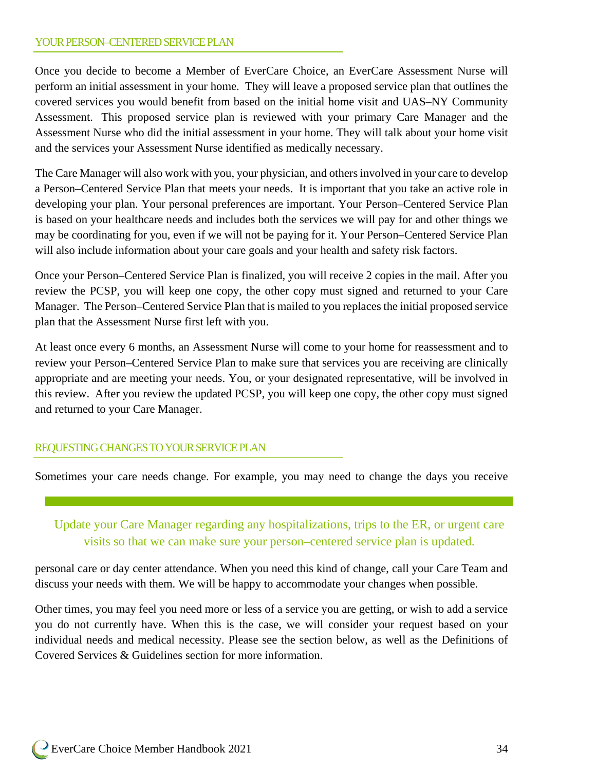## YOUR PERSON–CENTERED SERVICE PLAN

Once you decide to become a Member of EverCare Choice, an EverCare Assessment Nurse will perform an initial assessment in your home. They will leave a proposed service plan that outlines the covered services you would benefit from based on the initial home visit and UAS–NY Community Assessment. This proposed service plan is reviewed with your primary Care Manager and the Assessment Nurse who did the initial assessment in your home. They will talk about your home visit and the services your Assessment Nurse identified as medically necessary.

The Care Manager will also work with you, your physician, and others involved in your care to develop a Person–Centered Service Plan that meets your needs. It is important that you take an active role in developing your plan. Your personal preferences are important. Your Person–Centered Service Plan is based on your healthcare needs and includes both the services we will pay for and other things we may be coordinating for you, even if we will not be paying for it. Your Person–Centered Service Plan will also include information about your care goals and your health and safety risk factors.

Once your Person–Centered Service Plan is finalized, you will receive 2 copies in the mail. After you review the PCSP, you will keep one copy, the other copy must signed and returned to your Care Manager. The Person–Centered Service Plan that is mailed to you replaces the initial proposed service plan that the Assessment Nurse first left with you.

At least once every 6 months, an Assessment Nurse will come to your home for reassessment and to review your Person–Centered Service Plan to make sure that services you are receiving are clinically appropriate and are meeting your needs. You, or your designated representative, will be involved in this review. After you review the updated PCSP, you will keep one copy, the other copy must signed and returned to your Care Manager.

## REQUESTING CHANGES TO YOUR SERVICE PLAN

Sometimes your care needs change. For example, you may need to change the days you receive personal care or day center attendance. When you need this kind of change, call your Care Team and discuss your needs with them. We will be happy to accommodate your changes when possible.

> Update your Care Manager regarding any hospitalizations, trips to the ER, or urgent care visits so that we can make sure your person–centered service plan is updated.

Other times, you may feel you need more or less of a service you are getting, or wish to add a service you do not currently have. When this is the case, we will consider your request based on your individual needs and medical necessity. Please see the section below, as well as the Definitions of Covered Services & Guidelines section for more information.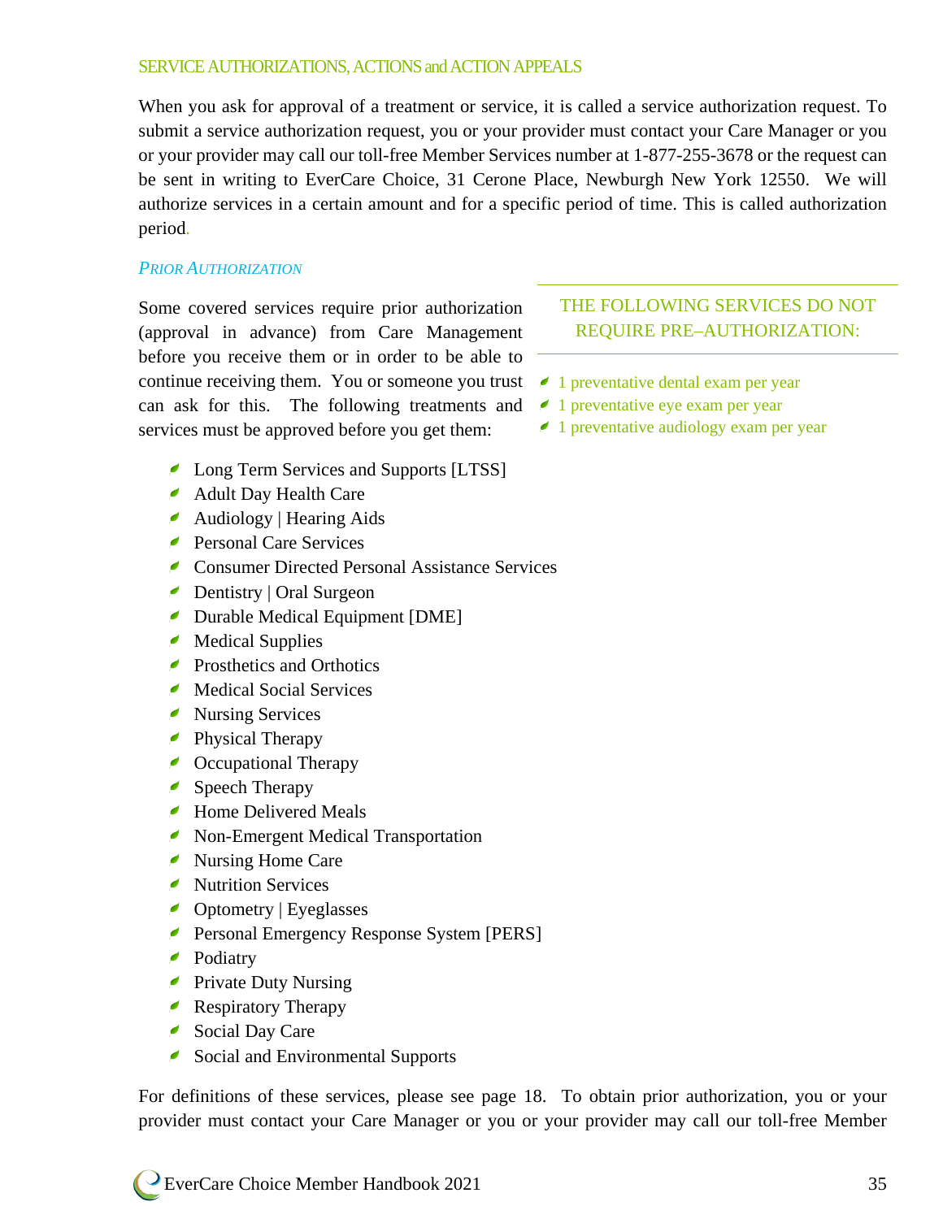## SERVICE AUTHORIZATIONS, ACTIONS and ACTION APPEALS

When you ask for approval of a treatment or service, it is called a service authorization request. To submit a service authorization request, you or your provider must contact your Care Manager or you or your provider may call our toll-free Member Services number at 1-877-255-3678 or the request can be sent in writing to EverCare Choice, 31 Cerone Place, Newburgh New York 12550. We will authorize services in a certain amount and for a specific period of time. This is called authorization period.

### *PRIOR AUTHORIZATION*

Some covered services require prior authorization (approval in advance) from Care Management before you receive them or in order to be able to continue receiving them. You or someone you trust can ask for this. The following treatments and services must be approved before you get them:

- Long Term Services and Supports [LTSS]
- Adult Day Health Care
- Audiology | Hearing Aids
- Personal Care Services
- Consumer Directed Personal Assistance Services
- Dentistry | Oral Surgeon
- Durable Medical Equipment [DME]
- Medical Supplies
- Prosthetics and Orthotics
- Medical Social Services
- Nursing Services
- Physical Therapy
- Occupational Therapy
- Speech Therapy
- Home Delivered Meals
- Non-Emergent Medical Transportation
- Nursing Home Care
- Nutrition Services
- Optometry | Eyeglasses
- Personal Emergency Response System [PERS]
- Podiatry
- Private Duty Nursing
- Respiratory Therapy
- Social Day Care
- Social and Environmental Supports

THE FOLLOWING SERVICES DO NOT REQUIRE PRE–AUTHORIZATION:

- 1 preventative dental exam per year
- 1 preventative eye exam per year
- 1 preventative audiology exam per year

For definitions of these services, please see page 18. To obtain prior authorization, you or your provider must contact your Care Manager or you or your provider may call our toll-free Member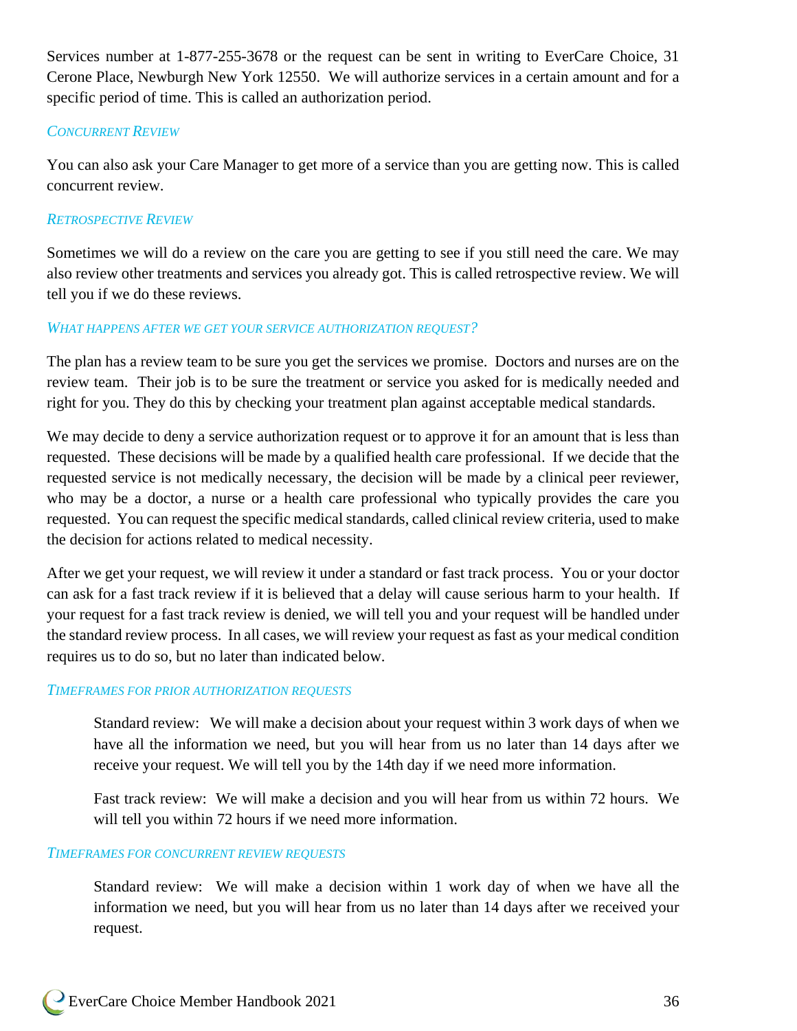Services number at 1-877-255-3678 or the request can be sent in writing to EverCare Choice, 31 Cerone Place, Newburgh New York 12550. We will authorize services in a certain amount and for a specific period of time. This is called an authorization period.

### *Concurrent Review*

You can also ask your Care Manager to get more of a service than you are getting now. This is called concurrent review.

### *Retrospective Review*

Sometimes we will do a review on the care you are getting to see if you still need the care. We may also review other treatments and services you already got. This is called retrospective review. We will tell you if we do these reviews.

### *What happens after we get your service authorization request?*

The plan has a review team to be sure you get the services we promise. Doctors and nurses are on the review team. Their job is to be sure the treatment or service you asked for is medically needed and right for you. They do this by checking your treatment plan against acceptable medical standards.

We may decide to deny a service authorization request or to approve it for an amount that is less than requested. These decisions will be made by a qualified health care professional. If we decide that the requested service is not medically necessary, the decision will be made by a clinical peer reviewer, who may be a doctor, a nurse or a health care professional who typically provides the care you requested. You can request the specific medical standards, called clinical review criteria, used to make the decision for actions related to medical necessity.

After we get your request, we will review it under a standard or fast track process. You or your doctor can ask for a fast track review if it is believed that a delay will cause serious harm to your health. If your request for a fast track review is denied, we will tell you and your request will be handled under the standard review process. In all cases, we will review your request as fast as your medical condition requires us to do so, but no later than indicated below.

### *Timeframes for prior authorization requests*

> Standard review: We will make a decision about your request within 3 work days of when we have all the information we need, but you will hear from us no later than 14 days after we receive your request. We will tell you by the 14th day if we need more information.
>
> Fast track review: We will make a decision and you will hear from us within 72 hours. We will tell you within 72 hours if we need more information.

### *Timeframes for concurrent review requests*

> Standard review: We will make a decision within 1 work day of when we have all the information we need, but you will hear from us no later than 14 days after we received your request.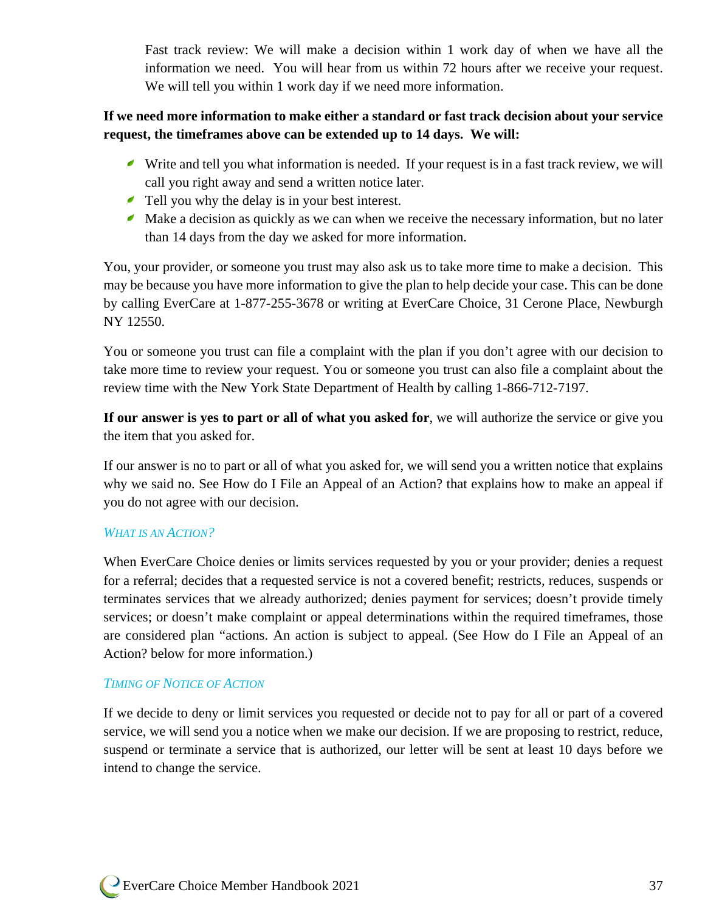Fast track review: We will make a decision within 1 work day of when we have all the information we need. You will hear from us within 72 hours after we receive your request. We will tell you within 1 work day if we need more information.

**If we need more information to make either a standard or fast track decision about your service request, the timeframes above can be extended up to 14 days. We will:**

- Write and tell you what information is needed. If your request is in a fast track review, we will call you right away and send a written notice later.
- Tell you why the delay is in your best interest.
- Make a decision as quickly as we can when we receive the necessary information, but no later than 14 days from the day we asked for more information.

You, your provider, or someone you trust may also ask us to take more time to make a decision. This may be because you have more information to give the plan to help decide your case. This can be done by calling EverCare at 1-877-255-3678 or writing at EverCare Choice, 31 Cerone Place, Newburgh NY 12550.

You or someone you trust can file a complaint with the plan if you don't agree with our decision to take more time to review your request. You or someone you trust can also file a complaint about the review time with the New York State Department of Health by calling 1-866-712-7197.

**If our answer is yes to part or all of what you asked for**, we will authorize the service or give you the item that you asked for.

If our answer is no to part or all of what you asked for, we will send you a written notice that explains why we said no. See How do I File an Appeal of an Action? that explains how to make an appeal if you do not agree with our decision.

### *What is an Action?*

When EverCare Choice denies or limits services requested by you or your provider; denies a request for a referral; decides that a requested service is not a covered benefit; restricts, reduces, suspends or terminates services that we already authorized; denies payment for services; doesn't provide timely services; or doesn't make complaint or appeal determinations within the required timeframes, those are considered plan "actions. An action is subject to appeal. (See How do I File an Appeal of an Action? below for more information.)

### *Timing of Notice of Action*

If we decide to deny or limit services you requested or decide not to pay for all or part of a covered service, we will send you a notice when we make our decision. If we are proposing to restrict, reduce, suspend or terminate a service that is authorized, our letter will be sent at least 10 days before we intend to change the service.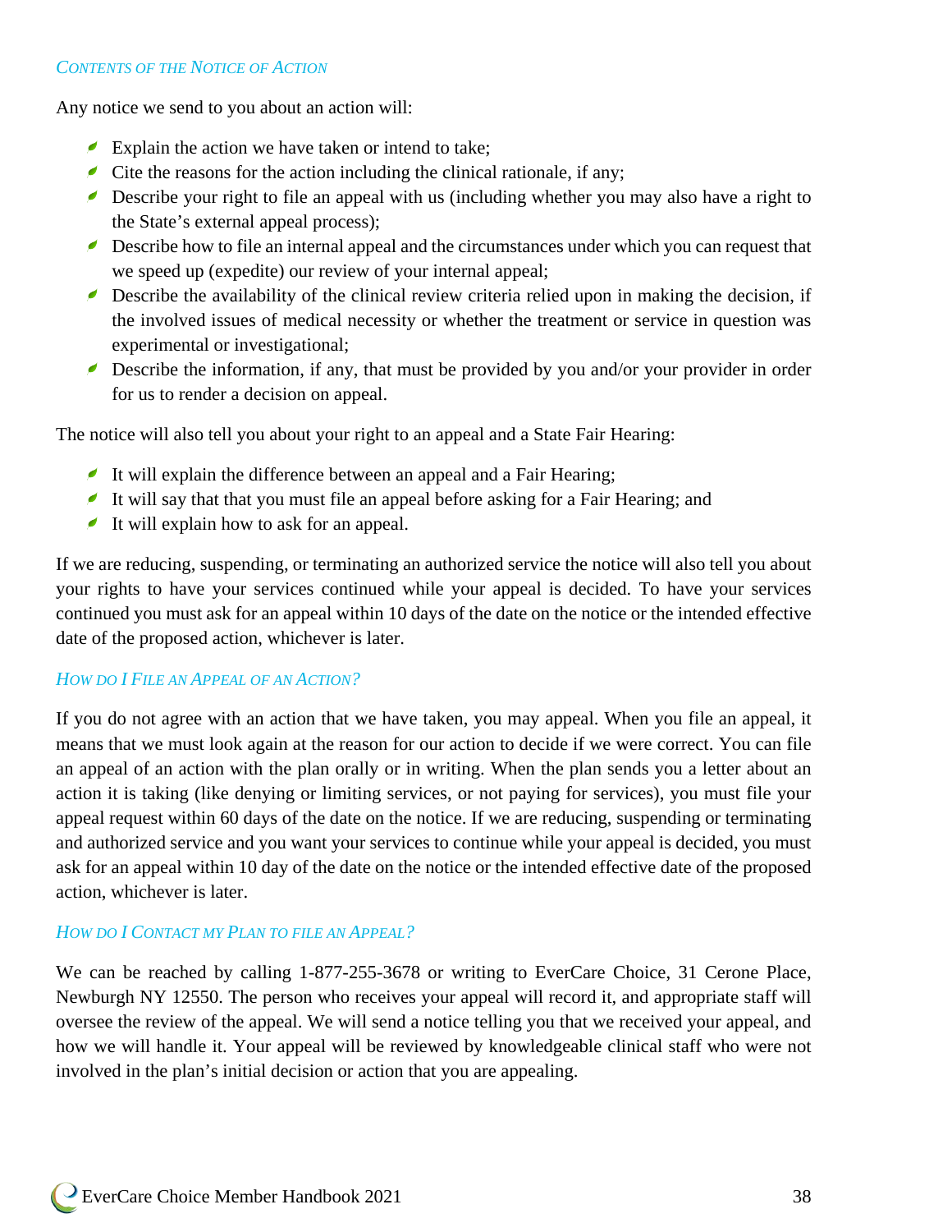### *Contents of the Notice of Action*

Any notice we send to you about an action will:

- Explain the action we have taken or intend to take;
- Cite the reasons for the action including the clinical rationale, if any;
- Describe your right to file an appeal with us (including whether you may also have a right to the State's external appeal process);
- Describe how to file an internal appeal and the circumstances under which you can request that we speed up (expedite) our review of your internal appeal;
- Describe the availability of the clinical review criteria relied upon in making the decision, if the involved issues of medical necessity or whether the treatment or service in question was experimental or investigational;
- Describe the information, if any, that must be provided by you and/or your provider in order for us to render a decision on appeal.

The notice will also tell you about your right to an appeal and a State Fair Hearing:

- It will explain the difference between an appeal and a Fair Hearing;
- It will say that that you must file an appeal before asking for a Fair Hearing; and
- It will explain how to ask for an appeal.

If we are reducing, suspending, or terminating an authorized service the notice will also tell you about your rights to have your services continued while your appeal is decided. To have your services continued you must ask for an appeal within 10 days of the date on the notice or the intended effective date of the proposed action, whichever is later.

### *How do I File an Appeal of an Action?*

If you do not agree with an action that we have taken, you may appeal. When you file an appeal, it means that we must look again at the reason for our action to decide if we were correct. You can file an appeal of an action with the plan orally or in writing. When the plan sends you a letter about an action it is taking (like denying or limiting services, or not paying for services), you must file your appeal request within 60 days of the date on the notice. If we are reducing, suspending or terminating and authorized service and you want your services to continue while your appeal is decided, you must ask for an appeal within 10 day of the date on the notice or the intended effective date of the proposed action, whichever is later.

### *How do I Contact my Plan to file an Appeal?*

We can be reached by calling 1-877-255-3678 or writing to EverCare Choice, 31 Cerone Place, Newburgh NY 12550. The person who receives your appeal will record it, and appropriate staff will oversee the review of the appeal. We will send a notice telling you that we received your appeal, and how we will handle it. Your appeal will be reviewed by knowledgeable clinical staff who were not involved in the plan's initial decision or action that you are appealing.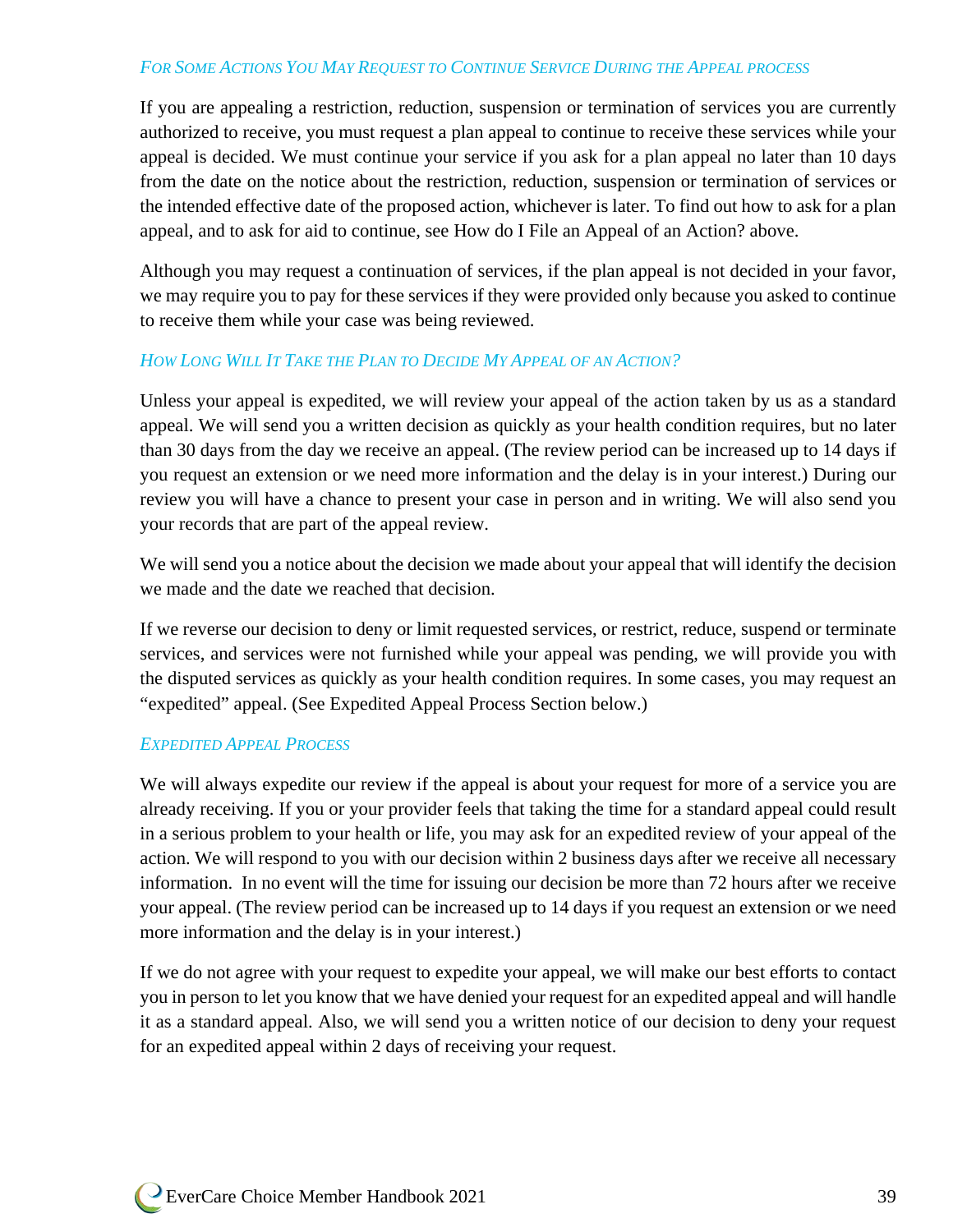### *For Some Actions You May Request to Continue Service During the Appeal process*

If you are appealing a restriction, reduction, suspension or termination of services you are currently authorized to receive, you must request a plan appeal to continue to receive these services while your appeal is decided. We must continue your service if you ask for a plan appeal no later than 10 days from the date on the notice about the restriction, reduction, suspension or termination of services or the intended effective date of the proposed action, whichever is later. To find out how to ask for a plan appeal, and to ask for aid to continue, see How do I File an Appeal of an Action? above.

Although you may request a continuation of services, if the plan appeal is not decided in your favor, we may require you to pay for these services if they were provided only because you asked to continue to receive them while your case was being reviewed.

### *How Long Will It Take the Plan to Decide My Appeal of an Action?*

Unless your appeal is expedited, we will review your appeal of the action taken by us as a standard appeal. We will send you a written decision as quickly as your health condition requires, but no later than 30 days from the day we receive an appeal. (The review period can be increased up to 14 days if you request an extension or we need more information and the delay is in your interest.) During our review you will have a chance to present your case in person and in writing. We will also send you your records that are part of the appeal review.

We will send you a notice about the decision we made about your appeal that will identify the decision we made and the date we reached that decision.

If we reverse our decision to deny or limit requested services, or restrict, reduce, suspend or terminate services, and services were not furnished while your appeal was pending, we will provide you with the disputed services as quickly as your health condition requires. In some cases, you may request an "expedited" appeal. (See Expedited Appeal Process Section below.)

### *Expedited Appeal Process*

We will always expedite our review if the appeal is about your request for more of a service you are already receiving. If you or your provider feels that taking the time for a standard appeal could result in a serious problem to your health or life, you may ask for an expedited review of your appeal of the action. We will respond to you with our decision within 2 business days after we receive all necessary information. In no event will the time for issuing our decision be more than 72 hours after we receive your appeal. (The review period can be increased up to 14 days if you request an extension or we need more information and the delay is in your interest.)

If we do not agree with your request to expedite your appeal, we will make our best efforts to contact you in person to let you know that we have denied your request for an expedited appeal and will handle it as a standard appeal. Also, we will send you a written notice of our decision to deny your request for an expedited appeal within 2 days of receiving your request.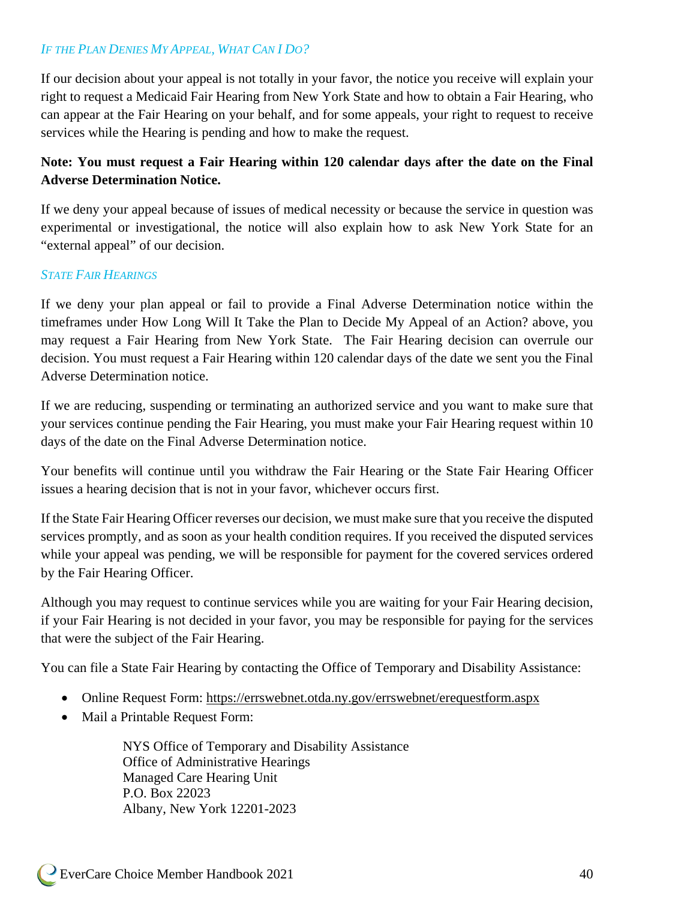### *If the Plan Denies My Appeal, What Can I Do?*

If our decision about your appeal is not totally in your favor, the notice you receive will explain your right to request a Medicaid Fair Hearing from New York State and how to obtain a Fair Hearing, who can appear at the Fair Hearing on your behalf, and for some appeals, your right to request to receive services while the Hearing is pending and how to make the request.

**Note: You must request a Fair Hearing within 120 calendar days after the date on the Final Adverse Determination Notice.**

If we deny your appeal because of issues of medical necessity or because the service in question was experimental or investigational, the notice will also explain how to ask New York State for an "external appeal" of our decision.

### *State Fair Hearings*

If we deny your plan appeal or fail to provide a Final Adverse Determination notice within the timeframes under How Long Will It Take the Plan to Decide My Appeal of an Action? above, you may request a Fair Hearing from New York State. The Fair Hearing decision can overrule our decision. You must request a Fair Hearing within 120 calendar days of the date we sent you the Final Adverse Determination notice.

If we are reducing, suspending or terminating an authorized service and you want to make sure that your services continue pending the Fair Hearing, you must make your Fair Hearing request within 10 days of the date on the Final Adverse Determination notice.

Your benefits will continue until you withdraw the Fair Hearing or the State Fair Hearing Officer issues a hearing decision that is not in your favor, whichever occurs first.

If the State Fair Hearing Officer reverses our decision, we must make sure that you receive the disputed services promptly, and as soon as your health condition requires. If you received the disputed services while your appeal was pending, we will be responsible for payment for the covered services ordered by the Fair Hearing Officer.

Although you may request to continue services while you are waiting for your Fair Hearing decision, if your Fair Hearing is not decided in your favor, you may be responsible for paying for the services that were the subject of the Fair Hearing.

You can file a State Fair Hearing by contacting the Office of Temporary and Disability Assistance:

- Online Request Form: https://errswebnet.otda.ny.gov/errswebnet/erequestform.aspx
- Mail a Printable Request Form:

  NYS Office of Temporary and Disability Assistance
  Office of Administrative Hearings
  Managed Care Hearing Unit
  P.O. Box 22023
  Albany, New York 12201-2023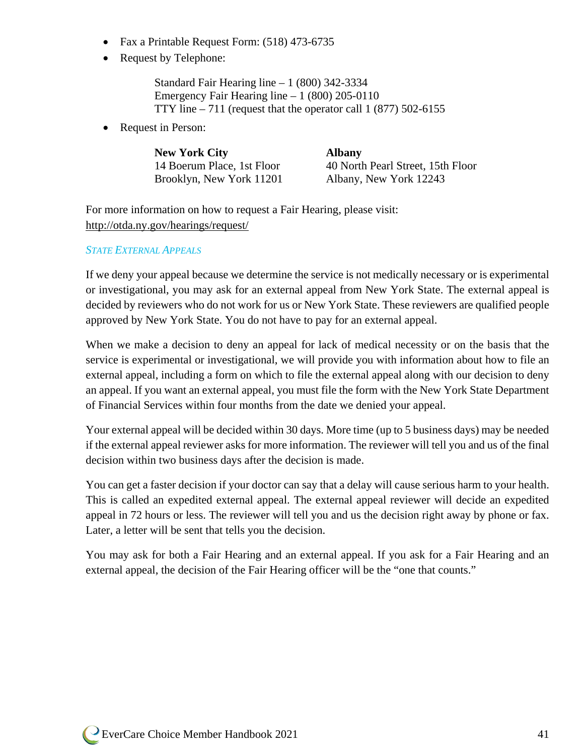- Fax a Printable Request Form: (518) 473-6735
- Request by Telephone:

  Standard Fair Hearing line – 1 (800) 342-3334
  Emergency Fair Hearing line – 1 (800) 205-0110
  TTY line – 711 (request that the operator call 1 (877) 502-6155

- Request in Person:

  **New York City**
  14 Boerum Place, 1st Floor
  Brooklyn, New York 11201

  **Albany**
  40 North Pearl Street, 15th Floor
  Albany, New York 12243

For more information on how to request a Fair Hearing, please visit:
http://otda.ny.gov/hearings/request/

### *State External Appeals*

If we deny your appeal because we determine the service is not medically necessary or is experimental or investigational, you may ask for an external appeal from New York State. The external appeal is decided by reviewers who do not work for us or New York State. These reviewers are qualified people approved by New York State. You do not have to pay for an external appeal.

When we make a decision to deny an appeal for lack of medical necessity or on the basis that the service is experimental or investigational, we will provide you with information about how to file an external appeal, including a form on which to file the external appeal along with our decision to deny an appeal. If you want an external appeal, you must file the form with the New York State Department of Financial Services within four months from the date we denied your appeal.

Your external appeal will be decided within 30 days. More time (up to 5 business days) may be needed if the external appeal reviewer asks for more information. The reviewer will tell you and us of the final decision within two business days after the decision is made.

You can get a faster decision if your doctor can say that a delay will cause serious harm to your health. This is called an expedited external appeal. The external appeal reviewer will decide an expedited appeal in 72 hours or less. The reviewer will tell you and us the decision right away by phone or fax. Later, a letter will be sent that tells you the decision.

You may ask for both a Fair Hearing and an external appeal. If you ask for a Fair Hearing and an external appeal, the decision of the Fair Hearing officer will be the "one that counts."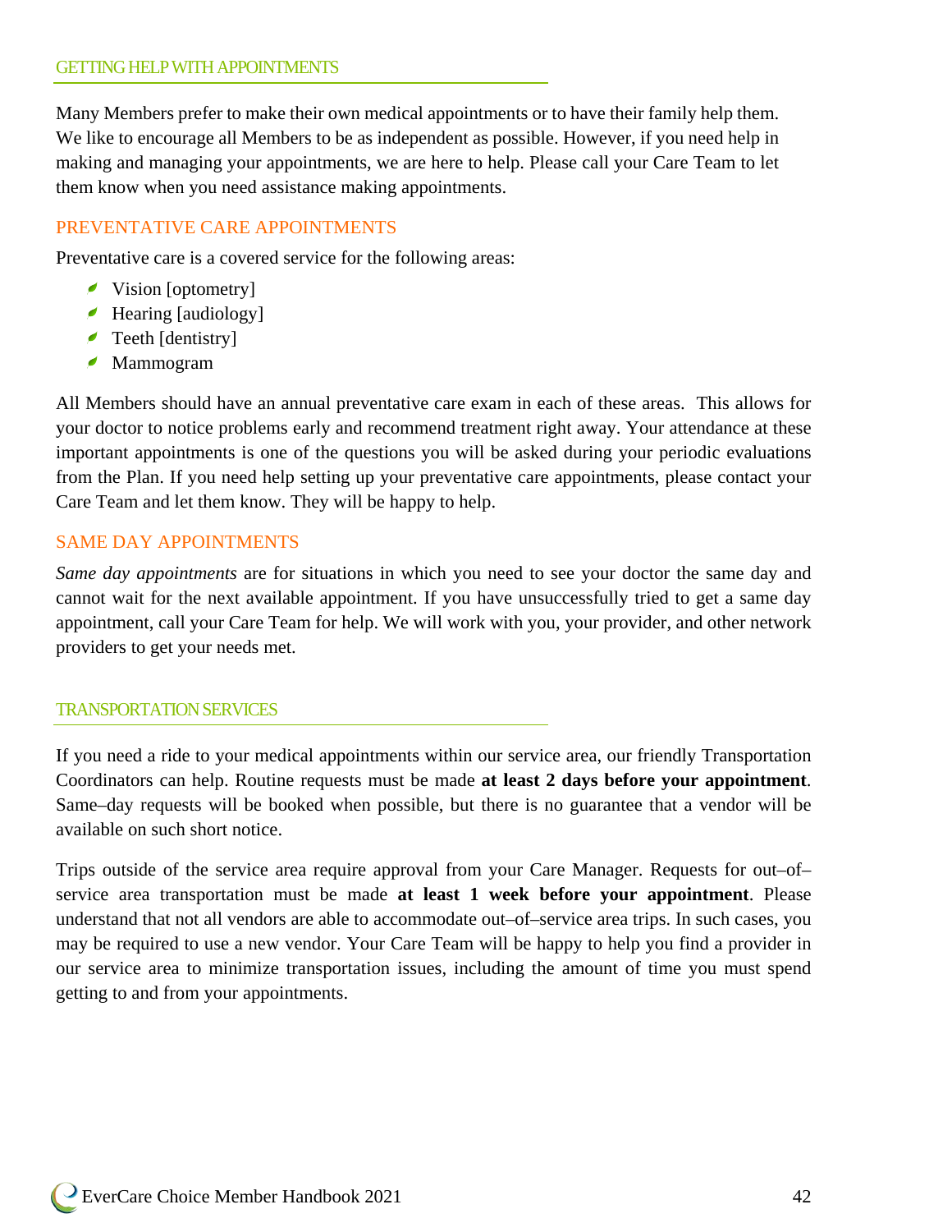## GETTING HELP WITH APPOINTMENTS

Many Members prefer to make their own medical appointments or to have their family help them. We like to encourage all Members to be as independent as possible. However, if you need help in making and managing your appointments, we are here to help. Please call your Care Team to let them know when you need assistance making appointments.

### PREVENTATIVE CARE APPOINTMENTS

Preventative care is a covered service for the following areas:

- Vision [optometry]
- Hearing [audiology]
- Teeth [dentistry]
- Mammogram

All Members should have an annual preventative care exam in each of these areas. This allows for your doctor to notice problems early and recommend treatment right away. Your attendance at these important appointments is one of the questions you will be asked during your periodic evaluations from the Plan. If you need help setting up your preventative care appointments, please contact your Care Team and let them know. They will be happy to help.

### SAME DAY APPOINTMENTS

*Same day appointments* are for situations in which you need to see your doctor the same day and cannot wait for the next available appointment. If you have unsuccessfully tried to get a same day appointment, call your Care Team for help. We will work with you, your provider, and other network providers to get your needs met.

## TRANSPORTATION SERVICES

If you need a ride to your medical appointments within our service area, our friendly Transportation Coordinators can help. Routine requests must be made **at least 2 days before your appointment**. Same–day requests will be booked when possible, but there is no guarantee that a vendor will be available on such short notice.

Trips outside of the service area require approval from your Care Manager. Requests for out–of–service area transportation must be made **at least 1 week before your appointment**. Please understand that not all vendors are able to accommodate out–of–service area trips. In such cases, you may be required to use a new vendor. Your Care Team will be happy to help you find a provider in our service area to minimize transportation issues, including the amount of time you must spend getting to and from your appointments.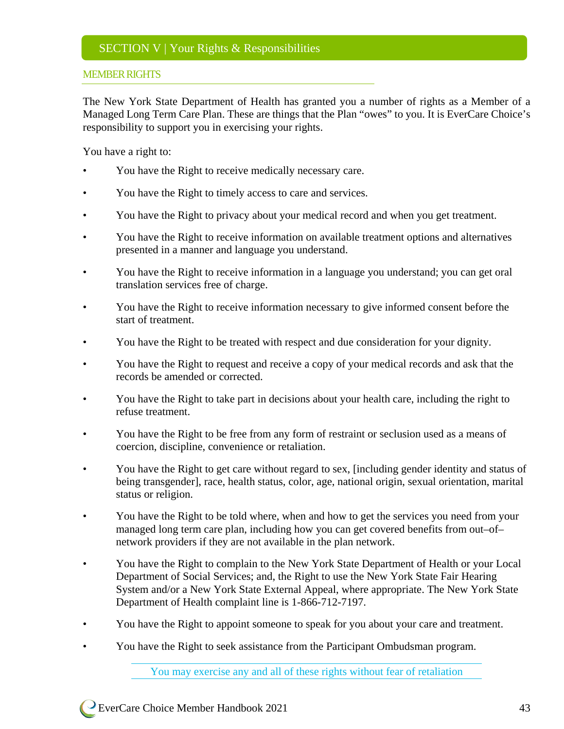# SECTION V | Your Rights & Responsibilities

## MEMBER RIGHTS

The New York State Department of Health has granted you a number of rights as a Member of a Managed Long Term Care Plan. These are things that the Plan "owes" to you. It is EverCare Choice's responsibility to support you in exercising your rights.

You have a right to:

- You have the Right to receive medically necessary care.
- You have the Right to timely access to care and services.
- You have the Right to privacy about your medical record and when you get treatment.
- You have the Right to receive information on available treatment options and alternatives presented in a manner and language you understand.
- You have the Right to receive information in a language you understand; you can get oral translation services free of charge.
- You have the Right to receive information necessary to give informed consent before the start of treatment.
- You have the Right to be treated with respect and due consideration for your dignity.
- You have the Right to request and receive a copy of your medical records and ask that the records be amended or corrected.
- You have the Right to take part in decisions about your health care, including the right to refuse treatment.
- You have the Right to be free from any form of restraint or seclusion used as a means of coercion, discipline, convenience or retaliation.
- You have the Right to get care without regard to sex, [including gender identity and status of being transgender], race, health status, color, age, national origin, sexual orientation, marital status or religion.
- You have the Right to be told where, when and how to get the services you need from your managed long term care plan, including how you can get covered benefits from out–of–network providers if they are not available in the plan network.
- You have the Right to complain to the New York State Department of Health or your Local Department of Social Services; and, the Right to use the New York State Fair Hearing System and/or a New York State External Appeal, where appropriate. The New York State Department of Health complaint line is 1-866-712-7197.
- You have the Right to appoint someone to speak for you about your care and treatment.
- You have the Right to seek assistance from the Participant Ombudsman program.

You may exercise any and all of these rights without fear of retaliation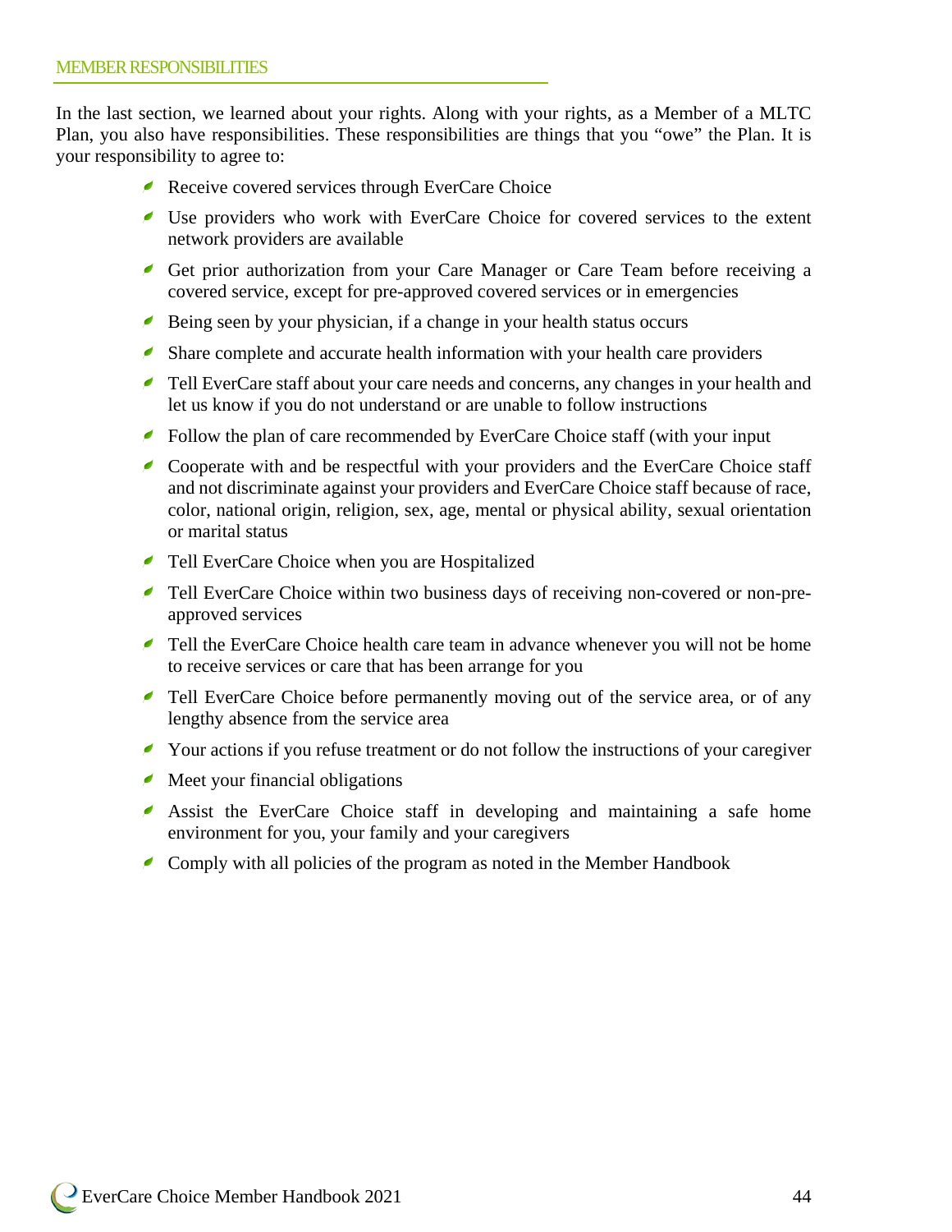## MEMBER RESPONSIBILITIES

In the last section, we learned about your rights. Along with your rights, as a Member of a MLTC Plan, you also have responsibilities. These responsibilities are things that you "owe" the Plan. It is your responsibility to agree to:

- Receive covered services through EverCare Choice
- Use providers who work with EverCare Choice for covered services to the extent network providers are available
- Get prior authorization from your Care Manager or Care Team before receiving a covered service, except for pre-approved covered services or in emergencies
- Being seen by your physician, if a change in your health status occurs
- Share complete and accurate health information with your health care providers
- Tell EverCare staff about your care needs and concerns, any changes in your health and let us know if you do not understand or are unable to follow instructions
- Follow the plan of care recommended by EverCare Choice staff (with your input
- Cooperate with and be respectful with your providers and the EverCare Choice staff and not discriminate against your providers and EverCare Choice staff because of race, color, national origin, religion, sex, age, mental or physical ability, sexual orientation or marital status
- Tell EverCare Choice when you are Hospitalized
- Tell EverCare Choice within two business days of receiving non-covered or non-pre-approved services
- Tell the EverCare Choice health care team in advance whenever you will not be home to receive services or care that has been arrange for you
- Tell EverCare Choice before permanently moving out of the service area, or of any lengthy absence from the service area
- Your actions if you refuse treatment or do not follow the instructions of your caregiver
- Meet your financial obligations
- Assist the EverCare Choice staff in developing and maintaining a safe home environment for you, your family and your caregivers
- Comply with all policies of the program as noted in the Member Handbook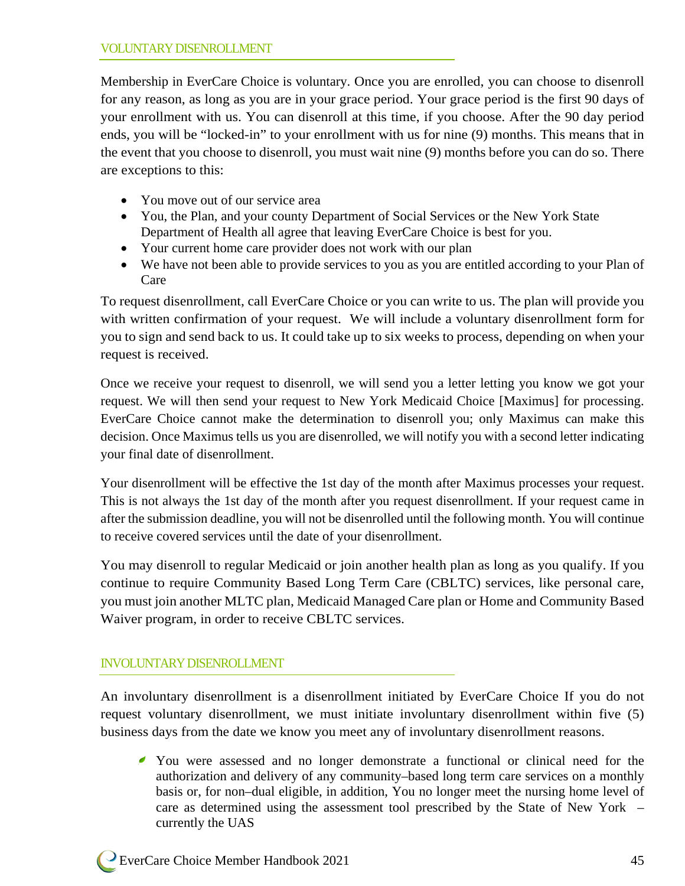## VOLUNTARY DISENROLLMENT

Membership in EverCare Choice is voluntary. Once you are enrolled, you can choose to disenroll for any reason, as long as you are in your grace period. Your grace period is the first 90 days of your enrollment with us. You can disenroll at this time, if you choose. After the 90 day period ends, you will be "locked-in" to your enrollment with us for nine (9) months. This means that in the event that you choose to disenroll, you must wait nine (9) months before you can do so. There are exceptions to this:

- You move out of our service area
- You, the Plan, and your county Department of Social Services or the New York State Department of Health all agree that leaving EverCare Choice is best for you.
- Your current home care provider does not work with our plan
- We have not been able to provide services to you as you are entitled according to your Plan of Care

To request disenrollment, call EverCare Choice or you can write to us. The plan will provide you with written confirmation of your request. We will include a voluntary disenrollment form for you to sign and send back to us. It could take up to six weeks to process, depending on when your request is received.

Once we receive your request to disenroll, we will send you a letter letting you know we got your request. We will then send your request to New York Medicaid Choice [Maximus] for processing. EverCare Choice cannot make the determination to disenroll you; only Maximus can make this decision. Once Maximus tells us you are disenrolled, we will notify you with a second letter indicating your final date of disenrollment.

Your disenrollment will be effective the 1st day of the month after Maximus processes your request. This is not always the 1st day of the month after you request disenrollment. If your request came in after the submission deadline, you will not be disenrolled until the following month. You will continue to receive covered services until the date of your disenrollment.

You may disenroll to regular Medicaid or join another health plan as long as you qualify. If you continue to require Community Based Long Term Care (CBLTC) services, like personal care, you must join another MLTC plan, Medicaid Managed Care plan or Home and Community Based Waiver program, in order to receive CBLTC services.

## INVOLUNTARY DISENROLLMENT

An involuntary disenrollment is a disenrollment initiated by EverCare Choice If you do not request voluntary disenrollment, we must initiate involuntary disenrollment within five (5) business days from the date we know you meet any of involuntary disenrollment reasons.

- You were assessed and no longer demonstrate a functional or clinical need for the authorization and delivery of any community–based long term care services on a monthly basis or, for non–dual eligible, in addition, You no longer meet the nursing home level of care as determined using the assessment tool prescribed by the State of New York – currently the UAS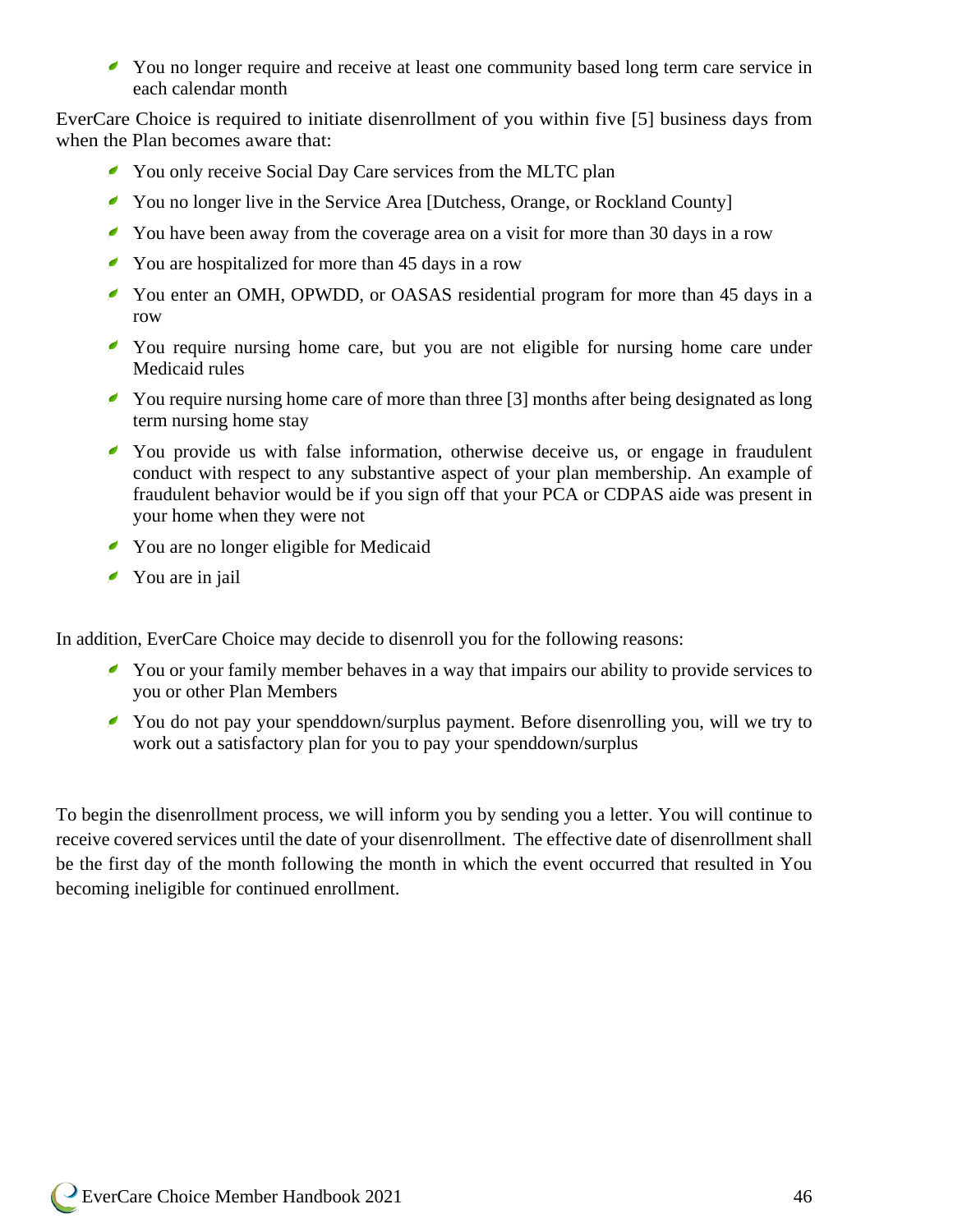- You no longer require and receive at least one community based long term care service in each calendar month

EverCare Choice is required to initiate disenrollment of you within five [5] business days from when the Plan becomes aware that:

- You only receive Social Day Care services from the MLTC plan
- You no longer live in the Service Area [Dutchess, Orange, or Rockland County]
- You have been away from the coverage area on a visit for more than 30 days in a row
- You are hospitalized for more than 45 days in a row
- You enter an OMH, OPWDD, or OASAS residential program for more than 45 days in a row
- You require nursing home care, but you are not eligible for nursing home care under Medicaid rules
- You require nursing home care of more than three [3] months after being designated as long term nursing home stay
- You provide us with false information, otherwise deceive us, or engage in fraudulent conduct with respect to any substantive aspect of your plan membership. An example of fraudulent behavior would be if you sign off that your PCA or CDPAS aide was present in your home when they were not
- You are no longer eligible for Medicaid
- You are in jail

In addition, EverCare Choice may decide to disenroll you for the following reasons:

- You or your family member behaves in a way that impairs our ability to provide services to you or other Plan Members
- You do not pay your spenddown/surplus payment. Before disenrolling you, will we try to work out a satisfactory plan for you to pay your spenddown/surplus

To begin the disenrollment process, we will inform you by sending you a letter. You will continue to receive covered services until the date of your disenrollment. The effective date of disenrollment shall be the first day of the month following the month in which the event occurred that resulted in You becoming ineligible for continued enrollment.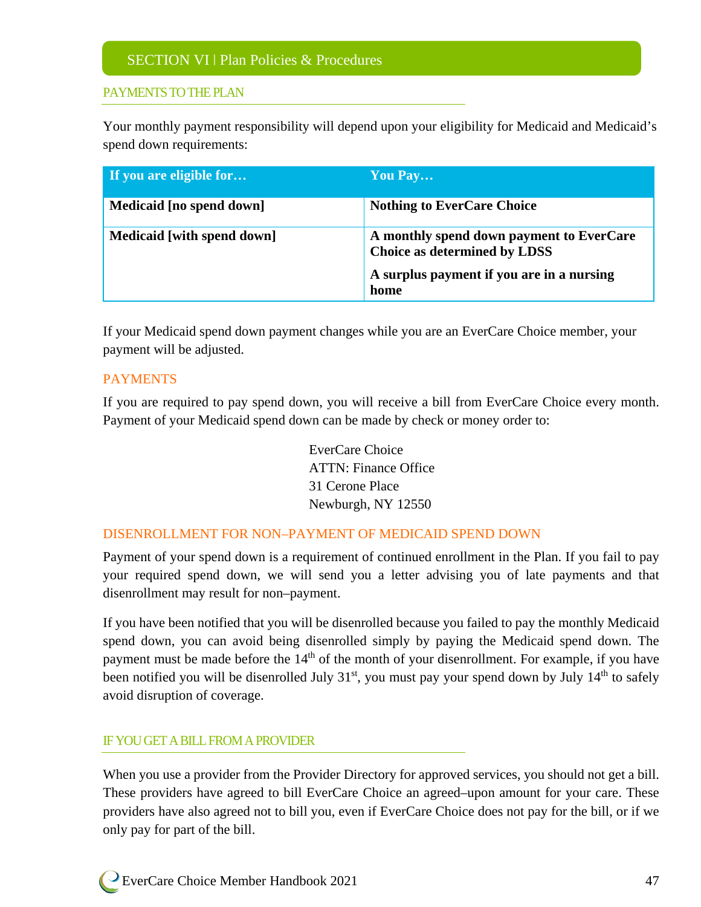## SECTION VI | Plan Policies & Procedures

### PAYMENTS TO THE PLAN

Your monthly payment responsibility will depend upon your eligibility for Medicaid and Medicaid's spend down requirements:

| If you are eligible for… | You Pay… |
|---|---|
| **Medicaid [no spend down]** | **Nothing to EverCare Choice** |
| **Medicaid [with spend down]** | **A monthly spend down payment to EverCare Choice as determined by LDSS**<br><br>**A surplus payment if you are in a nursing home** |

If your Medicaid spend down payment changes while you are an EverCare Choice member, your payment will be adjusted.

#### PAYMENTS

If you are required to pay spend down, you will receive a bill from EverCare Choice every month. Payment of your Medicaid spend down can be made by check or money order to:

EverCare Choice
ATTN: Finance Office
31 Cerone Place
Newburgh, NY 12550

#### DISENROLLMENT FOR NON–PAYMENT OF MEDICAID SPEND DOWN

Payment of your spend down is a requirement of continued enrollment in the Plan. If you fail to pay your required spend down, we will send you a letter advising you of late payments and that disenrollment may result for non–payment.

If you have been notified that you will be disenrolled because you failed to pay the monthly Medicaid spend down, you can avoid being disenrolled simply by paying the Medicaid spend down. The payment must be made before the 14th of the month of your disenrollment. For example, if you have been notified you will be disenrolled July 31st, you must pay your spend down by July 14th to safely avoid disruption of coverage.

### IF YOU GET A BILL FROM A PROVIDER

When you use a provider from the Provider Directory for approved services, you should not get a bill. These providers have agreed to bill EverCare Choice an agreed–upon amount for your care. These providers have also agreed not to bill you, even if EverCare Choice does not pay for the bill, or if we only pay for part of the bill.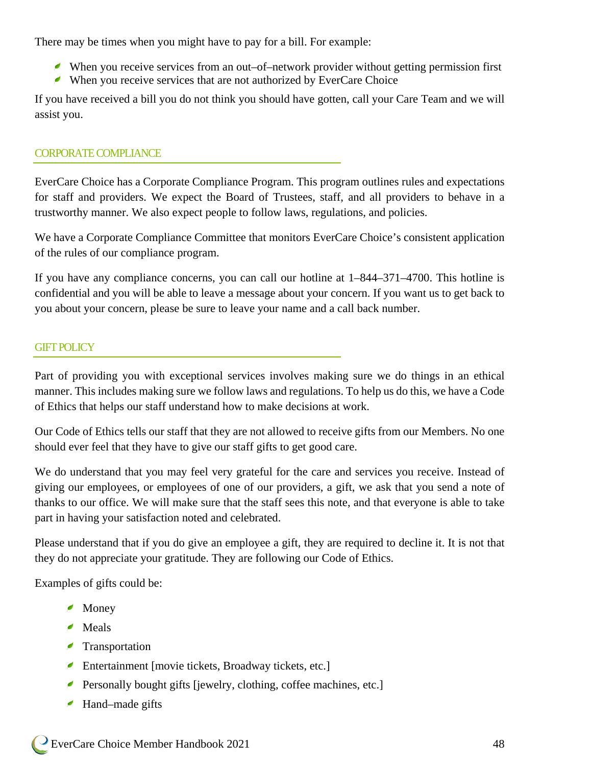There may be times when you might have to pay for a bill. For example:

- When you receive services from an out–of–network provider without getting permission first
- When you receive services that are not authorized by EverCare Choice

If you have received a bill you do not think you should have gotten, call your Care Team and we will assist you.

## CORPORATE COMPLIANCE

EverCare Choice has a Corporate Compliance Program. This program outlines rules and expectations for staff and providers. We expect the Board of Trustees, staff, and all providers to behave in a trustworthy manner. We also expect people to follow laws, regulations, and policies.

We have a Corporate Compliance Committee that monitors EverCare Choice's consistent application of the rules of our compliance program.

If you have any compliance concerns, you can call our hotline at 1–844–371–4700. This hotline is confidential and you will be able to leave a message about your concern. If you want us to get back to you about your concern, please be sure to leave your name and a call back number.

## GIFT POLICY

Part of providing you with exceptional services involves making sure we do things in an ethical manner. This includes making sure we follow laws and regulations. To help us do this, we have a Code of Ethics that helps our staff understand how to make decisions at work.

Our Code of Ethics tells our staff that they are not allowed to receive gifts from our Members. No one should ever feel that they have to give our staff gifts to get good care.

We do understand that you may feel very grateful for the care and services you receive. Instead of giving our employees, or employees of one of our providers, a gift, we ask that you send a note of thanks to our office. We will make sure that the staff sees this note, and that everyone is able to take part in having your satisfaction noted and celebrated.

Please understand that if you do give an employee a gift, they are required to decline it. It is not that they do not appreciate your gratitude. They are following our Code of Ethics.

Examples of gifts could be:

- Money
- Meals
- Transportation
- Entertainment [movie tickets, Broadway tickets, etc.]
- Personally bought gifts [jewelry, clothing, coffee machines, etc.]
- Hand–made gifts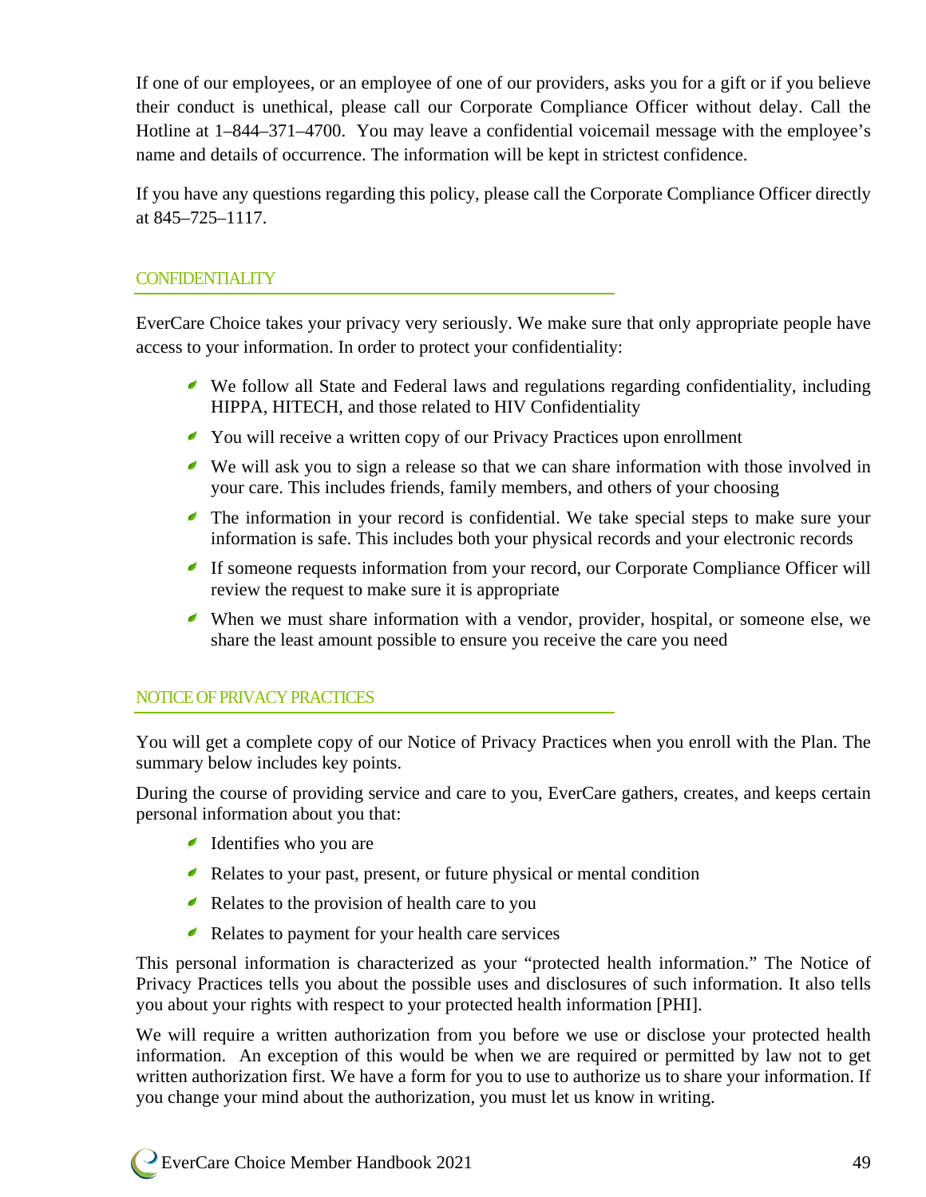If one of our employees, or an employee of one of our providers, asks you for a gift or if you believe their conduct is unethical, please call our Corporate Compliance Officer without delay. Call the Hotline at 1–844–371–4700. You may leave a confidential voicemail message with the employee's name and details of occurrence. The information will be kept in strictest confidence.

If you have any questions regarding this policy, please call the Corporate Compliance Officer directly at 845–725–1117.

## CONFIDENTIALITY

EverCare Choice takes your privacy very seriously. We make sure that only appropriate people have access to your information. In order to protect your confidentiality:

- We follow all State and Federal laws and regulations regarding confidentiality, including HIPPA, HITECH, and those related to HIV Confidentiality
- You will receive a written copy of our Privacy Practices upon enrollment
- We will ask you to sign a release so that we can share information with those involved in your care. This includes friends, family members, and others of your choosing
- The information in your record is confidential. We take special steps to make sure your information is safe. This includes both your physical records and your electronic records
- If someone requests information from your record, our Corporate Compliance Officer will review the request to make sure it is appropriate
- When we must share information with a vendor, provider, hospital, or someone else, we share the least amount possible to ensure you receive the care you need

## NOTICE OF PRIVACY PRACTICES

You will get a complete copy of our Notice of Privacy Practices when you enroll with the Plan. The summary below includes key points.

During the course of providing service and care to you, EverCare gathers, creates, and keeps certain personal information about you that:

- Identifies who you are
- Relates to your past, present, or future physical or mental condition
- Relates to the provision of health care to you
- Relates to payment for your health care services

This personal information is characterized as your "protected health information." The Notice of Privacy Practices tells you about the possible uses and disclosures of such information. It also tells you about your rights with respect to your protected health information [PHI].

We will require a written authorization from you before we use or disclose your protected health information. An exception of this would be when we are required or permitted by law not to get written authorization first. We have a form for you to use to authorize us to share your information. If you change your mind about the authorization, you must let us know in writing.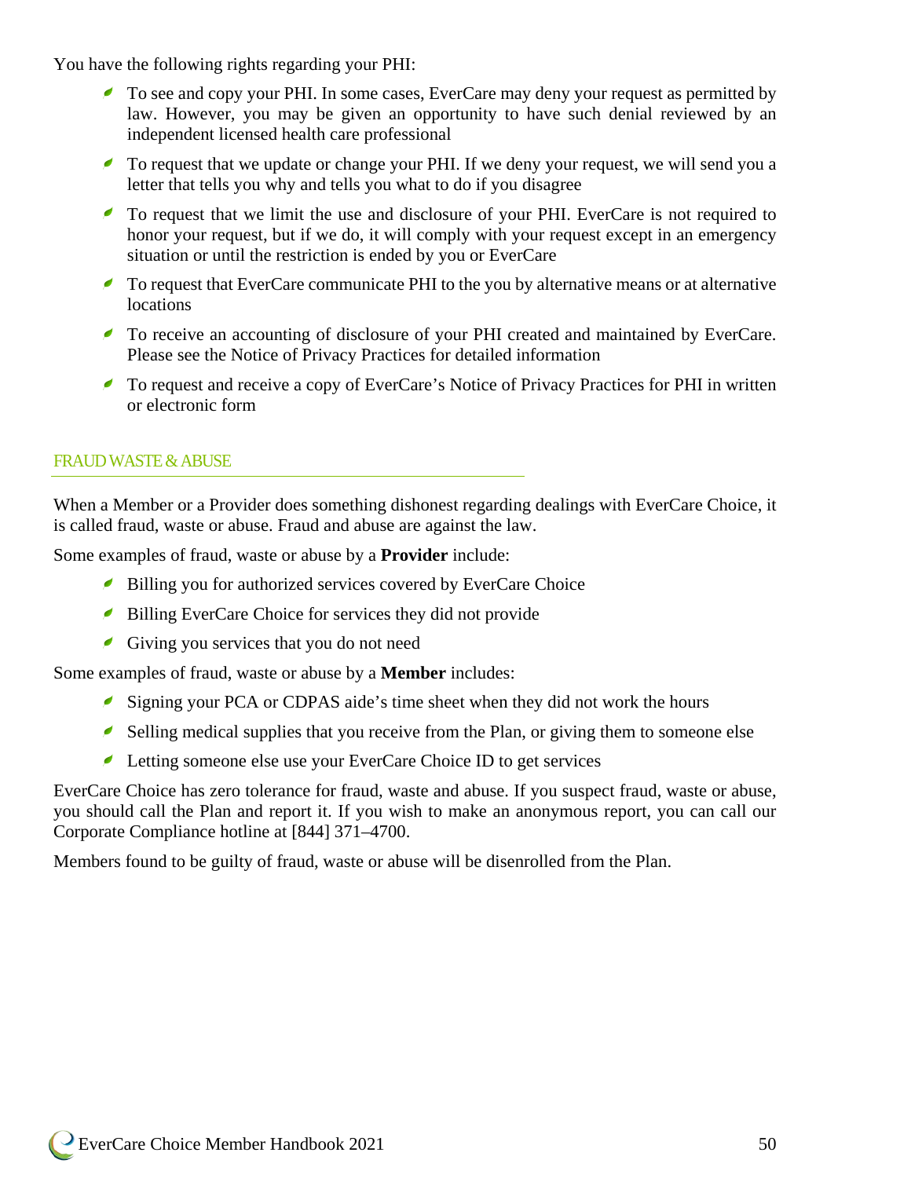You have the following rights regarding your PHI:

- To see and copy your PHI. In some cases, EverCare may deny your request as permitted by law. However, you may be given an opportunity to have such denial reviewed by an independent licensed health care professional
- To request that we update or change your PHI. If we deny your request, we will send you a letter that tells you why and tells you what to do if you disagree
- To request that we limit the use and disclosure of your PHI. EverCare is not required to honor your request, but if we do, it will comply with your request except in an emergency situation or until the restriction is ended by you or EverCare
- To request that EverCare communicate PHI to the you by alternative means or at alternative locations
- To receive an accounting of disclosure of your PHI created and maintained by EverCare. Please see the Notice of Privacy Practices for detailed information
- To request and receive a copy of EverCare's Notice of Privacy Practices for PHI in written or electronic form

## FRAUD WASTE & ABUSE

When a Member or a Provider does something dishonest regarding dealings with EverCare Choice, it is called fraud, waste or abuse. Fraud and abuse are against the law.

Some examples of fraud, waste or abuse by a **Provider** include:

- Billing you for authorized services covered by EverCare Choice
- Billing EverCare Choice for services they did not provide
- Giving you services that you do not need

Some examples of fraud, waste or abuse by a **Member** includes:

- Signing your PCA or CDPAS aide's time sheet when they did not work the hours
- Selling medical supplies that you receive from the Plan, or giving them to someone else
- Letting someone else use your EverCare Choice ID to get services

EverCare Choice has zero tolerance for fraud, waste and abuse. If you suspect fraud, waste or abuse, you should call the Plan and report it. If you wish to make an anonymous report, you can call our Corporate Compliance hotline at [844] 371–4700.

Members found to be guilty of fraud, waste or abuse will be disenrolled from the Plan.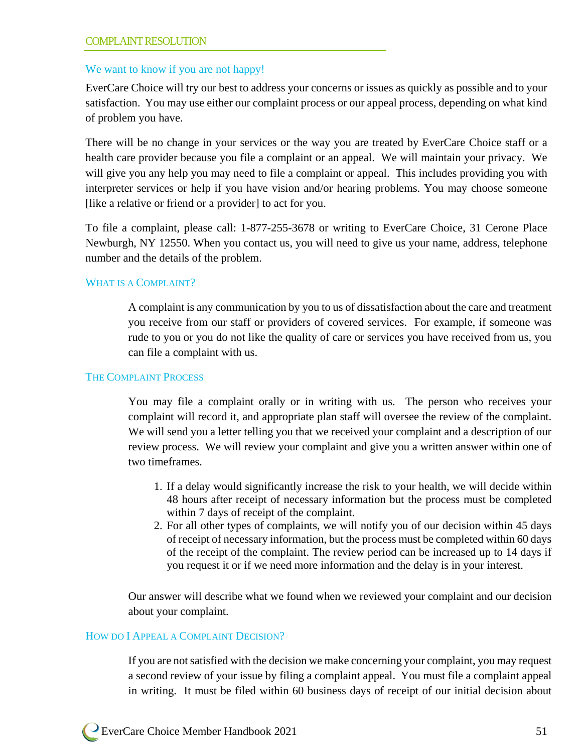## COMPLAINT RESOLUTION

### We want to know if you are not happy!

EverCare Choice will try our best to address your concerns or issues as quickly as possible and to your satisfaction. You may use either our complaint process or our appeal process, depending on what kind of problem you have.

There will be no change in your services or the way you are treated by EverCare Choice staff or a health care provider because you file a complaint or an appeal. We will maintain your privacy. We will give you any help you may need to file a complaint or appeal. This includes providing you with interpreter services or help if you have vision and/or hearing problems. You may choose someone [like a relative or friend or a provider] to act for you.

To file a complaint, please call: 1-877-255-3678 or writing to EverCare Choice, 31 Cerone Place Newburgh, NY 12550. When you contact us, you will need to give us your name, address, telephone number and the details of the problem.

#### What is a Complaint?

A complaint is any communication by you to us of dissatisfaction about the care and treatment you receive from our staff or providers of covered services. For example, if someone was rude to you or you do not like the quality of care or services you have received from us, you can file a complaint with us.

#### The Complaint Process

You may file a complaint orally or in writing with us. The person who receives your complaint will record it, and appropriate plan staff will oversee the review of the complaint. We will send you a letter telling you that we received your complaint and a description of our review process. We will review your complaint and give you a written answer within one of two timeframes.

1. If a delay would significantly increase the risk to your health, we will decide within 48 hours after receipt of necessary information but the process must be completed within 7 days of receipt of the complaint.
2. For all other types of complaints, we will notify you of our decision within 45 days of receipt of necessary information, but the process must be completed within 60 days of the receipt of the complaint. The review period can be increased up to 14 days if you request it or if we need more information and the delay is in your interest.

Our answer will describe what we found when we reviewed your complaint and our decision about your complaint.

#### How do I Appeal a Complaint Decision?

If you are not satisfied with the decision we make concerning your complaint, you may request a second review of your issue by filing a complaint appeal. You must file a complaint appeal in writing. It must be filed within 60 business days of receipt of our initial decision about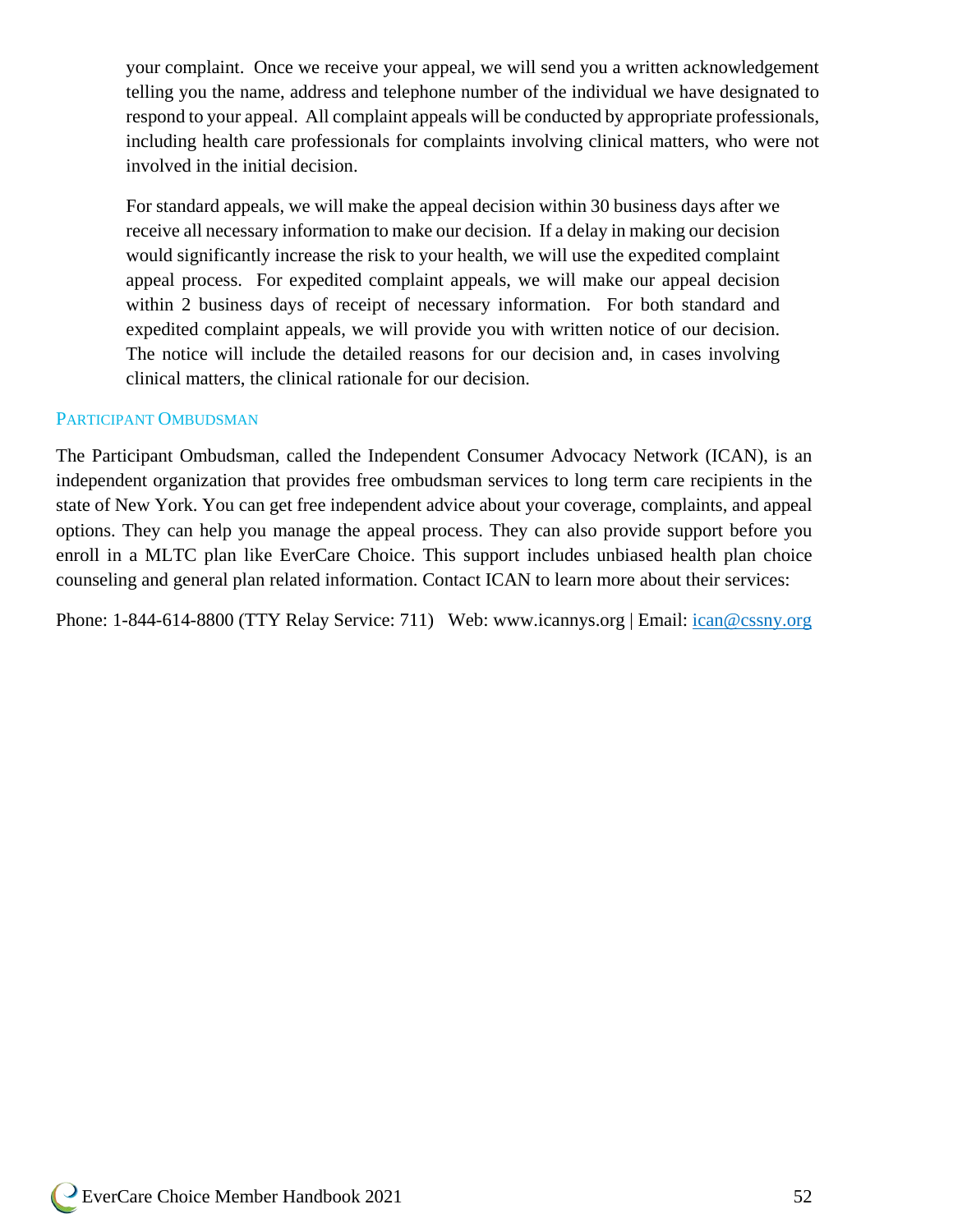your complaint. Once we receive your appeal, we will send you a written acknowledgement telling you the name, address and telephone number of the individual we have designated to respond to your appeal. All complaint appeals will be conducted by appropriate professionals, including health care professionals for complaints involving clinical matters, who were not involved in the initial decision.

For standard appeals, we will make the appeal decision within 30 business days after we receive all necessary information to make our decision. If a delay in making our decision would significantly increase the risk to your health, we will use the expedited complaint appeal process. For expedited complaint appeals, we will make our appeal decision within 2 business days of receipt of necessary information. For both standard and expedited complaint appeals, we will provide you with written notice of our decision. The notice will include the detailed reasons for our decision and, in cases involving clinical matters, the clinical rationale for our decision.

### Participant Ombudsman

The Participant Ombudsman, called the Independent Consumer Advocacy Network (ICAN), is an independent organization that provides free ombudsman services to long term care recipients in the state of New York. You can get free independent advice about your coverage, complaints, and appeal options. They can help you manage the appeal process. They can also provide support before you enroll in a MLTC plan like EverCare Choice. This support includes unbiased health plan choice counseling and general plan related information. Contact ICAN to learn more about their services:

Phone: 1-844-614-8800 (TTY Relay Service: 711) Web: www.icannys.org | Email: ican@cssny.org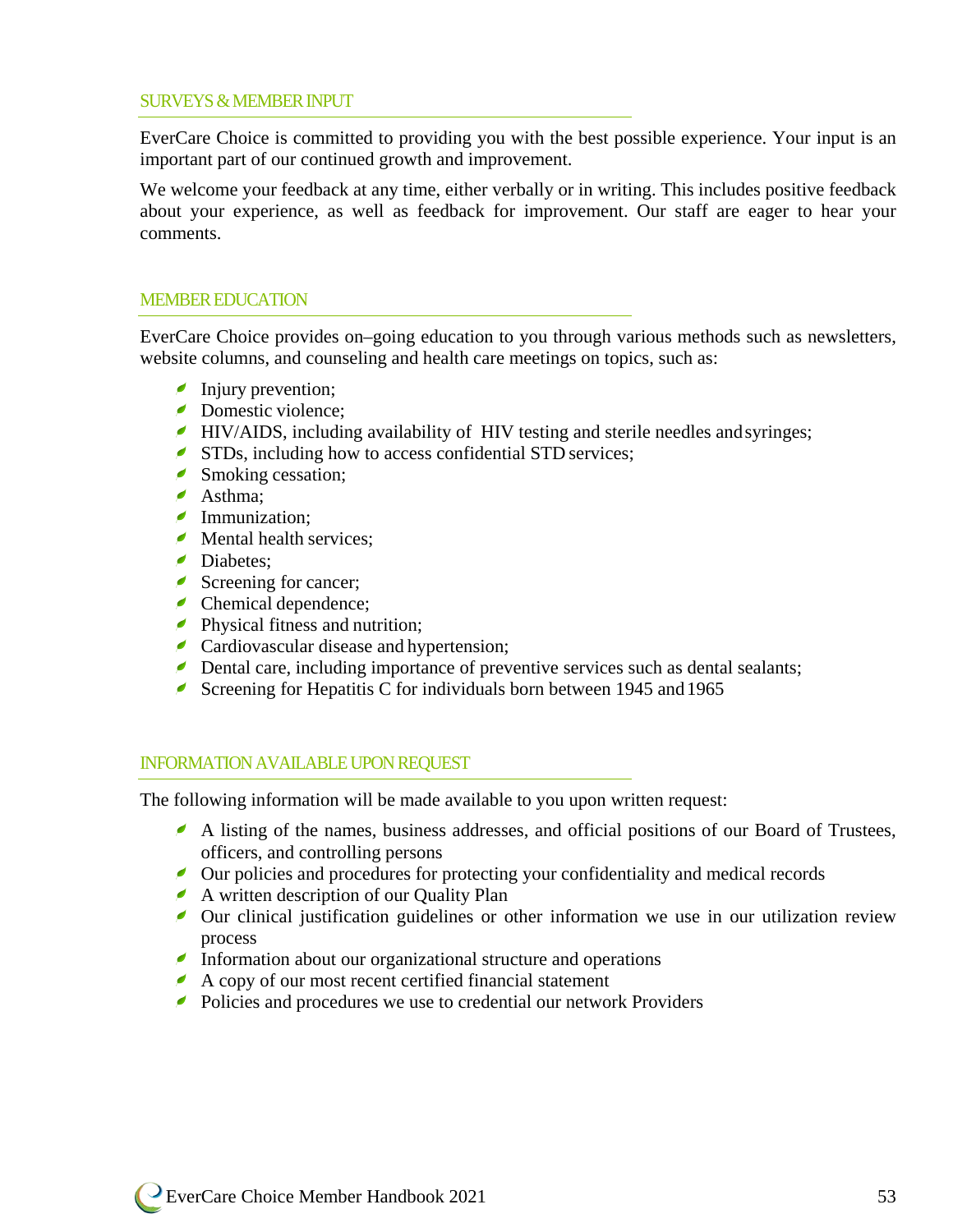## SURVEYS & MEMBER INPUT

EverCare Choice is committed to providing you with the best possible experience. Your input is an important part of our continued growth and improvement.

We welcome your feedback at any time, either verbally or in writing. This includes positive feedback about your experience, as well as feedback for improvement. Our staff are eager to hear your comments.

## MEMBER EDUCATION

EverCare Choice provides on–going education to you through various methods such as newsletters, website columns, and counseling and health care meetings on topics, such as:

- Injury prevention;
- Domestic violence;
- HIV/AIDS, including availability of HIV testing and sterile needles and syringes;
- STDs, including how to access confidential STD services;
- Smoking cessation;
- Asthma;
- Immunization;
- Mental health services;
- Diabetes;
- Screening for cancer;
- Chemical dependence;
- Physical fitness and nutrition;
- Cardiovascular disease and hypertension;
- Dental care, including importance of preventive services such as dental sealants;
- Screening for Hepatitis C for individuals born between 1945 and 1965

## INFORMATION AVAILABLE UPON REQUEST

The following information will be made available to you upon written request:

- A listing of the names, business addresses, and official positions of our Board of Trustees, officers, and controlling persons
- Our policies and procedures for protecting your confidentiality and medical records
- A written description of our Quality Plan
- Our clinical justification guidelines or other information we use in our utilization review process
- Information about our organizational structure and operations
- A copy of our most recent certified financial statement
- Policies and procedures we use to credential our network Providers